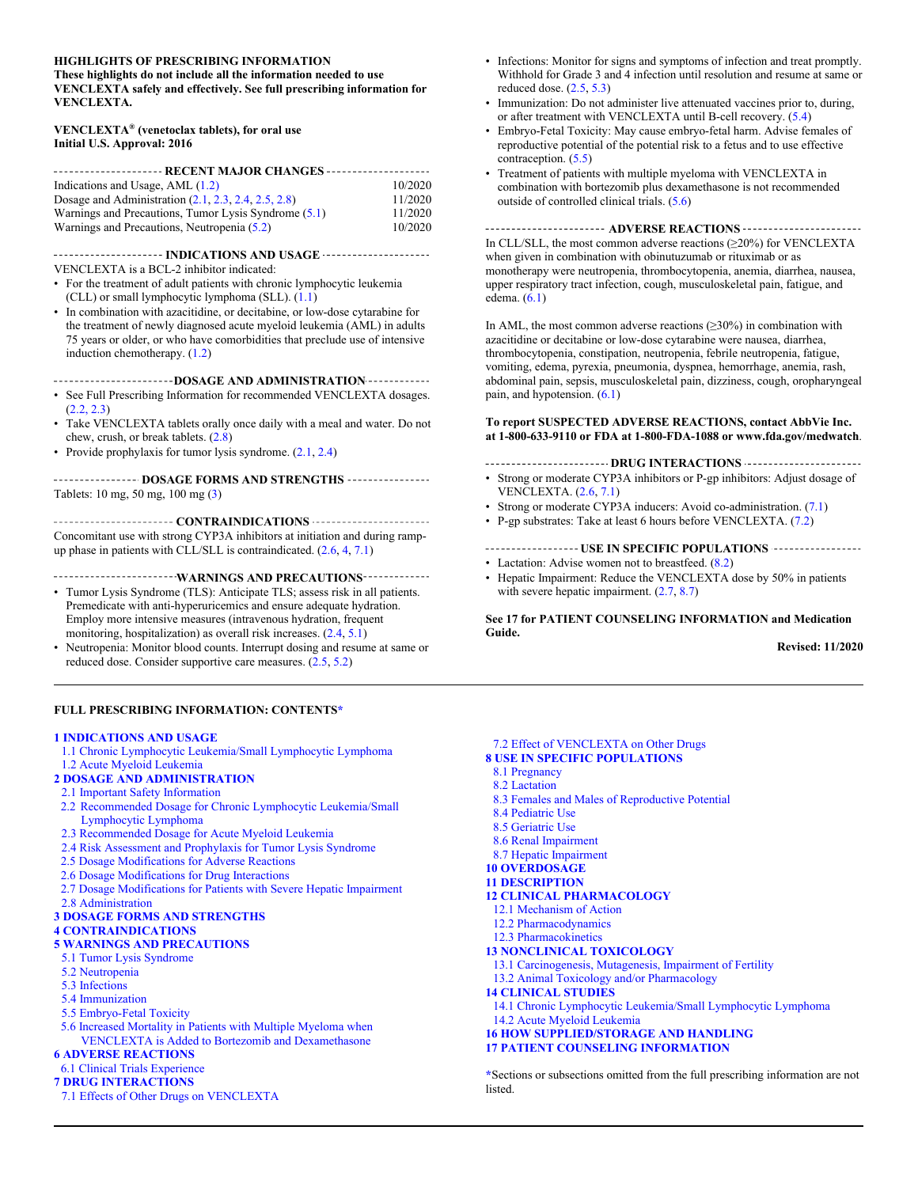**HIGHLIGHTS OF PRESCRIBING INFORMATION**
**These highlights do not include all the information needed to use VENCLEXTA safely and effectively. See full prescribing information for VENCLEXTA.**

**VENCLEXTA® (venetoclax tablets), for oral use**
**Initial U.S. Approval: 2016**

**RECENT MAJOR CHANGES**

| | |
|---|---|
| Indications and Usage, AML (1.2) | 10/2020 |
| Dosage and Administration (2.1, 2.3, 2.4, 2.5, 2.8) | 11/2020 |
| Warnings and Precautions, Tumor Lysis Syndrome (5.1) | 11/2020 |
| Warnings and Precautions, Neutropenia (5.2) | 10/2020 |

**INDICATIONS AND USAGE**

VENCLEXTA is a BCL-2 inhibitor indicated:

- For the treatment of adult patients with chronic lymphocytic leukemia (CLL) or small lymphocytic lymphoma (SLL). (1.1)
- In combination with azacitidine, or decitabine, or low-dose cytarabine for the treatment of newly diagnosed acute myeloid leukemia (AML) in adults 75 years or older, or who have comorbidities that preclude use of intensive induction chemotherapy. (1.2)

**DOSAGE AND ADMINISTRATION**

- See Full Prescribing Information for recommended VENCLEXTA dosages. (2.2, 2.3)
- Take VENCLEXTA tablets orally once daily with a meal and water. Do not chew, crush, or break tablets. (2.8)
- Provide prophylaxis for tumor lysis syndrome. (2.1, 2.4)

**DOSAGE FORMS AND STRENGTHS**

Tablets: 10 mg, 50 mg, 100 mg (3)

**CONTRAINDICATIONS**

Concomitant use with strong CYP3A inhibitors at initiation and during ramp-up phase in patients with CLL/SLL is contraindicated. (2.6, 4, 7.1)

**WARNINGS AND PRECAUTIONS**

- Tumor Lysis Syndrome (TLS): Anticipate TLS; assess risk in all patients. Premedicate with anti-hyperuricemics and ensure adequate hydration. Employ more intensive measures (intravenous hydration, frequent monitoring, hospitalization) as overall risk increases. (2.4, 5.1)
- Neutropenia: Monitor blood counts. Interrupt dosing and resume at same or reduced dose. Consider supportive care measures. (2.5, 5.2)
- Infections: Monitor for signs and symptoms of infection and treat promptly. Withhold for Grade 3 and 4 infection until resolution and resume at same or reduced dose. (2.5, 5.3)
- Immunization: Do not administer live attenuated vaccines prior to, during, or after treatment with VENCLEXTA until B-cell recovery. (5.4)
- Embryo-Fetal Toxicity: May cause embryo-fetal harm. Advise females of reproductive potential of the potential risk to a fetus and to use effective contraception. (5.5)
- Treatment of patients with multiple myeloma with VENCLEXTA in combination with bortezomib plus dexamethasone is not recommended outside of controlled clinical trials. (5.6)

**ADVERSE REACTIONS**

In CLL/SLL, the most common adverse reactions (≥20%) for VENCLEXTA when given in combination with obinutuzumab or rituximab or as monotherapy were neutropenia, thrombocytopenia, anemia, diarrhea, nausea, upper respiratory tract infection, cough, musculoskeletal pain, fatigue, and edema. (6.1)

In AML, the most common adverse reactions (≥30%) in combination with azacitidine or decitabine or low-dose cytarabine were nausea, diarrhea, thrombocytopenia, constipation, neutropenia, febrile neutropenia, fatigue, vomiting, edema, pyrexia, pneumonia, dyspnea, hemorrhage, anemia, rash, abdominal pain, sepsis, musculoskeletal pain, dizziness, cough, oropharyngeal pain, and hypotension. (6.1)

**To report SUSPECTED ADVERSE REACTIONS, contact AbbVie Inc. at 1-800-633-9110 or FDA at 1-800-FDA-1088 or www.fda.gov/medwatch.**

**DRUG INTERACTIONS**

- Strong or moderate CYP3A inhibitors or P-gp inhibitors: Adjust dosage of VENCLEXTA. (2.6, 7.1)
- Strong or moderate CYP3A inducers: Avoid co-administration. (7.1)
- P-gp substrates: Take at least 6 hours before VENCLEXTA. (7.2)

**USE IN SPECIFIC POPULATIONS**

- Lactation: Advise women not to breastfeed. (8.2)
- Hepatic Impairment: Reduce the VENCLEXTA dose by 50% in patients with severe hepatic impairment. (2.7, 8.7)

**See 17 for PATIENT COUNSELING INFORMATION and Medication Guide.**

**Revised: 11/2020**

---

**FULL PRESCRIBING INFORMATION: CONTENTS***

**1 INDICATIONS AND USAGE**
- 1.1 Chronic Lymphocytic Leukemia/Small Lymphocytic Lymphoma
- 1.2 Acute Myeloid Leukemia

**2 DOSAGE AND ADMINISTRATION**
- 2.1 Important Safety Information
- 2.2 Recommended Dosage for Chronic Lymphocytic Leukemia/Small Lymphocytic Lymphoma
- 2.3 Recommended Dosage for Acute Myeloid Leukemia
- 2.4 Risk Assessment and Prophylaxis for Tumor Lysis Syndrome
- 2.5 Dosage Modifications for Adverse Reactions
- 2.6 Dosage Modifications for Drug Interactions
- 2.7 Dosage Modifications for Patients with Severe Hepatic Impairment
- 2.8 Administration

**3 DOSAGE FORMS AND STRENGTHS**

**4 CONTRAINDICATIONS**

**5 WARNINGS AND PRECAUTIONS**
- 5.1 Tumor Lysis Syndrome
- 5.2 Neutropenia
- 5.3 Infections
- 5.4 Immunization
- 5.5 Embryo-Fetal Toxicity
- 5.6 Increased Mortality in Patients with Multiple Myeloma when VENCLEXTA is Added to Bortezomib and Dexamethasone

**6 ADVERSE REACTIONS**
- 6.1 Clinical Trials Experience

**7 DRUG INTERACTIONS**
- 7.1 Effects of Other Drugs on VENCLEXTA
- 7.2 Effect of VENCLEXTA on Other Drugs

**8 USE IN SPECIFIC POPULATIONS**
- 8.1 Pregnancy
- 8.2 Lactation
- 8.3 Females and Males of Reproductive Potential
- 8.4 Pediatric Use
- 8.5 Geriatric Use
- 8.6 Renal Impairment
- 8.7 Hepatic Impairment

**10 OVERDOSAGE**

**11 DESCRIPTION**

**12 CLINICAL PHARMACOLOGY**
- 12.1 Mechanism of Action
- 12.2 Pharmacodynamics
- 12.3 Pharmacokinetics

**13 NONCLINICAL TOXICOLOGY**
- 13.1 Carcinogenesis, Mutagenesis, Impairment of Fertility
- 13.2 Animal Toxicology and/or Pharmacology

**14 CLINICAL STUDIES**
- 14.1 Chronic Lymphocytic Leukemia/Small Lymphocytic Lymphoma
- 14.2 Acute Myeloid Leukemia

**16 HOW SUPPLIED/STORAGE AND HANDLING**

**17 PATIENT COUNSELING INFORMATION**

*Sections or subsections omitted from the full prescribing information are not listed.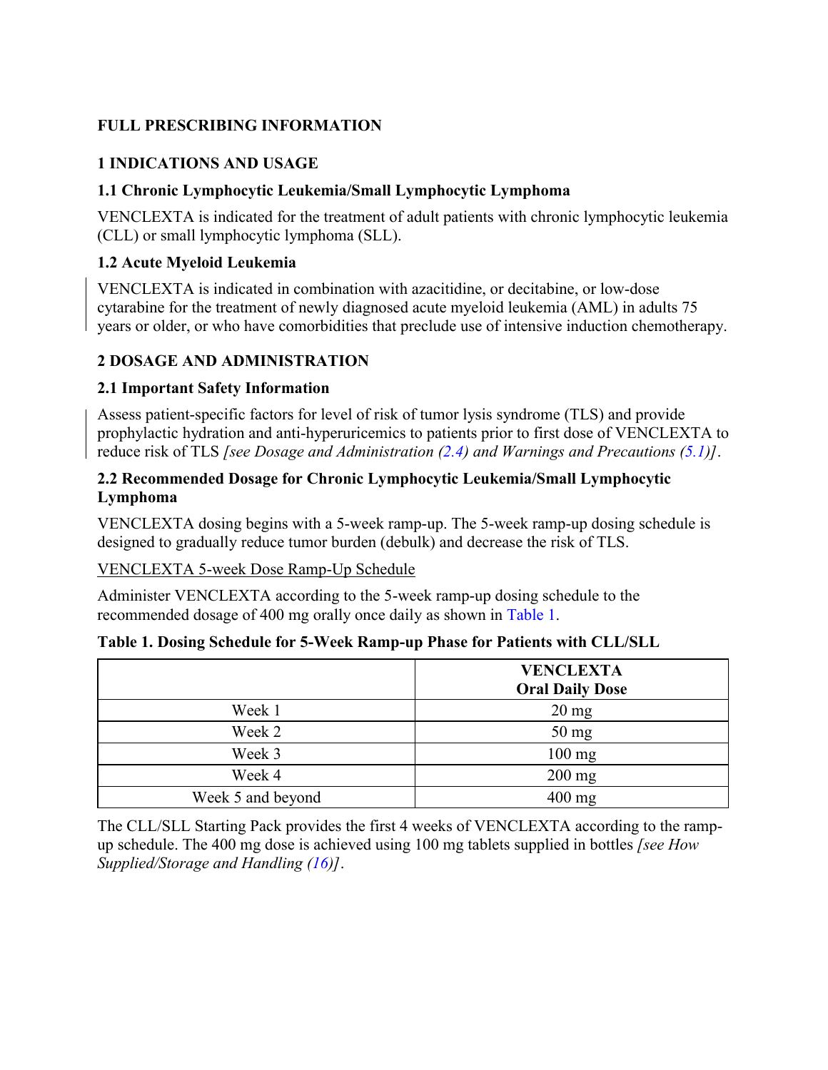# FULL PRESCRIBING INFORMATION

## 1 INDICATIONS AND USAGE

### 1.1 Chronic Lymphocytic Leukemia/Small Lymphocytic Lymphoma

VENCLEXTA is indicated for the treatment of adult patients with chronic lymphocytic leukemia (CLL) or small lymphocytic lymphoma (SLL).

### 1.2 Acute Myeloid Leukemia

VENCLEXTA is indicated in combination with azacitidine, or decitabine, or low-dose cytarabine for the treatment of newly diagnosed acute myeloid leukemia (AML) in adults 75 years or older, or who have comorbidities that preclude use of intensive induction chemotherapy.

## 2 DOSAGE AND ADMINISTRATION

### 2.1 Important Safety Information

Assess patient-specific factors for level of risk of tumor lysis syndrome (TLS) and provide prophylactic hydration and anti-hyperuricemics to patients prior to first dose of VENCLEXTA to reduce risk of TLS *[see Dosage and Administration (2.4) and Warnings and Precautions (5.1)]*.

### 2.2 Recommended Dosage for Chronic Lymphocytic Leukemia/Small Lymphocytic Lymphoma

VENCLEXTA dosing begins with a 5-week ramp-up. The 5-week ramp-up dosing schedule is designed to gradually reduce tumor burden (debulk) and decrease the risk of TLS.

<u>VENCLEXTA 5-week Dose Ramp-Up Schedule</u>

Administer VENCLEXTA according to the 5-week ramp-up dosing schedule to the recommended dosage of 400 mg orally once daily as shown in Table 1.

**Table 1. Dosing Schedule for 5-Week Ramp-up Phase for Patients with CLL/SLL**

| | VENCLEXTA Oral Daily Dose |
|---|---|
| Week 1 | 20 mg |
| Week 2 | 50 mg |
| Week 3 | 100 mg |
| Week 4 | 200 mg |
| Week 5 and beyond | 400 mg |

The CLL/SLL Starting Pack provides the first 4 weeks of VENCLEXTA according to the ramp-up schedule. The 400 mg dose is achieved using 100 mg tablets supplied in bottles *[see How Supplied/Storage and Handling (16)]*.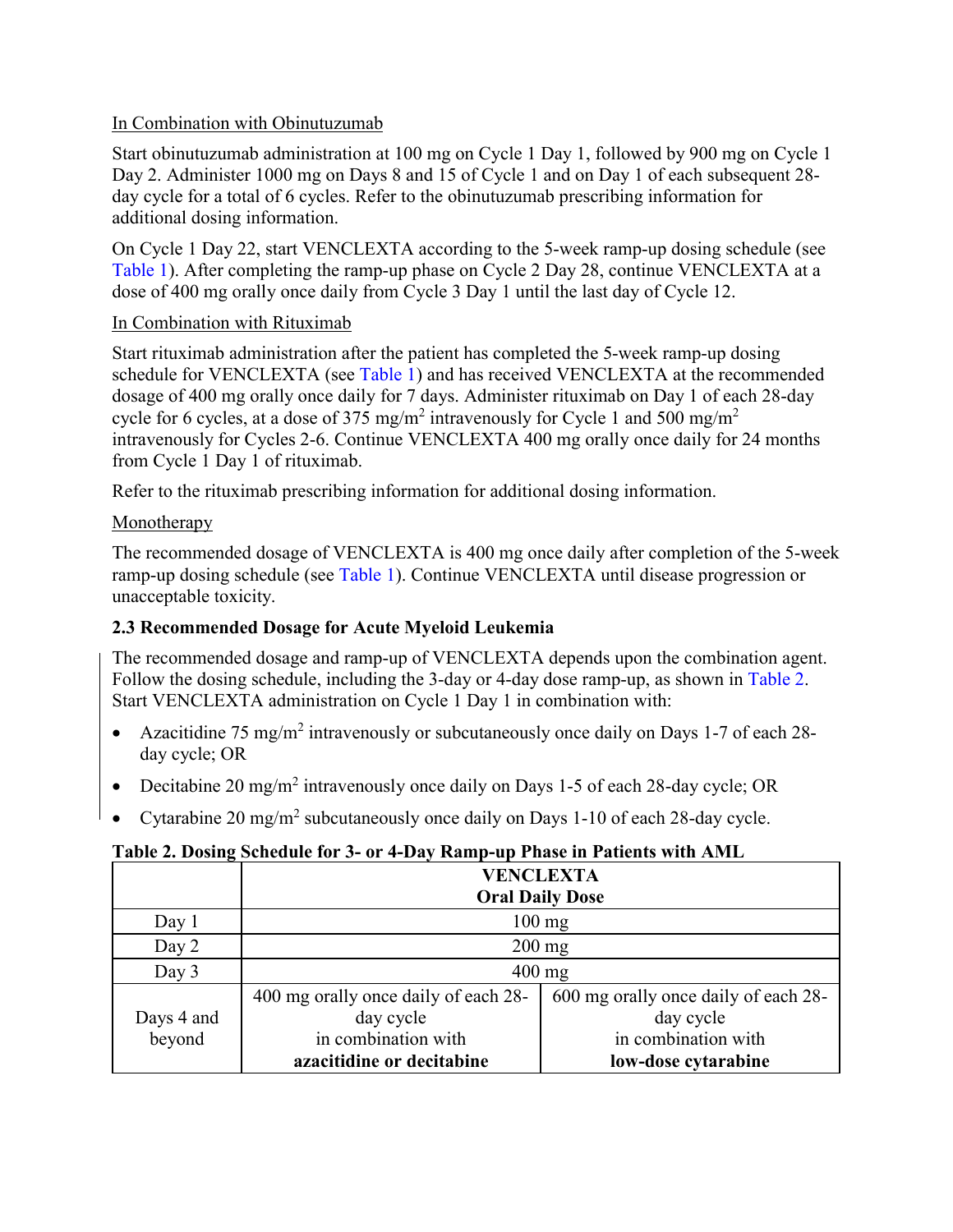In Combination with Obinutuzumab

Start obinutuzumab administration at 100 mg on Cycle 1 Day 1, followed by 900 mg on Cycle 1 Day 2. Administer 1000 mg on Days 8 and 15 of Cycle 1 and on Day 1 of each subsequent 28-day cycle for a total of 6 cycles. Refer to the obinutuzumab prescribing information for additional dosing information.

On Cycle 1 Day 22, start VENCLEXTA according to the 5-week ramp-up dosing schedule (see Table 1). After completing the ramp-up phase on Cycle 2 Day 28, continue VENCLEXTA at a dose of 400 mg orally once daily from Cycle 3 Day 1 until the last day of Cycle 12.

In Combination with Rituximab

Start rituximab administration after the patient has completed the 5-week ramp-up dosing schedule for VENCLEXTA (see Table 1) and has received VENCLEXTA at the recommended dosage of 400 mg orally once daily for 7 days. Administer rituximab on Day 1 of each 28-day cycle for 6 cycles, at a dose of 375 mg/m$^2$ intravenously for Cycle 1 and 500 mg/m$^2$ intravenously for Cycles 2-6. Continue VENCLEXTA 400 mg orally once daily for 24 months from Cycle 1 Day 1 of rituximab.

Refer to the rituximab prescribing information for additional dosing information.

Monotherapy

The recommended dosage of VENCLEXTA is 400 mg once daily after completion of the 5-week ramp-up dosing schedule (see Table 1). Continue VENCLEXTA until disease progression or unacceptable toxicity.

### 2.3 Recommended Dosage for Acute Myeloid Leukemia

The recommended dosage and ramp-up of VENCLEXTA depends upon the combination agent. Follow the dosing schedule, including the 3-day or 4-day dose ramp-up, as shown in Table 2. Start VENCLEXTA administration on Cycle 1 Day 1 in combination with:

- Azacitidine 75 mg/m$^2$ intravenously or subcutaneously once daily on Days 1-7 of each 28-day cycle; OR
- Decitabine 20 mg/m$^2$ intravenously once daily on Days 1-5 of each 28-day cycle; OR
- Cytarabine 20 mg/m$^2$ subcutaneously once daily on Days 1-10 of each 28-day cycle.

**Table 2. Dosing Schedule for 3- or 4-Day Ramp-up Phase in Patients with AML**

| | **VENCLEXTA Oral Daily Dose** | |
|---|---|---|
| Day 1 | 100 mg | |
| Day 2 | 200 mg | |
| Day 3 | 400 mg | |
| Days 4 and beyond | 400 mg orally once daily of each 28-day cycle in combination with **azacitidine or decitabine** | 600 mg orally once daily of each 28-day cycle in combination with **low-dose cytarabine** |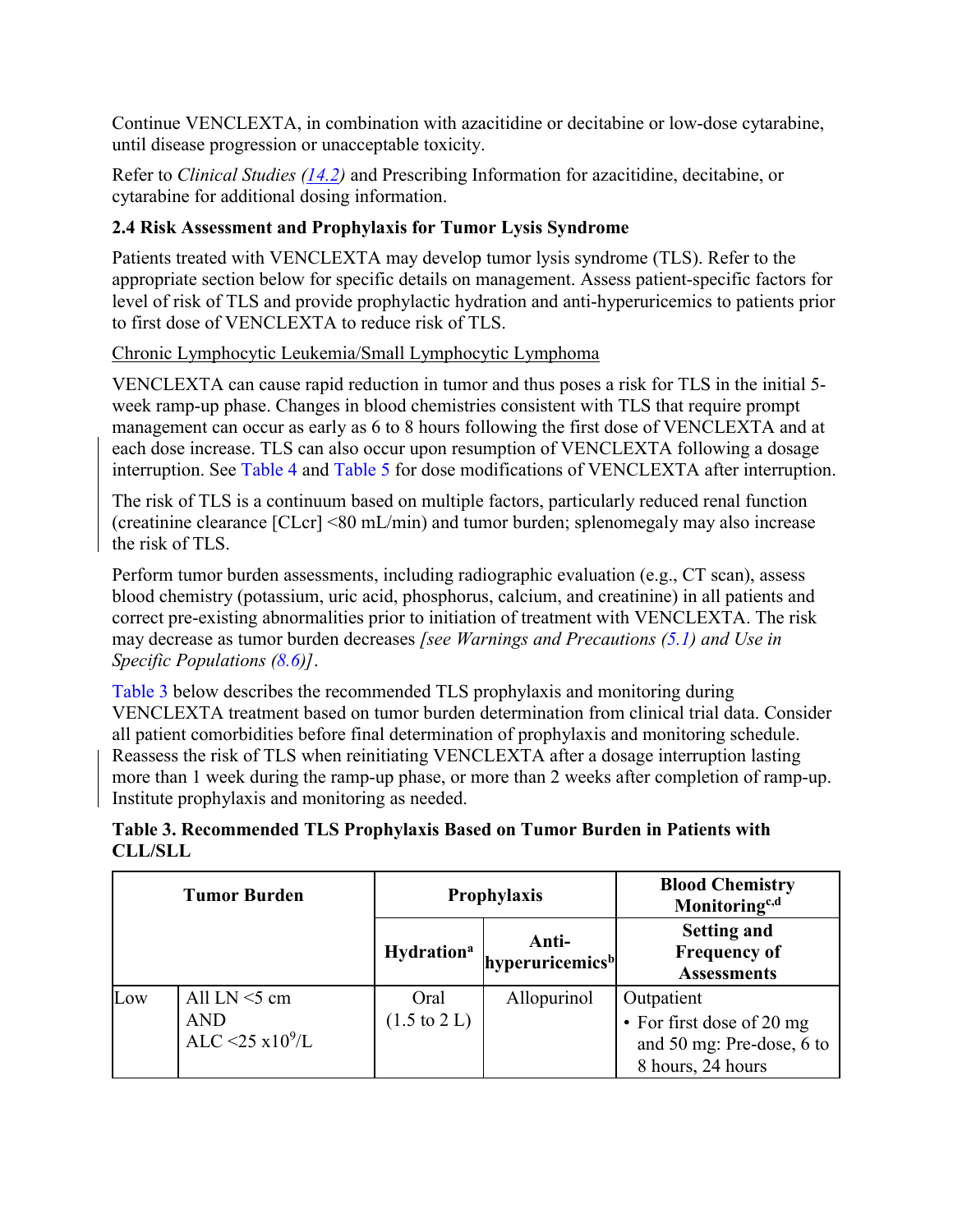Continue VENCLEXTA, in combination with azacitidine or decitabine or low-dose cytarabine, until disease progression or unacceptable toxicity.

Refer to *Clinical Studies (14.2)* and Prescribing Information for azacitidine, decitabine, or cytarabine for additional dosing information.

### 2.4 Risk Assessment and Prophylaxis for Tumor Lysis Syndrome

Patients treated with VENCLEXTA may develop tumor lysis syndrome (TLS). Refer to the appropriate section below for specific details on management. Assess patient-specific factors for level of risk of TLS and provide prophylactic hydration and anti-hyperuricemics to patients prior to first dose of VENCLEXTA to reduce risk of TLS.

Chronic Lymphocytic Leukemia/Small Lymphocytic Lymphoma

VENCLEXTA can cause rapid reduction in tumor and thus poses a risk for TLS in the initial 5-week ramp-up phase. Changes in blood chemistries consistent with TLS that require prompt management can occur as early as 6 to 8 hours following the first dose of VENCLEXTA and at each dose increase. TLS can also occur upon resumption of VENCLEXTA following a dosage interruption. See Table 4 and Table 5 for dose modifications of VENCLEXTA after interruption.

The risk of TLS is a continuum based on multiple factors, particularly reduced renal function (creatinine clearance [CLcr] <80 mL/min) and tumor burden; splenomegaly may also increase the risk of TLS.

Perform tumor burden assessments, including radiographic evaluation (e.g., CT scan), assess blood chemistry (potassium, uric acid, phosphorus, calcium, and creatinine) in all patients and correct pre-existing abnormalities prior to initiation of treatment with VENCLEXTA. The risk may decrease as tumor burden decreases *[see Warnings and Precautions (5.1) and Use in Specific Populations (8.6)]*.

Table 3 below describes the recommended TLS prophylaxis and monitoring during VENCLEXTA treatment based on tumor burden determination from clinical trial data. Consider all patient comorbidities before final determination of prophylaxis and monitoring schedule. Reassess the risk of TLS when reinitiating VENCLEXTA after a dosage interruption lasting more than 1 week during the ramp-up phase, or more than 2 weeks after completion of ramp-up. Institute prophylaxis and monitoring as needed.

**Table 3. Recommended TLS Prophylaxis Based on Tumor Burden in Patients with CLL/SLL**

| Tumor Burden | | Prophylaxis | | Blood Chemistry Monitoring[c,d] |
|---|---|---|---|---|
| | | Hydration[a] | Anti-hyperuricemics[b] | Setting and Frequency of Assessments |
| Low | All LN <5 cm AND ALC <25 x$10^9$/L | Oral (1.5 to 2 L) | Allopurinol | Outpatient<br>• For first dose of 20 mg and 50 mg: Pre-dose, 6 to 8 hours, 24 hours |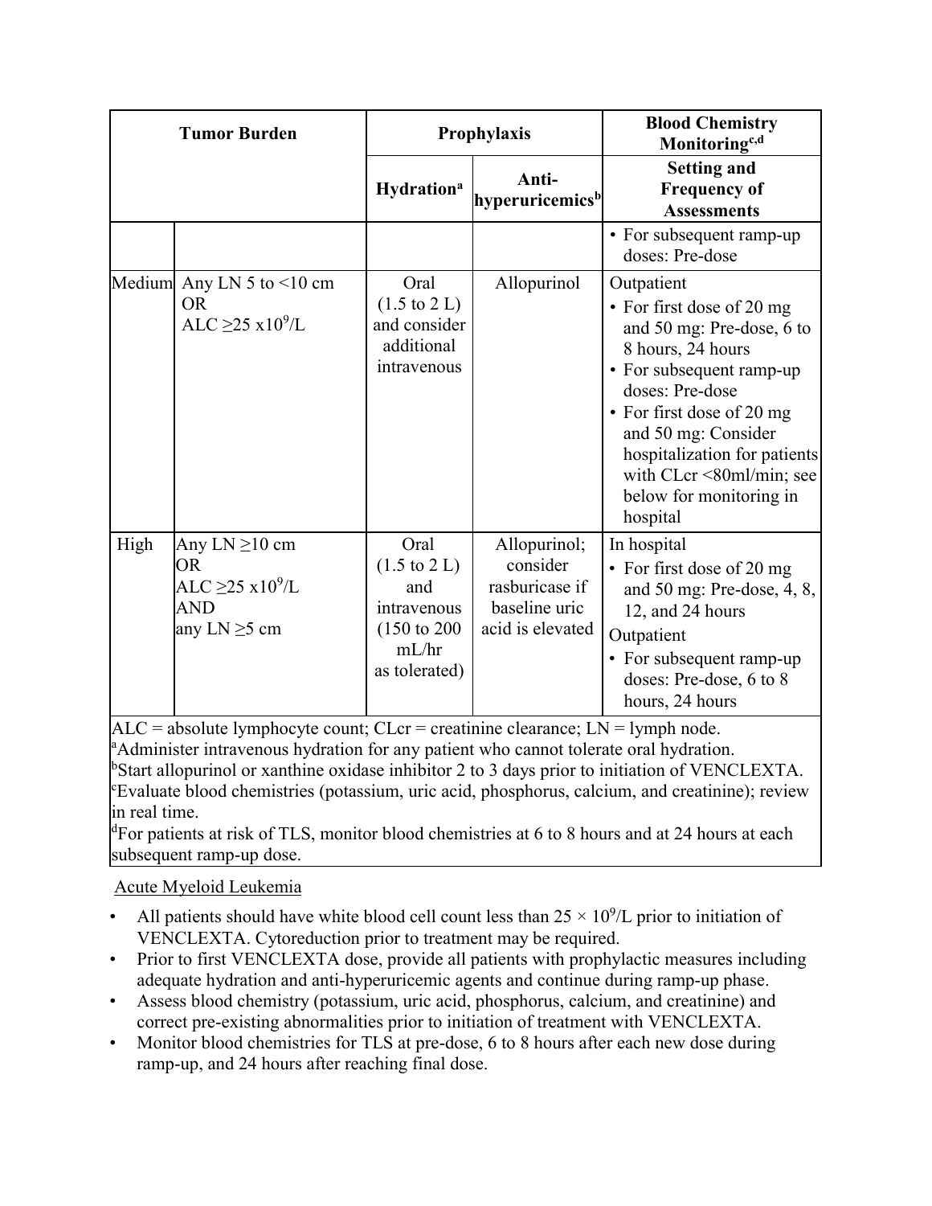| Tumor Burden | | Prophylaxis | | Blood Chemistry Monitoring[c,d] |
|---|---|---|---|---|
| | | Hydration[a] | Anti-hyperuricemics[b] | Setting and Frequency of Assessments |
| | | | | • For subsequent ramp-up doses: Pre-dose |
| Medium | Any LN 5 to <10 cm OR ALC ≥25 x10$^9$/L | Oral (1.5 to 2 L) and consider additional intravenous | Allopurinol | Outpatient • For first dose of 20 mg and 50 mg: Pre-dose, 6 to 8 hours, 24 hours • For subsequent ramp-up doses: Pre-dose • For first dose of 20 mg and 50 mg: Consider hospitalization for patients with CLcr <80ml/min; see below for monitoring in hospital |
| High | Any LN ≥10 cm OR ALC ≥25 x10$^9$/L AND any LN ≥5 cm | Oral (1.5 to 2 L) and intravenous (150 to 200 mL/hr as tolerated) | Allopurinol; consider rasburicase if baseline uric acid is elevated | In hospital • For first dose of 20 mg and 50 mg: Pre-dose, 4, 8, 12, and 24 hours Outpatient • For subsequent ramp-up doses: Pre-dose, 6 to 8 hours, 24 hours |

ALC = absolute lymphocyte count; CLcr = creatinine clearance; LN = lymph node.
[a]Administer intravenous hydration for any patient who cannot tolerate oral hydration.
[b]Start allopurinol or xanthine oxidase inhibitor 2 to 3 days prior to initiation of VENCLEXTA.
[c]Evaluate blood chemistries (potassium, uric acid, phosphorus, calcium, and creatinine); review in real time.
[d]For patients at risk of TLS, monitor blood chemistries at 6 to 8 hours and at 24 hours at each subsequent ramp-up dose.

Acute Myeloid Leukemia

- All patients should have white blood cell count less than $25 \times 10^9$/L prior to initiation of VENCLEXTA. Cytoreduction prior to treatment may be required.
- Prior to first VENCLEXTA dose, provide all patients with prophylactic measures including adequate hydration and anti-hyperuricemic agents and continue during ramp-up phase.
- Assess blood chemistry (potassium, uric acid, phosphorus, calcium, and creatinine) and correct pre-existing abnormalities prior to initiation of treatment with VENCLEXTA.
- Monitor blood chemistries for TLS at pre-dose, 6 to 8 hours after each new dose during ramp-up, and 24 hours after reaching final dose.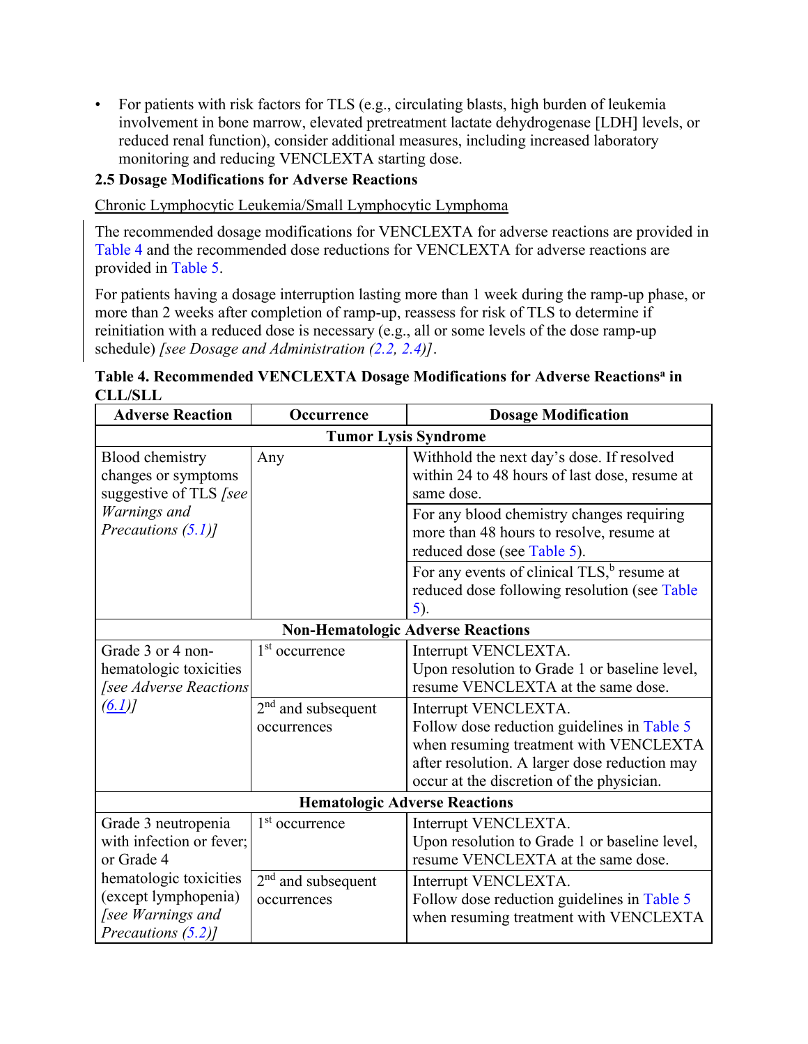- For patients with risk factors for TLS (e.g., circulating blasts, high burden of leukemia involvement in bone marrow, elevated pretreatment lactate dehydrogenase [LDH] levels, or reduced renal function), consider additional measures, including increased laboratory monitoring and reducing VENCLEXTA starting dose.

### 2.5 Dosage Modifications for Adverse Reactions

Chronic Lymphocytic Leukemia/Small Lymphocytic Lymphoma

The recommended dosage modifications for VENCLEXTA for adverse reactions are provided in Table 4 and the recommended dose reductions for VENCLEXTA for adverse reactions are provided in Table 5.

For patients having a dosage interruption lasting more than 1 week during the ramp-up phase, or more than 2 weeks after completion of ramp-up, reassess for risk of TLS to determine if reinitiation with a reduced dose is necessary (e.g., all or some levels of the dose ramp-up schedule) *[see Dosage and Administration (2.2, 2.4)]*.

**Table 4. Recommended VENCLEXTA Dosage Modifications for Adverse Reactions[a] in CLL/SLL**

| Adverse Reaction | Occurrence | Dosage Modification |
|---|---|---|
| **Tumor Lysis Syndrome** | | |
| Blood chemistry changes or symptoms suggestive of TLS *[see Warnings and Precautions (5.1)]* | Any | Withhold the next day's dose. If resolved within 24 to 48 hours of last dose, resume at same dose. |
| | | For any blood chemistry changes requiring more than 48 hours to resolve, resume at reduced dose (see Table 5). |
| | | For any events of clinical TLS,[b] resume at reduced dose following resolution (see Table 5). |
| **Non-Hematologic Adverse Reactions** | | |
| Grade 3 or 4 non-hematologic toxicities *[see Adverse Reactions (6.1)]* | 1st occurrence | Interrupt VENCLEXTA. Upon resolution to Grade 1 or baseline level, resume VENCLEXTA at the same dose. |
| | 2nd and subsequent occurrences | Interrupt VENCLEXTA. Follow dose reduction guidelines in Table 5 when resuming treatment with VENCLEXTA after resolution. A larger dose reduction may occur at the discretion of the physician. |
| **Hematologic Adverse Reactions** | | |
| Grade 3 neutropenia with infection or fever; or Grade 4 hematologic toxicities (except lymphopenia) *[see Warnings and Precautions (5.2)]* | 1st occurrence | Interrupt VENCLEXTA. Upon resolution to Grade 1 or baseline level, resume VENCLEXTA at the same dose. |
| | 2nd and subsequent occurrences | Interrupt VENCLEXTA. Follow dose reduction guidelines in Table 5 when resuming treatment with VENCLEXTA |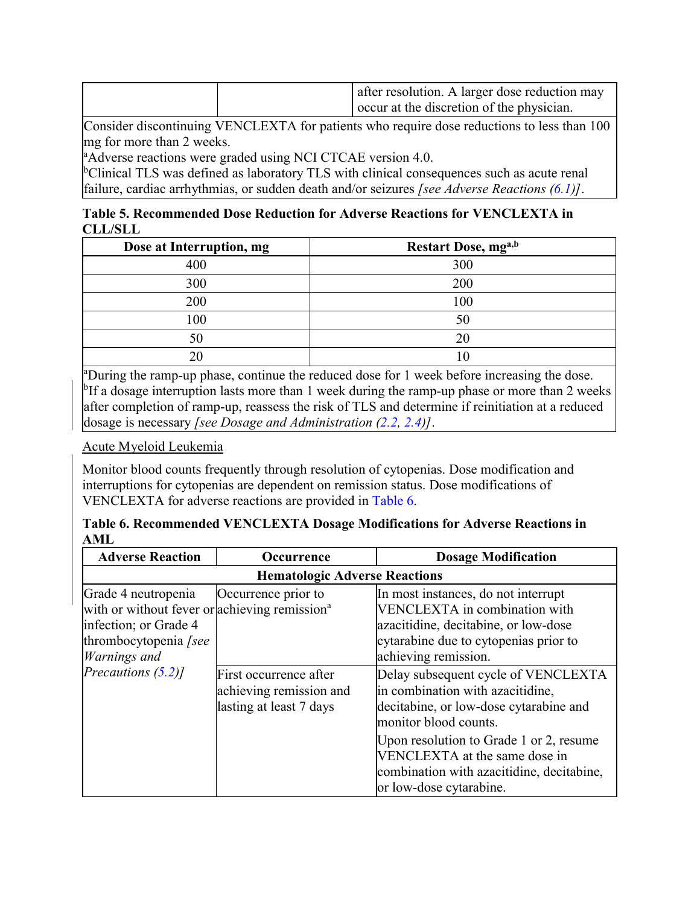| | | after resolution. A larger dose reduction may occur at the discretion of the physician. |
|---|---|---|

Consider discontinuing VENCLEXTA for patients who require dose reductions to less than 100 mg for more than 2 weeks.

[a]Adverse reactions were graded using NCI CTCAE version 4.0.

[b]Clinical TLS was defined as laboratory TLS with clinical consequences such as acute renal failure, cardiac arrhythmias, or sudden death and/or seizures *[see Adverse Reactions (6.1)]*.

**Table 5. Recommended Dose Reduction for Adverse Reactions for VENCLEXTA in CLL/SLL**

| Dose at Interruption, mg | Restart Dose, mg[a,b] |
|---|---|
| 400 | 300 |
| 300 | 200 |
| 200 | 100 |
| 100 | 50 |
| 50 | 20 |
| 20 | 10 |

[a]During the ramp-up phase, continue the reduced dose for 1 week before increasing the dose.

[b]If a dosage interruption lasts more than 1 week during the ramp-up phase or more than 2 weeks after completion of ramp-up, reassess the risk of TLS and determine if reinitiation at a reduced dosage is necessary *[see Dosage and Administration (2.2, 2.4)]*.

Acute Myeloid Leukemia

Monitor blood counts frequently through resolution of cytopenias. Dose modification and interruptions for cytopenias are dependent on remission status. Dose modifications of VENCLEXTA for adverse reactions are provided in Table 6.

**Table 6. Recommended VENCLEXTA Dosage Modifications for Adverse Reactions in AML**

| Adverse Reaction | Occurrence | Dosage Modification |
|---|---|---|
| **Hematologic Adverse Reactions** | | |
| Grade 4 neutropenia with or without fever or infection; or Grade 4 thrombocytopenia *[see Warnings and Precautions (5.2)]* | Occurrence prior to achieving remission[a] | In most instances, do not interrupt VENCLEXTA in combination with azacitidine, decitabine, or low-dose cytarabine due to cytopenias prior to achieving remission. |
| | First occurrence after achieving remission and lasting at least 7 days | Delay subsequent cycle of VENCLEXTA in combination with azacitidine, decitabine, or low-dose cytarabine and monitor blood counts. <br><br> Upon resolution to Grade 1 or 2, resume VENCLEXTA at the same dose in combination with azacitidine, decitabine, or low-dose cytarabine. |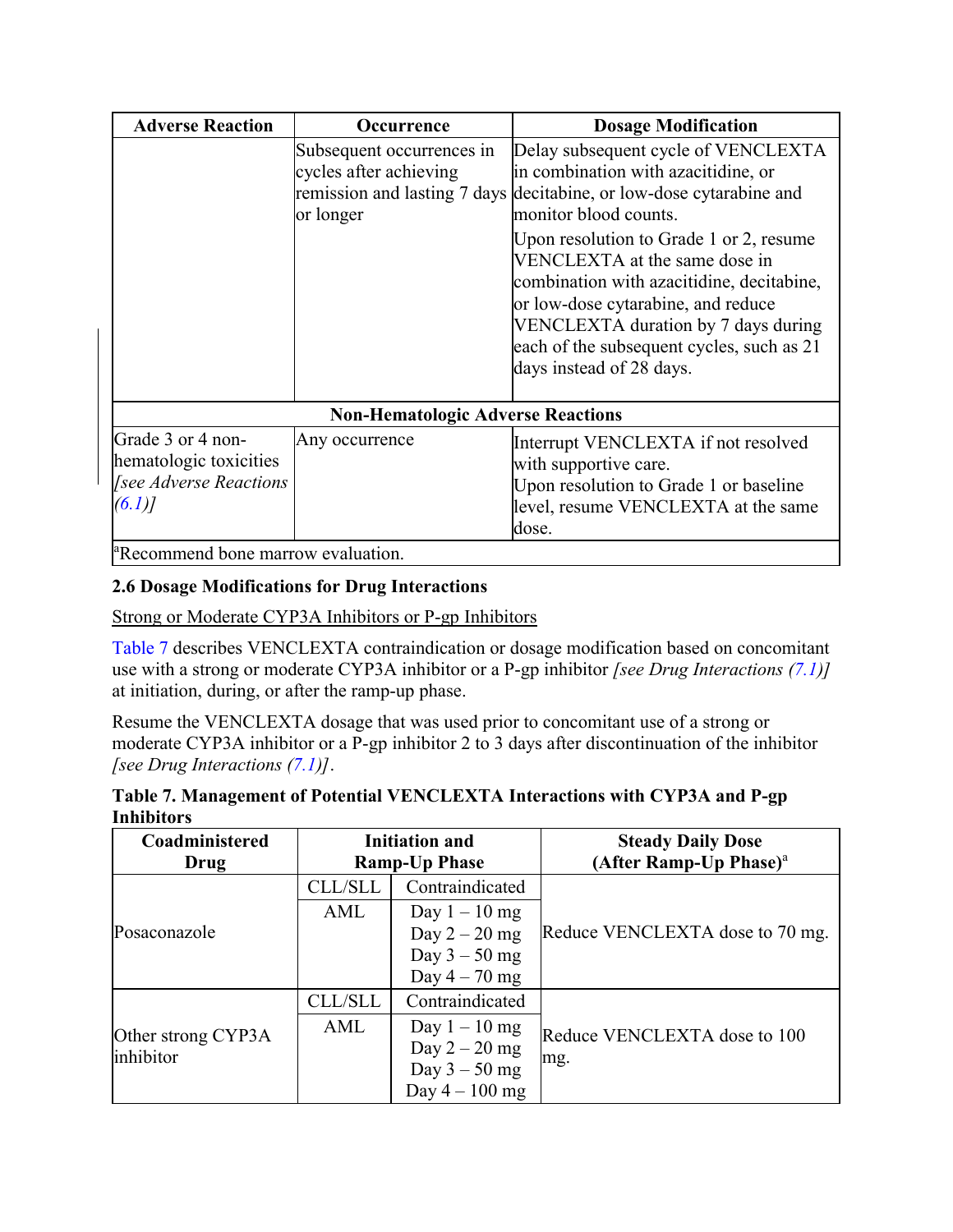| Adverse Reaction | Occurrence | Dosage Modification |
|---|---|---|
| | Subsequent occurrences in cycles after achieving remission and lasting 7 days or longer | Delay subsequent cycle of VENCLEXTA in combination with azacitidine, or decitabine, or low-dose cytarabine and monitor blood counts.<br>Upon resolution to Grade 1 or 2, resume VENCLEXTA at the same dose in combination with azacitidine, decitabine, or low-dose cytarabine, and reduce VENCLEXTA duration by 7 days during each of the subsequent cycles, such as 21 days instead of 28 days. |
| **Non-Hematologic Adverse Reactions** | | |
| Grade 3 or 4 non-hematologic toxicities *[see Adverse Reactions (6.1)]* | Any occurrence | Interrupt VENCLEXTA if not resolved with supportive care.<br>Upon resolution to Grade 1 or baseline level, resume VENCLEXTA at the same dose. |

[a]Recommend bone marrow evaluation.

### 2.6 Dosage Modifications for Drug Interactions

Strong or Moderate CYP3A Inhibitors or P-gp Inhibitors

Table 7 describes VENCLEXTA contraindication or dosage modification based on concomitant use with a strong or moderate CYP3A inhibitor or a P-gp inhibitor *[see Drug Interactions (7.1)]* at initiation, during, or after the ramp-up phase.

Resume the VENCLEXTA dosage that was used prior to concomitant use of a strong or moderate CYP3A inhibitor or a P-gp inhibitor 2 to 3 days after discontinuation of the inhibitor *[see Drug Interactions (7.1)]*.

**Table 7. Management of Potential VENCLEXTA Interactions with CYP3A and P-gp Inhibitors**

| Coadministered Drug | Initiation and Ramp-Up Phase | | Steady Daily Dose (After Ramp-Up Phase)[a] |
|---|---|---|---|
| Posaconazole | CLL/SLL | Contraindicated | Reduce VENCLEXTA dose to 70 mg. |
| | AML | Day 1 – 10 mg<br>Day 2 – 20 mg<br>Day 3 – 50 mg<br>Day 4 – 70 mg | |
| Other strong CYP3A inhibitor | CLL/SLL | Contraindicated | Reduce VENCLEXTA dose to 100 mg. |
| | AML | Day 1 – 10 mg<br>Day 2 – 20 mg<br>Day 3 – 50 mg<br>Day 4 – 100 mg | |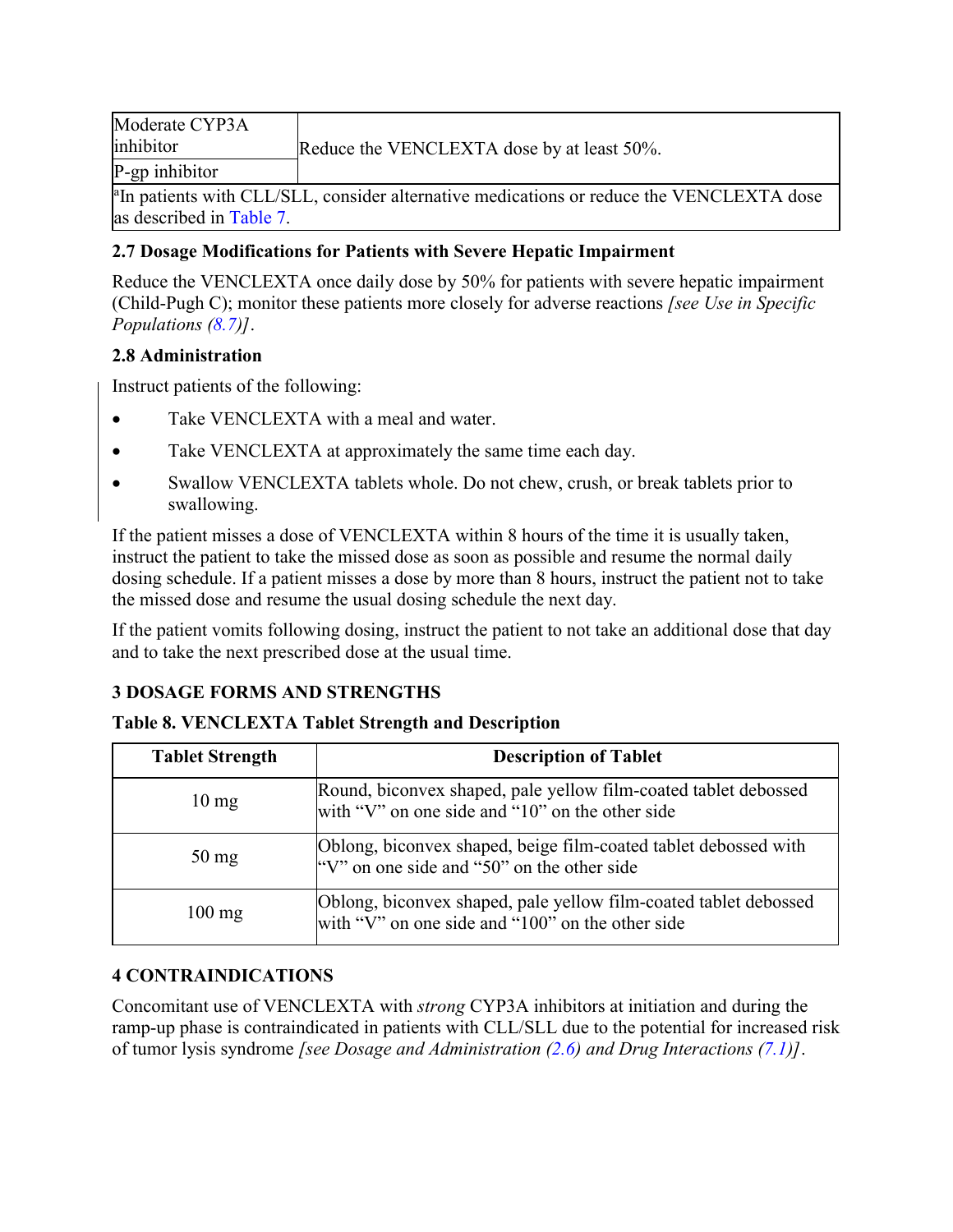| | |
|---|---|
| Moderate CYP3A inhibitor | Reduce the VENCLEXTA dose by at least 50%. |
| P-gp inhibitor | |
| [a]In patients with CLL/SLL, consider alternative medications or reduce the VENCLEXTA dose as described in Table 7. | |

### 2.7 Dosage Modifications for Patients with Severe Hepatic Impairment

Reduce the VENCLEXTA once daily dose by 50% for patients with severe hepatic impairment (Child-Pugh C); monitor these patients more closely for adverse reactions *[see Use in Specific Populations (8.7)]*.

### 2.8 Administration

Instruct patients of the following:

- Take VENCLEXTA with a meal and water.
- Take VENCLEXTA at approximately the same time each day.
- Swallow VENCLEXTA tablets whole. Do not chew, crush, or break tablets prior to swallowing.

If the patient misses a dose of VENCLEXTA within 8 hours of the time it is usually taken, instruct the patient to take the missed dose as soon as possible and resume the normal daily dosing schedule. If a patient misses a dose by more than 8 hours, instruct the patient not to take the missed dose and resume the usual dosing schedule the next day.

If the patient vomits following dosing, instruct the patient to not take an additional dose that day and to take the next prescribed dose at the usual time.

## 3 DOSAGE FORMS AND STRENGTHS

**Table 8. VENCLEXTA Tablet Strength and Description**

| Tablet Strength | Description of Tablet |
|---|---|
| 10 mg | Round, biconvex shaped, pale yellow film-coated tablet debossed with "V" on one side and "10" on the other side |
| 50 mg | Oblong, biconvex shaped, beige film-coated tablet debossed with "V" on one side and "50" on the other side |
| 100 mg | Oblong, biconvex shaped, pale yellow film-coated tablet debossed with "V" on one side and "100" on the other side |

## 4 CONTRAINDICATIONS

Concomitant use of VENCLEXTA with *strong* CYP3A inhibitors at initiation and during the ramp-up phase is contraindicated in patients with CLL/SLL due to the potential for increased risk of tumor lysis syndrome *[see Dosage and Administration (2.6) and Drug Interactions (7.1)]*.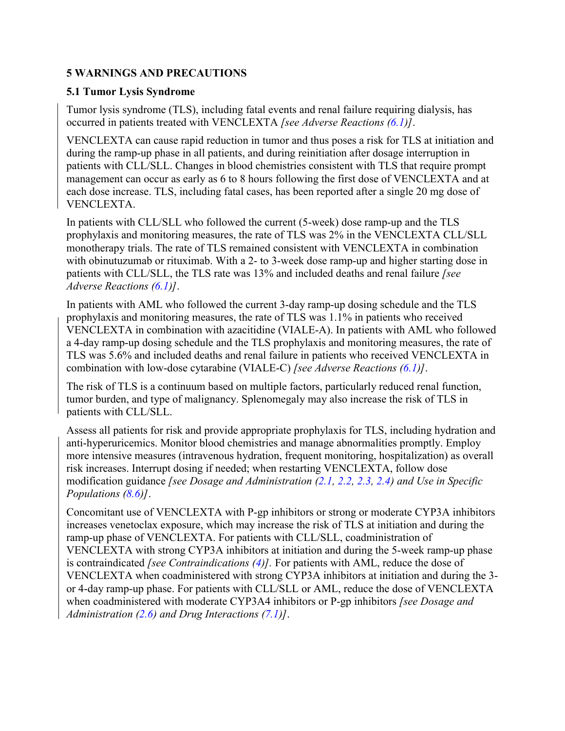## 5 WARNINGS AND PRECAUTIONS

### 5.1 Tumor Lysis Syndrome

Tumor lysis syndrome (TLS), including fatal events and renal failure requiring dialysis, has occurred in patients treated with VENCLEXTA *[see Adverse Reactions (6.1)]*.

VENCLEXTA can cause rapid reduction in tumor and thus poses a risk for TLS at initiation and during the ramp-up phase in all patients, and during reinitiation after dosage interruption in patients with CLL/SLL. Changes in blood chemistries consistent with TLS that require prompt management can occur as early as 6 to 8 hours following the first dose of VENCLEXTA and at each dose increase. TLS, including fatal cases, has been reported after a single 20 mg dose of VENCLEXTA.

In patients with CLL/SLL who followed the current (5-week) dose ramp-up and the TLS prophylaxis and monitoring measures, the rate of TLS was 2% in the VENCLEXTA CLL/SLL monotherapy trials. The rate of TLS remained consistent with VENCLEXTA in combination with obinutuzumab or rituximab. With a 2- to 3-week dose ramp-up and higher starting dose in patients with CLL/SLL, the TLS rate was 13% and included deaths and renal failure *[see Adverse Reactions (6.1)]*.

In patients with AML who followed the current 3-day ramp-up dosing schedule and the TLS prophylaxis and monitoring measures, the rate of TLS was 1.1% in patients who received VENCLEXTA in combination with azacitidine (VIALE-A). In patients with AML who followed a 4-day ramp-up dosing schedule and the TLS prophylaxis and monitoring measures, the rate of TLS was 5.6% and included deaths and renal failure in patients who received VENCLEXTA in combination with low-dose cytarabine (VIALE-C) *[see Adverse Reactions (6.1)]*.

The risk of TLS is a continuum based on multiple factors, particularly reduced renal function, tumor burden, and type of malignancy. Splenomegaly may also increase the risk of TLS in patients with CLL/SLL.

Assess all patients for risk and provide appropriate prophylaxis for TLS, including hydration and anti-hyperuricemics. Monitor blood chemistries and manage abnormalities promptly. Employ more intensive measures (intravenous hydration, frequent monitoring, hospitalization) as overall risk increases. Interrupt dosing if needed; when restarting VENCLEXTA, follow dose modification guidance *[see Dosage and Administration (2.1, 2.2, 2.3, 2.4) and Use in Specific Populations (8.6)]*.

Concomitant use of VENCLEXTA with P-gp inhibitors or strong or moderate CYP3A inhibitors increases venetoclax exposure, which may increase the risk of TLS at initiation and during the ramp-up phase of VENCLEXTA. For patients with CLL/SLL, coadministration of VENCLEXTA with strong CYP3A inhibitors at initiation and during the 5-week ramp-up phase is contraindicated *[see Contraindications (4)]*. For patients with AML, reduce the dose of VENCLEXTA when coadministered with strong CYP3A inhibitors at initiation and during the 3- or 4-day ramp-up phase. For patients with CLL/SLL or AML, reduce the dose of VENCLEXTA when coadministered with moderate CYP3A4 inhibitors or P-gp inhibitors *[see Dosage and Administration (2.6) and Drug Interactions (7.1)]*.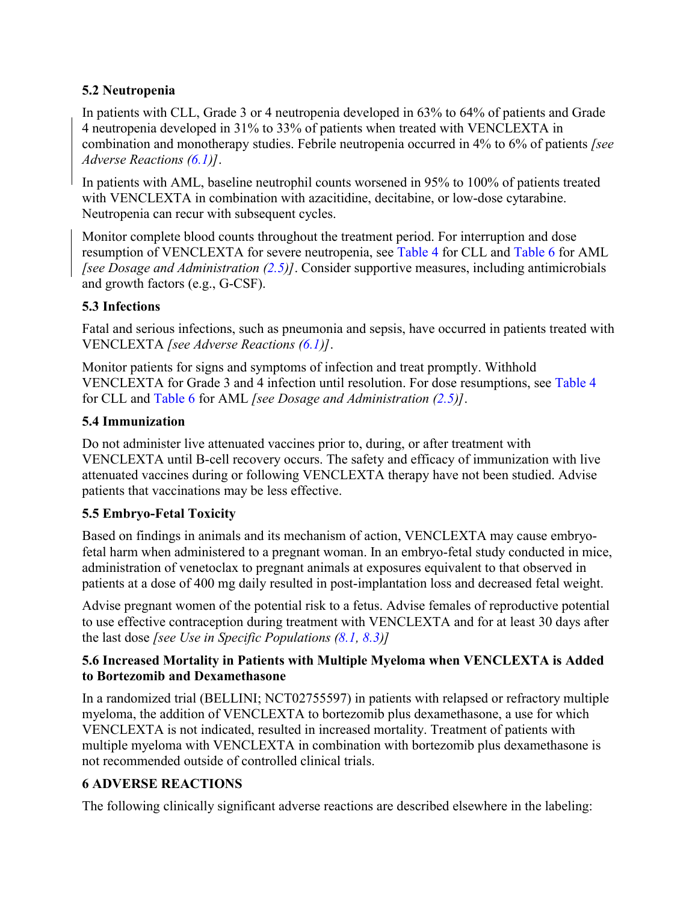### 5.2 Neutropenia

In patients with CLL, Grade 3 or 4 neutropenia developed in 63% to 64% of patients and Grade 4 neutropenia developed in 31% to 33% of patients when treated with VENCLEXTA in combination and monotherapy studies. Febrile neutropenia occurred in 4% to 6% of patients *[see Adverse Reactions (6.1)]*.

In patients with AML, baseline neutrophil counts worsened in 95% to 100% of patients treated with VENCLEXTA in combination with azacitidine, decitabine, or low-dose cytarabine. Neutropenia can recur with subsequent cycles.

Monitor complete blood counts throughout the treatment period. For interruption and dose resumption of VENCLEXTA for severe neutropenia, see Table 4 for CLL and Table 6 for AML *[see Dosage and Administration (2.5)]*. Consider supportive measures, including antimicrobials and growth factors (e.g., G-CSF).

### 5.3 Infections

Fatal and serious infections, such as pneumonia and sepsis, have occurred in patients treated with VENCLEXTA *[see Adverse Reactions (6.1)]*.

Monitor patients for signs and symptoms of infection and treat promptly. Withhold VENCLEXTA for Grade 3 and 4 infection until resolution. For dose resumptions, see Table 4 for CLL and Table 6 for AML *[see Dosage and Administration (2.5)]*.

### 5.4 Immunization

Do not administer live attenuated vaccines prior to, during, or after treatment with VENCLEXTA until B-cell recovery occurs. The safety and efficacy of immunization with live attenuated vaccines during or following VENCLEXTA therapy have not been studied. Advise patients that vaccinations may be less effective.

### 5.5 Embryo-Fetal Toxicity

Based on findings in animals and its mechanism of action, VENCLEXTA may cause embryo-fetal harm when administered to a pregnant woman. In an embryo-fetal study conducted in mice, administration of venetoclax to pregnant animals at exposures equivalent to that observed in patients at a dose of 400 mg daily resulted in post-implantation loss and decreased fetal weight.

Advise pregnant women of the potential risk to a fetus. Advise females of reproductive potential to use effective contraception during treatment with VENCLEXTA and for at least 30 days after the last dose *[see Use in Specific Populations (8.1, 8.3)]*

### 5.6 Increased Mortality in Patients with Multiple Myeloma when VENCLEXTA is Added to Bortezomib and Dexamethasone

In a randomized trial (BELLINI; NCT02755597) in patients with relapsed or refractory multiple myeloma, the addition of VENCLEXTA to bortezomib plus dexamethasone, a use for which VENCLEXTA is not indicated, resulted in increased mortality. Treatment of patients with multiple myeloma with VENCLEXTA in combination with bortezomib plus dexamethasone is not recommended outside of controlled clinical trials.

## 6 ADVERSE REACTIONS

The following clinically significant adverse reactions are described elsewhere in the labeling: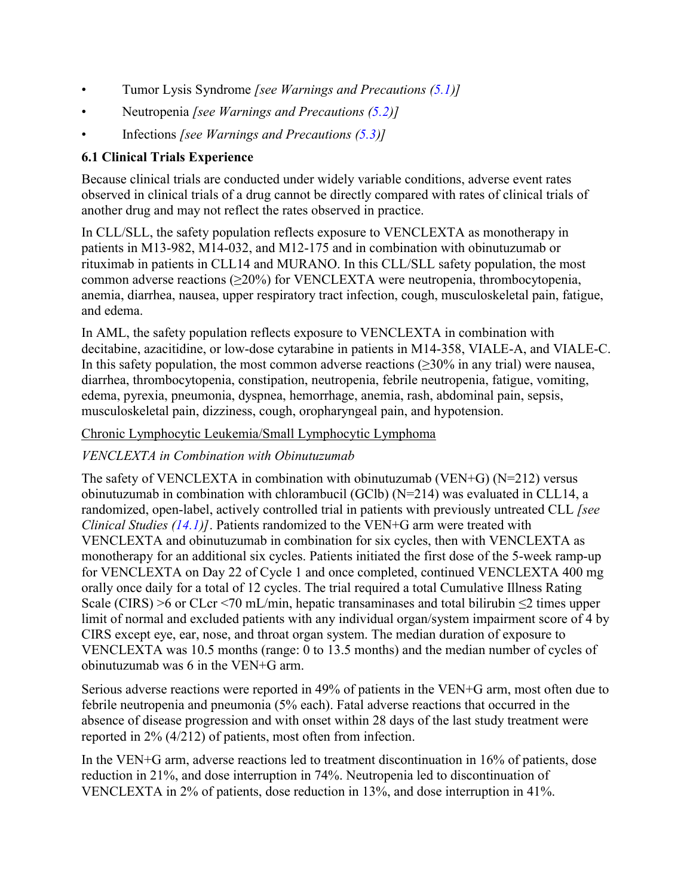- Tumor Lysis Syndrome *[see Warnings and Precautions (5.1)]*
- Neutropenia *[see Warnings and Precautions (5.2)]*
- Infections *[see Warnings and Precautions (5.3)]*

### 6.1 Clinical Trials Experience

Because clinical trials are conducted under widely variable conditions, adverse event rates observed in clinical trials of a drug cannot be directly compared with rates of clinical trials of another drug and may not reflect the rates observed in practice.

In CLL/SLL, the safety population reflects exposure to VENCLEXTA as monotherapy in patients in M13-982, M14-032, and M12-175 and in combination with obinutuzumab or rituximab in patients in CLL14 and MURANO. In this CLL/SLL safety population, the most common adverse reactions (≥20%) for VENCLEXTA were neutropenia, thrombocytopenia, anemia, diarrhea, nausea, upper respiratory tract infection, cough, musculoskeletal pain, fatigue, and edema.

In AML, the safety population reflects exposure to VENCLEXTA in combination with decitabine, azacitidine, or low-dose cytarabine in patients in M14-358, VIALE-A, and VIALE-C. In this safety population, the most common adverse reactions (≥30% in any trial) were nausea, diarrhea, thrombocytopenia, constipation, neutropenia, febrile neutropenia, fatigue, vomiting, edema, pyrexia, pneumonia, dyspnea, hemorrhage, anemia, rash, abdominal pain, sepsis, musculoskeletal pain, dizziness, cough, oropharyngeal pain, and hypotension.

<u>Chronic Lymphocytic Leukemia/Small Lymphocytic Lymphoma</u>

*VENCLEXTA in Combination with Obinutuzumab*

The safety of VENCLEXTA in combination with obinutuzumab (VEN+G) (N=212) versus obinutuzumab in combination with chlorambucil (GClb) (N=214) was evaluated in CLL14, a randomized, open-label, actively controlled trial in patients with previously untreated CLL *[see Clinical Studies (14.1)]*. Patients randomized to the VEN+G arm were treated with VENCLEXTA and obinutuzumab in combination for six cycles, then with VENCLEXTA as monotherapy for an additional six cycles. Patients initiated the first dose of the 5-week ramp-up for VENCLEXTA on Day 22 of Cycle 1 and once completed, continued VENCLEXTA 400 mg orally once daily for a total of 12 cycles. The trial required a total Cumulative Illness Rating Scale (CIRS) >6 or CLcr <70 mL/min, hepatic transaminases and total bilirubin ≤2 times upper limit of normal and excluded patients with any individual organ/system impairment score of 4 by CIRS except eye, ear, nose, and throat organ system. The median duration of exposure to VENCLEXTA was 10.5 months (range: 0 to 13.5 months) and the median number of cycles of obinutuzumab was 6 in the VEN+G arm.

Serious adverse reactions were reported in 49% of patients in the VEN+G arm, most often due to febrile neutropenia and pneumonia (5% each). Fatal adverse reactions that occurred in the absence of disease progression and with onset within 28 days of the last study treatment were reported in 2% (4/212) of patients, most often from infection.

In the VEN+G arm, adverse reactions led to treatment discontinuation in 16% of patients, dose reduction in 21%, and dose interruption in 74%. Neutropenia led to discontinuation of VENCLEXTA in 2% of patients, dose reduction in 13%, and dose interruption in 41%.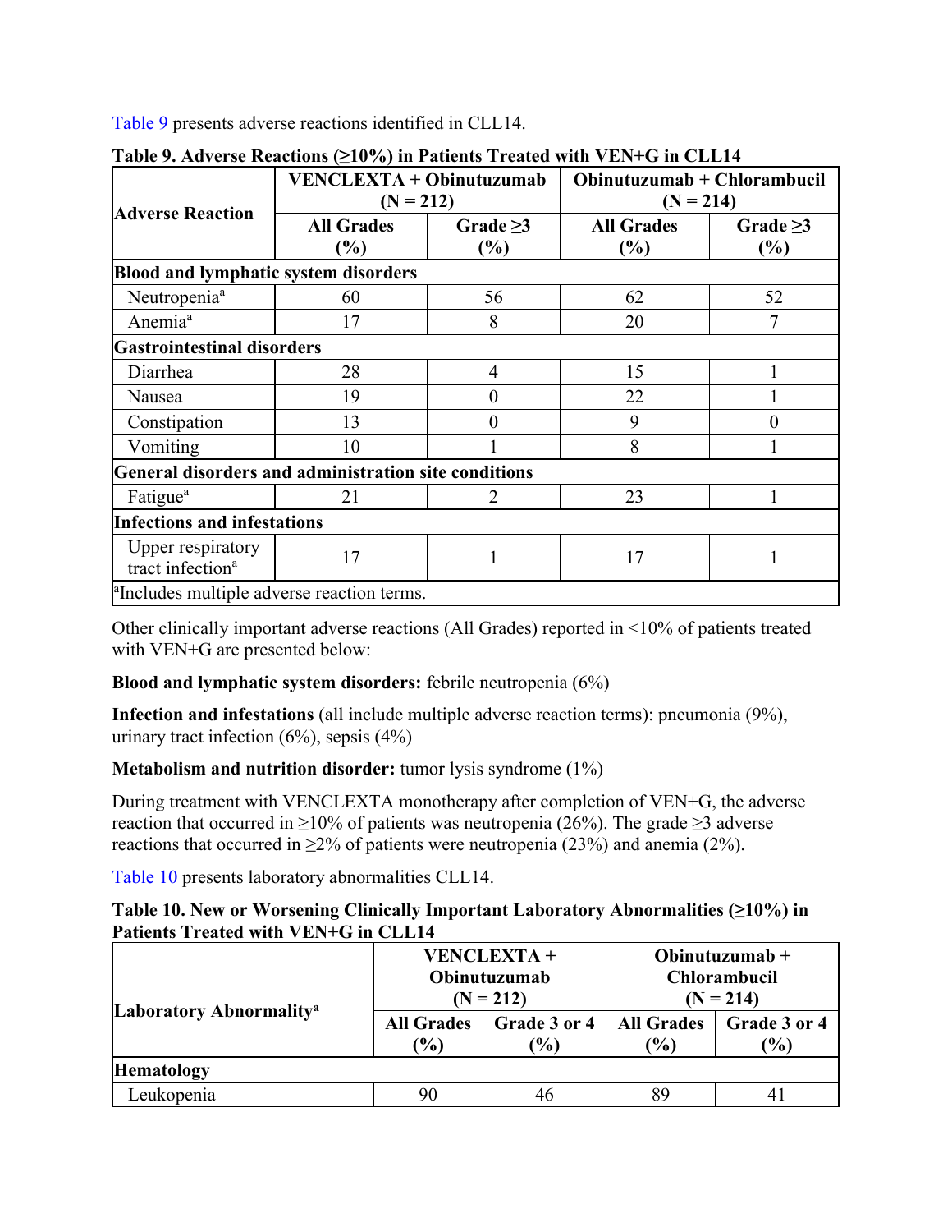Table 9 presents adverse reactions identified in CLL14.

**Table 9. Adverse Reactions (≥10%) in Patients Treated with VEN+G in CLL14**

| Adverse Reaction | VENCLEXTA + Obinutuzumab (N = 212) | | Obinutuzumab + Chlorambucil (N = 214) | |
|---|---|---|---|---|
| | All Grades (%) | Grade ≥3 (%) | All Grades (%) | Grade ≥3 (%) |
| **Blood and lymphatic system disorders** | | | | |
| Neutropenia[a] | 60 | 56 | 62 | 52 |
| Anemia[a] | 17 | 8 | 20 | 7 |
| **Gastrointestinal disorders** | | | | |
| Diarrhea | 28 | 4 | 15 | 1 |
| Nausea | 19 | 0 | 22 | 1 |
| Constipation | 13 | 0 | 9 | 0 |
| Vomiting | 10 | 1 | 8 | 1 |
| **General disorders and administration site conditions** | | | | |
| Fatigue[a] | 21 | 2 | 23 | 1 |
| **Infections and infestations** | | | | |
| Upper respiratory tract infection[a] | 17 | 1 | 17 | 1 |

[a]Includes multiple adverse reaction terms.

Other clinically important adverse reactions (All Grades) reported in <10% of patients treated with VEN+G are presented below:

**Blood and lymphatic system disorders:** febrile neutropenia (6%)

**Infection and infestations** (all include multiple adverse reaction terms): pneumonia (9%), urinary tract infection (6%), sepsis (4%)

**Metabolism and nutrition disorder:** tumor lysis syndrome (1%)

During treatment with VENCLEXTA monotherapy after completion of VEN+G, the adverse reaction that occurred in ≥10% of patients was neutropenia (26%). The grade ≥3 adverse reactions that occurred in ≥2% of patients were neutropenia (23%) and anemia (2%).

Table 10 presents laboratory abnormalities CLL14.

**Table 10. New or Worsening Clinically Important Laboratory Abnormalities (≥10%) in Patients Treated with VEN+G in CLL14**

| Laboratory Abnormality[a] | VENCLEXTA + Obinutuzumab (N = 212) | | Obinutuzumab + Chlorambucil (N = 214) | |
|---|---|---|---|---|
| | All Grades (%) | Grade 3 or 4 (%) | All Grades (%) | Grade 3 or 4 (%) |
| **Hematology** | | | | |
| Leukopenia | 90 | 46 | 89 | 41 |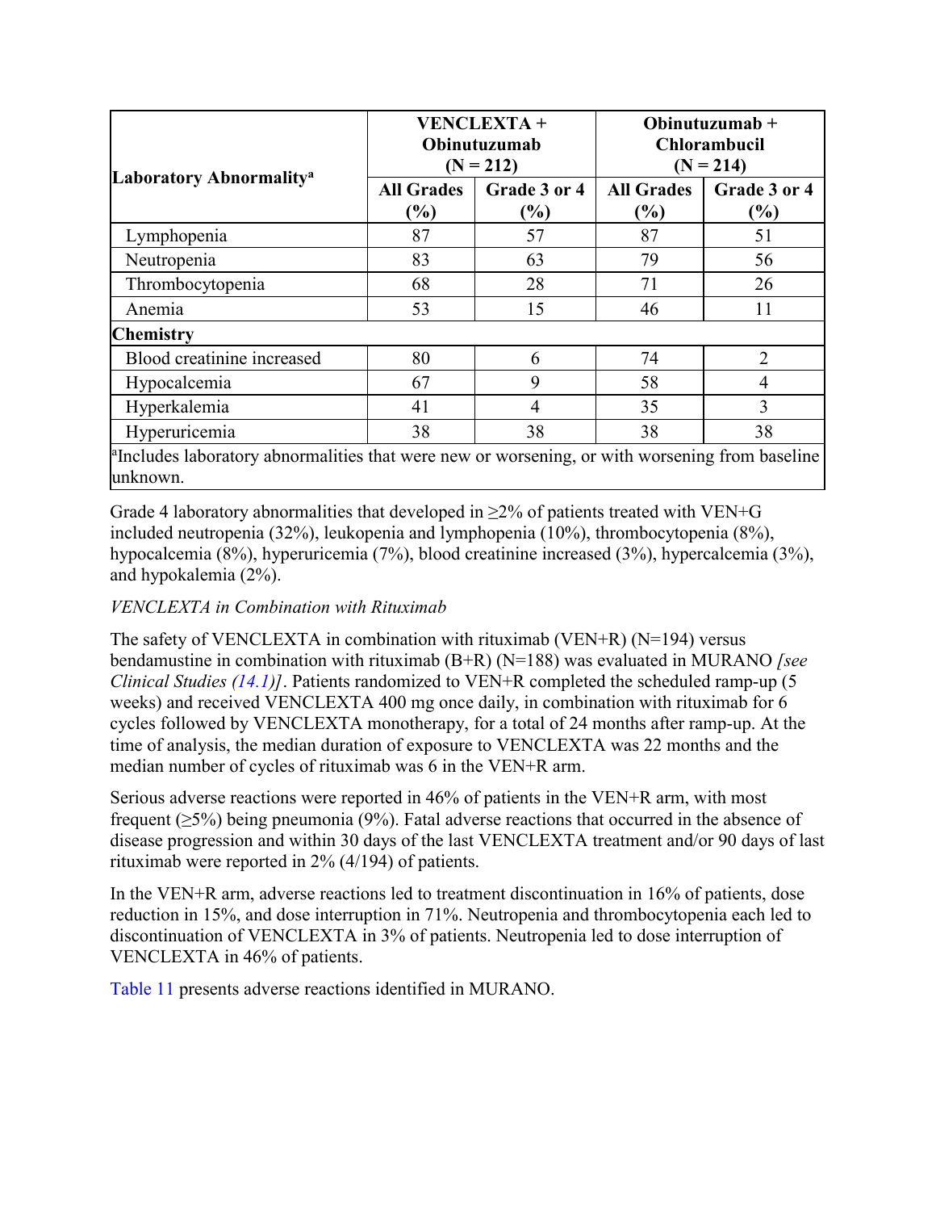| Laboratory Abnormality[a] | VENCLEXTA + Obinutuzumab (N = 212) | | Obinutuzumab + Chlorambucil (N = 214) | |
|---|---|---|---|---|
| | All Grades (%) | Grade 3 or 4 (%) | All Grades (%) | Grade 3 or 4 (%) |
| Lymphopenia | 87 | 57 | 87 | 51 |
| Neutropenia | 83 | 63 | 79 | 56 |
| Thrombocytopenia | 68 | 28 | 71 | 26 |
| Anemia | 53 | 15 | 46 | 11 |
| **Chemistry** | | | | |
| Blood creatinine increased | 80 | 6 | 74 | 2 |
| Hypocalcemia | 67 | 9 | 58 | 4 |
| Hyperkalemia | 41 | 4 | 35 | 3 |
| Hyperuricemia | 38 | 38 | 38 | 38 |

[a]Includes laboratory abnormalities that were new or worsening, or with worsening from baseline unknown.

Grade 4 laboratory abnormalities that developed in ≥2% of patients treated with VEN+G included neutropenia (32%), leukopenia and lymphopenia (10%), thrombocytopenia (8%), hypocalcemia (8%), hyperuricemia (7%), blood creatinine increased (3%), hypercalcemia (3%), and hypokalemia (2%).

*VENCLEXTA in Combination with Rituximab*

The safety of VENCLEXTA in combination with rituximab (VEN+R) (N=194) versus bendamustine in combination with rituximab (B+R) (N=188) was evaluated in MURANO *[see Clinical Studies (14.1)]*. Patients randomized to VEN+R completed the scheduled ramp-up (5 weeks) and received VENCLEXTA 400 mg once daily, in combination with rituximab for 6 cycles followed by VENCLEXTA monotherapy, for a total of 24 months after ramp-up. At the time of analysis, the median duration of exposure to VENCLEXTA was 22 months and the median number of cycles of rituximab was 6 in the VEN+R arm.

Serious adverse reactions were reported in 46% of patients in the VEN+R arm, with most frequent (≥5%) being pneumonia (9%). Fatal adverse reactions that occurred in the absence of disease progression and within 30 days of the last VENCLEXTA treatment and/or 90 days of last rituximab were reported in 2% (4/194) of patients.

In the VEN+R arm, adverse reactions led to treatment discontinuation in 16% of patients, dose reduction in 15%, and dose interruption in 71%. Neutropenia and thrombocytopenia each led to discontinuation of VENCLEXTA in 3% of patients. Neutropenia led to dose interruption of VENCLEXTA in 46% of patients.

Table 11 presents adverse reactions identified in MURANO.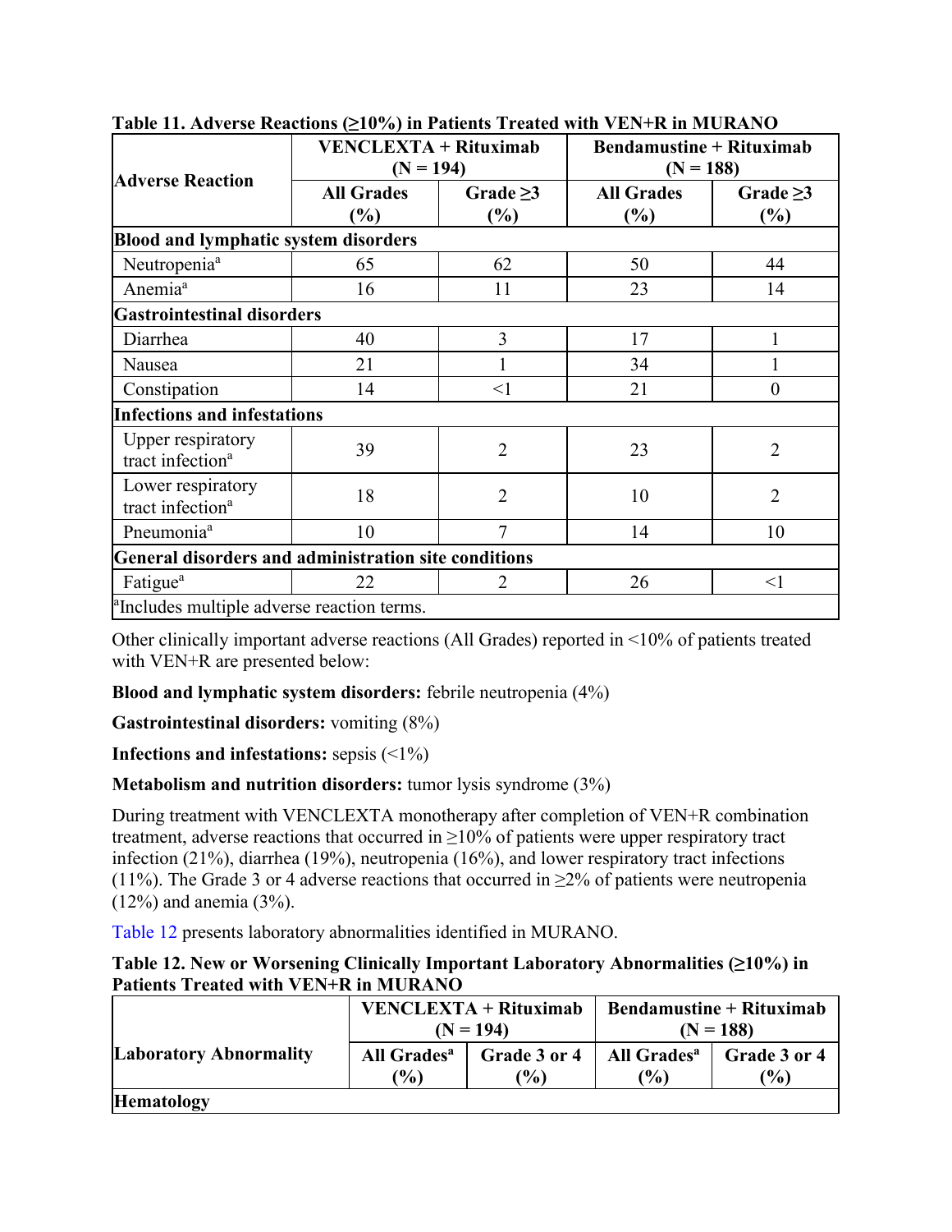**Table 11. Adverse Reactions (≥10%) in Patients Treated with VEN+R in MURANO**

| Adverse Reaction | VENCLEXTA + Rituximab (N = 194) | | Bendamustine + Rituximab (N = 188) | |
|---|---|---|---|---|
| | All Grades (%) | Grade ≥3 (%) | All Grades (%) | Grade ≥3 (%) |
| **Blood and lymphatic system disorders** | | | | |
| Neutropenia[a] | 65 | 62 | 50 | 44 |
| Anemia[a] | 16 | 11 | 23 | 14 |
| **Gastrointestinal disorders** | | | | |
| Diarrhea | 40 | 3 | 17 | 1 |
| Nausea | 21 | 1 | 34 | 1 |
| Constipation | 14 | <1 | 21 | 0 |
| **Infections and infestations** | | | | |
| Upper respiratory tract infection[a] | 39 | 2 | 23 | 2 |
| Lower respiratory tract infection[a] | 18 | 2 | 10 | 2 |
| Pneumonia[a] | 10 | 7 | 14 | 10 |
| **General disorders and administration site conditions** | | | | |
| Fatigue[a] | 22 | 2 | 26 | <1 |

[a]Includes multiple adverse reaction terms.

Other clinically important adverse reactions (All Grades) reported in <10% of patients treated with VEN+R are presented below:

**Blood and lymphatic system disorders:** febrile neutropenia (4%)

**Gastrointestinal disorders:** vomiting (8%)

**Infections and infestations:** sepsis (<1%)

**Metabolism and nutrition disorders:** tumor lysis syndrome (3%)

During treatment with VENCLEXTA monotherapy after completion of VEN+R combination treatment, adverse reactions that occurred in ≥10% of patients were upper respiratory tract infection (21%), diarrhea (19%), neutropenia (16%), and lower respiratory tract infections (11%). The Grade 3 or 4 adverse reactions that occurred in ≥2% of patients were neutropenia (12%) and anemia (3%).

Table 12 presents laboratory abnormalities identified in MURANO.

**Table 12. New or Worsening Clinically Important Laboratory Abnormalities (≥10%) in Patients Treated with VEN+R in MURANO**

| Laboratory Abnormality | VENCLEXTA + Rituximab (N = 194) | | Bendamustine + Rituximab (N = 188) | |
|---|---|---|---|---|
| | All Grades[a] (%) | Grade 3 or 4 (%) | All Grades[a] (%) | Grade 3 or 4 (%) |
| **Hematology** | | | | |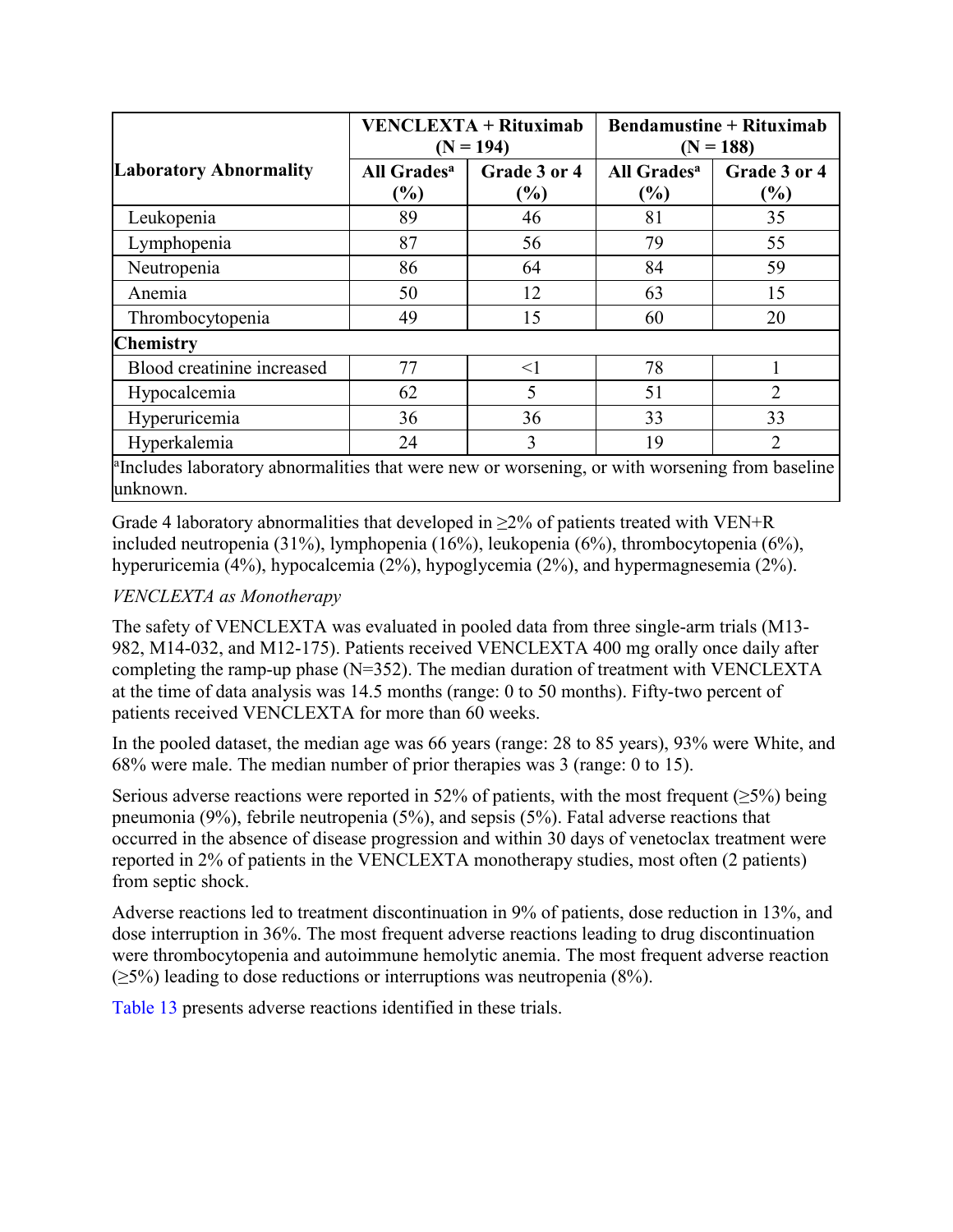| Laboratory Abnormality | VENCLEXTA + Rituximab (N = 194) | | Bendamustine + Rituximab (N = 188) | |
|---|---|---|---|---|
| | All Grades[a] (%) | Grade 3 or 4 (%) | All Grades[a] (%) | Grade 3 or 4 (%) |
| Leukopenia | 89 | 46 | 81 | 35 |
| Lymphopenia | 87 | 56 | 79 | 55 |
| Neutropenia | 86 | 64 | 84 | 59 |
| Anemia | 50 | 12 | 63 | 15 |
| Thrombocytopenia | 49 | 15 | 60 | 20 |
| **Chemistry** | | | | |
| Blood creatinine increased | 77 | <1 | 78 | 1 |
| Hypocalcemia | 62 | 5 | 51 | 2 |
| Hyperuricemia | 36 | 36 | 33 | 33 |
| Hyperkalemia | 24 | 3 | 19 | 2 |

[a]Includes laboratory abnormalities that were new or worsening, or with worsening from baseline unknown.

Grade 4 laboratory abnormalities that developed in ≥2% of patients treated with VEN+R included neutropenia (31%), lymphopenia (16%), leukopenia (6%), thrombocytopenia (6%), hyperuricemia (4%), hypocalcemia (2%), hypoglycemia (2%), and hypermagnesemia (2%).

*VENCLEXTA as Monotherapy*

The safety of VENCLEXTA was evaluated in pooled data from three single-arm trials (M13-982, M14-032, and M12-175). Patients received VENCLEXTA 400 mg orally once daily after completing the ramp-up phase (N=352). The median duration of treatment with VENCLEXTA at the time of data analysis was 14.5 months (range: 0 to 50 months). Fifty-two percent of patients received VENCLEXTA for more than 60 weeks.

In the pooled dataset, the median age was 66 years (range: 28 to 85 years), 93% were White, and 68% were male. The median number of prior therapies was 3 (range: 0 to 15).

Serious adverse reactions were reported in 52% of patients, with the most frequent (≥5%) being pneumonia (9%), febrile neutropenia (5%), and sepsis (5%). Fatal adverse reactions that occurred in the absence of disease progression and within 30 days of venetoclax treatment were reported in 2% of patients in the VENCLEXTA monotherapy studies, most often (2 patients) from septic shock.

Adverse reactions led to treatment discontinuation in 9% of patients, dose reduction in 13%, and dose interruption in 36%. The most frequent adverse reactions leading to drug discontinuation were thrombocytopenia and autoimmune hemolytic anemia. The most frequent adverse reaction (≥5%) leading to dose reductions or interruptions was neutropenia (8%).

Table 13 presents adverse reactions identified in these trials.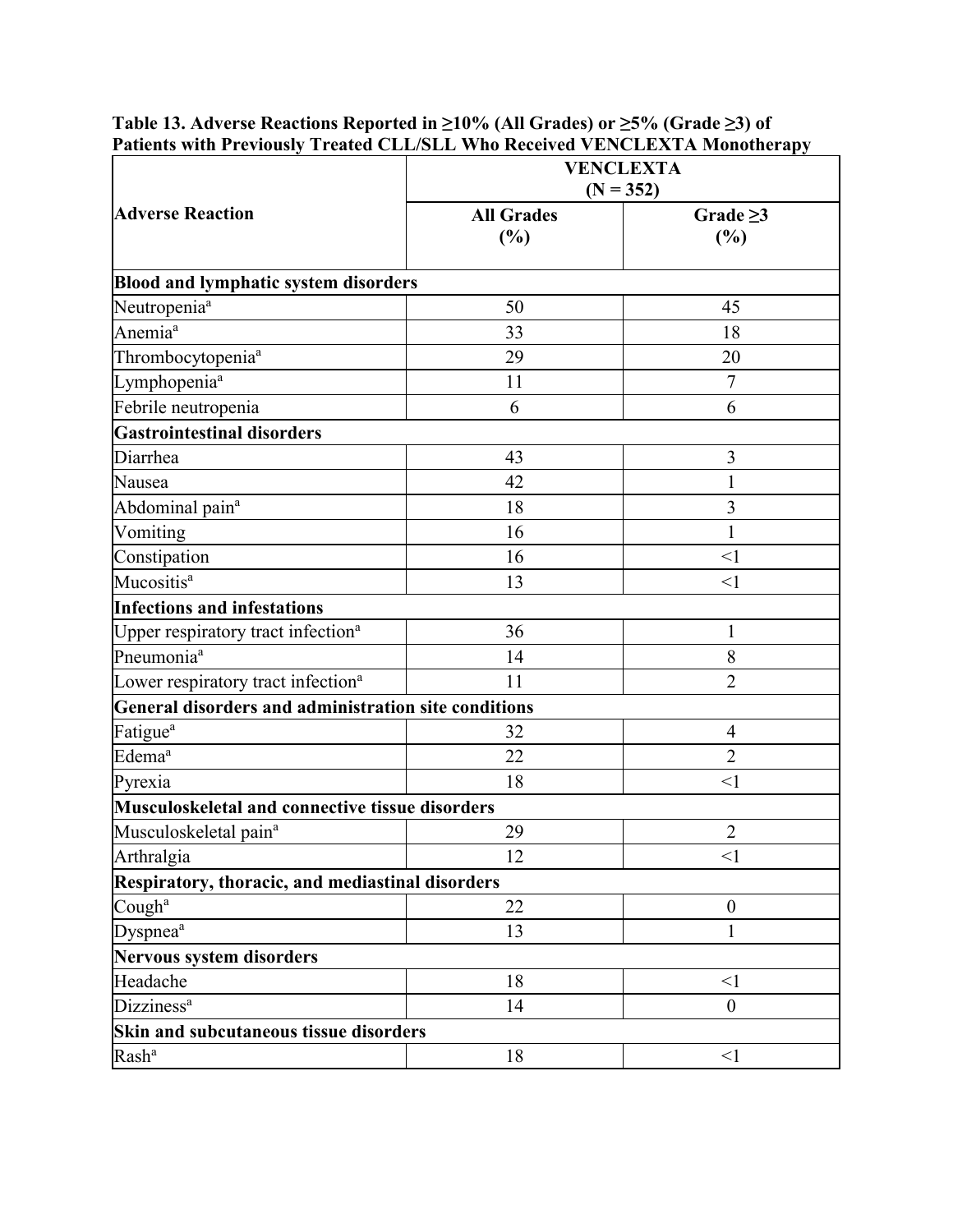**Table 13. Adverse Reactions Reported in ≥10% (All Grades) or ≥5% (Grade ≥3) of Patients with Previously Treated CLL/SLL Who Received VENCLEXTA Monotherapy**

| Adverse Reaction | VENCLEXTA (N = 352) | |
|---|---|---|
| | All Grades (%) | Grade ≥3 (%) |
| **Blood and lymphatic system disorders** | | |
| Neutropenia[a] | 50 | 45 |
| Anemia[a] | 33 | 18 |
| Thrombocytopenia[a] | 29 | 20 |
| Lymphopenia[a] | 11 | 7 |
| Febrile neutropenia | 6 | 6 |
| **Gastrointestinal disorders** | | |
| Diarrhea | 43 | 3 |
| Nausea | 42 | 1 |
| Abdominal pain[a] | 18 | 3 |
| Vomiting | 16 | 1 |
| Constipation | 16 | <1 |
| Mucositis[a] | 13 | <1 |
| **Infections and infestations** | | |
| Upper respiratory tract infection[a] | 36 | 1 |
| Pneumonia[a] | 14 | 8 |
| Lower respiratory tract infection[a] | 11 | 2 |
| **General disorders and administration site conditions** | | |
| Fatigue[a] | 32 | 4 |
| Edema[a] | 22 | 2 |
| Pyrexia | 18 | <1 |
| **Musculoskeletal and connective tissue disorders** | | |
| Musculoskeletal pain[a] | 29 | 2 |
| Arthralgia | 12 | <1 |
| **Respiratory, thoracic, and mediastinal disorders** | | |
| Cough[a] | 22 | 0 |
| Dyspnea[a] | 13 | 1 |
| **Nervous system disorders** | | |
| Headache | 18 | <1 |
| Dizziness[a] | 14 | 0 |
| **Skin and subcutaneous tissue disorders** | | |
| Rash[a] | 18 | <1 |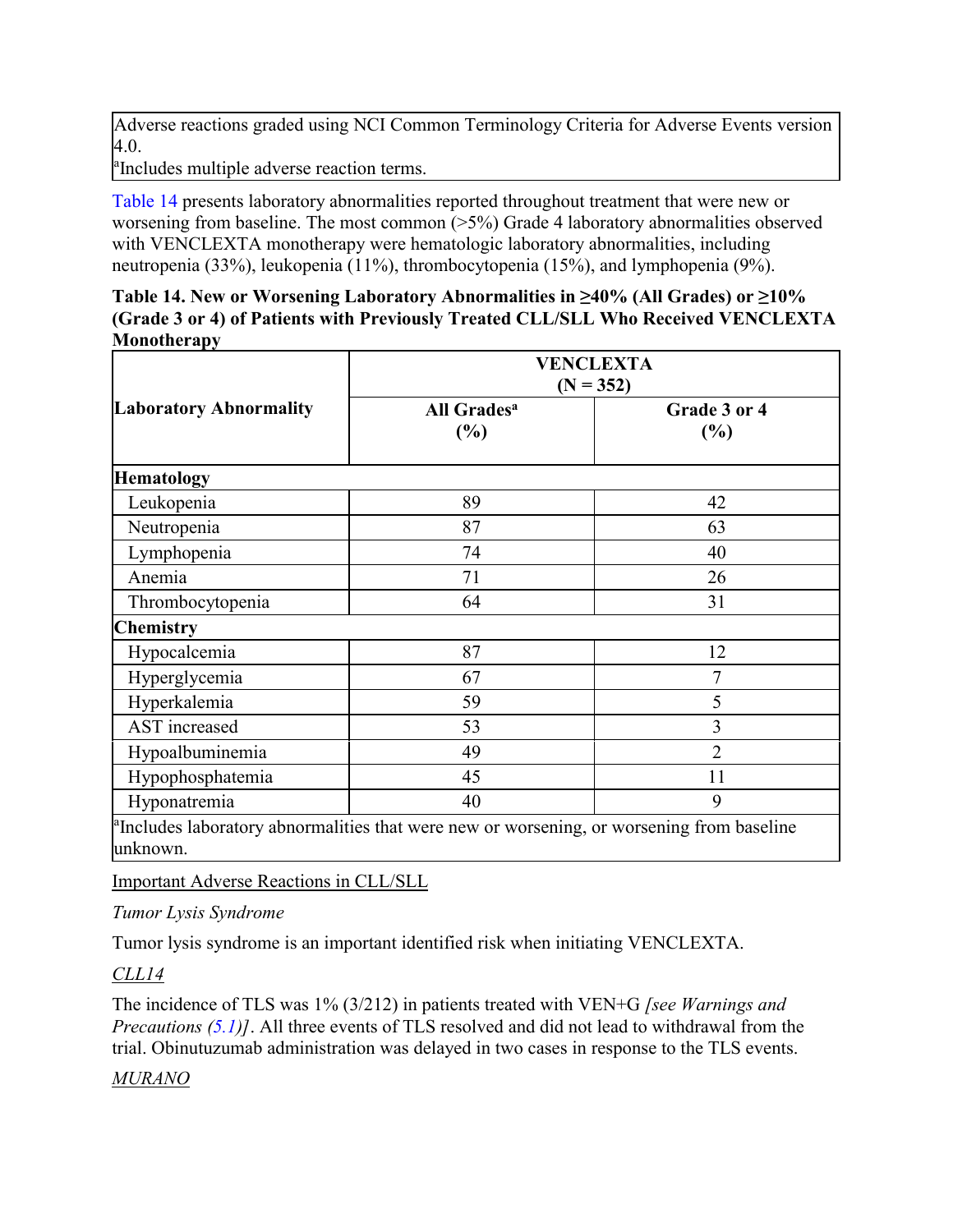Adverse reactions graded using NCI Common Terminology Criteria for Adverse Events version 4.0.
[a]Includes multiple adverse reaction terms.

Table 14 presents laboratory abnormalities reported throughout treatment that were new or worsening from baseline. The most common (>5%) Grade 4 laboratory abnormalities observed with VENCLEXTA monotherapy were hematologic laboratory abnormalities, including neutropenia (33%), leukopenia (11%), thrombocytopenia (15%), and lymphopenia (9%).

**Table 14. New or Worsening Laboratory Abnormalities in ≥40% (All Grades) or ≥10% (Grade 3 or 4) of Patients with Previously Treated CLL/SLL Who Received VENCLEXTA Monotherapy**

| Laboratory Abnormality | VENCLEXTA (N = 352) | |
|---|---|---|
| | All Grades[a] (%) | Grade 3 or 4 (%) |
| **Hematology** | | |
| Leukopenia | 89 | 42 |
| Neutropenia | 87 | 63 |
| Lymphopenia | 74 | 40 |
| Anemia | 71 | 26 |
| Thrombocytopenia | 64 | 31 |
| **Chemistry** | | |
| Hypocalcemia | 87 | 12 |
| Hyperglycemia | 67 | 7 |
| Hyperkalemia | 59 | 5 |
| AST increased | 53 | 3 |
| Hypoalbuminemia | 49 | 2 |
| Hypophosphatemia | 45 | 11 |
| Hyponatremia | 40 | 9 |

[a]Includes laboratory abnormalities that were new or worsening, or worsening from baseline unknown.

Important Adverse Reactions in CLL/SLL

*Tumor Lysis Syndrome*

Tumor lysis syndrome is an important identified risk when initiating VENCLEXTA.

*CLL14*

The incidence of TLS was 1% (3/212) in patients treated with VEN+G *[see Warnings and Precautions (5.1)]*. All three events of TLS resolved and did not lead to withdrawal from the trial. Obinutuzumab administration was delayed in two cases in response to the TLS events.

*MURANO*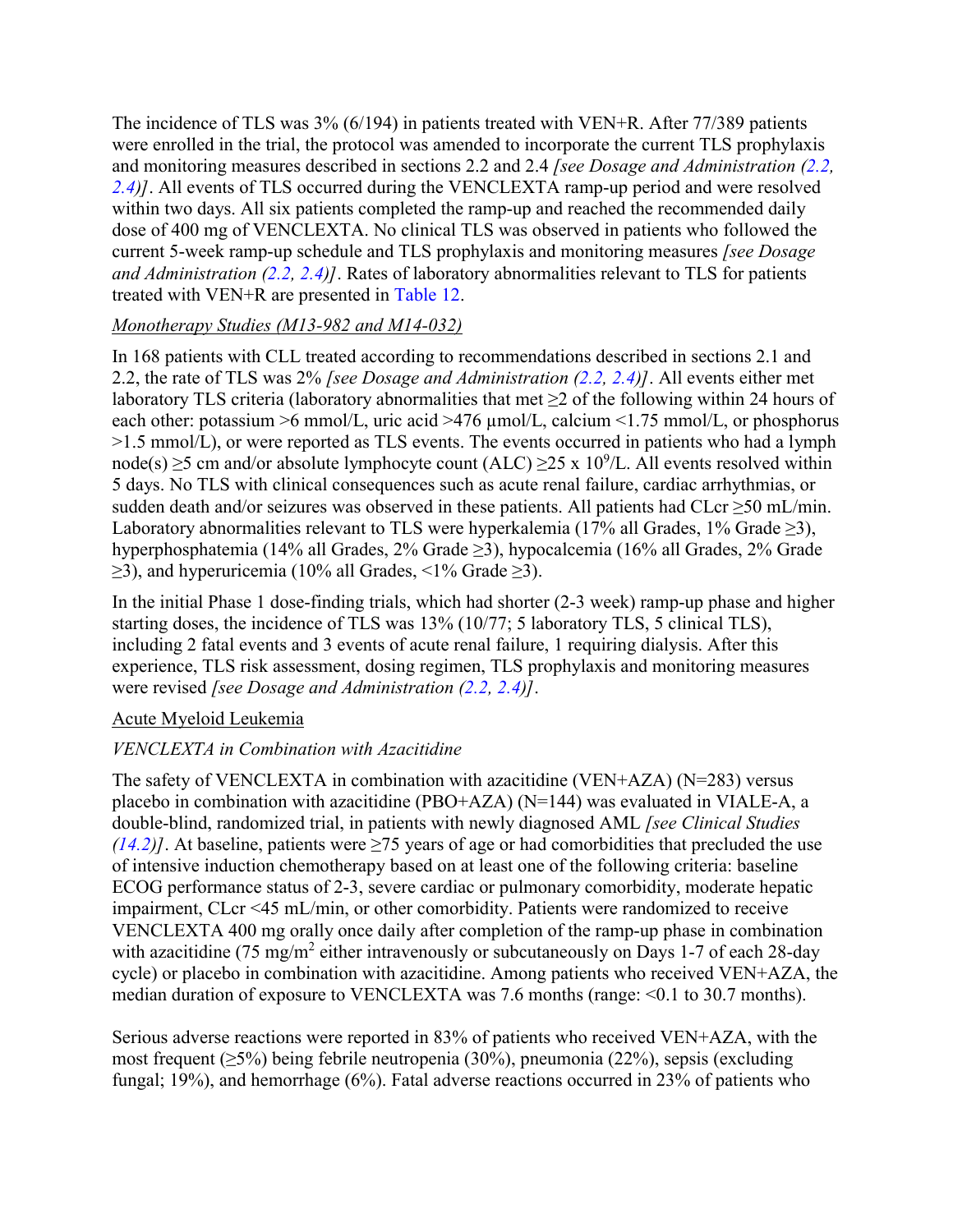The incidence of TLS was 3% (6/194) in patients treated with VEN+R. After 77/389 patients were enrolled in the trial, the protocol was amended to incorporate the current TLS prophylaxis and monitoring measures described in sections 2.2 and 2.4 *[see Dosage and Administration (2.2, 2.4)]*. All events of TLS occurred during the VENCLEXTA ramp-up period and were resolved within two days. All six patients completed the ramp-up and reached the recommended daily dose of 400 mg of VENCLEXTA. No clinical TLS was observed in patients who followed the current 5-week ramp-up schedule and TLS prophylaxis and monitoring measures *[see Dosage and Administration (2.2, 2.4)]*. Rates of laboratory abnormalities relevant to TLS for patients treated with VEN+R are presented in Table 12.

*Monotherapy Studies (M13-982 and M14-032)*

In 168 patients with CLL treated according to recommendations described in sections 2.1 and 2.2, the rate of TLS was 2% *[see Dosage and Administration (2.2, 2.4)]*. All events either met laboratory TLS criteria (laboratory abnormalities that met ≥2 of the following within 24 hours of each other: potassium >6 mmol/L, uric acid >476 µmol/L, calcium <1.75 mmol/L, or phosphorus >1.5 mmol/L), or were reported as TLS events. The events occurred in patients who had a lymph node(s) ≥5 cm and/or absolute lymphocyte count (ALC) ≥25 x $10^9$/L. All events resolved within 5 days. No TLS with clinical consequences such as acute renal failure, cardiac arrhythmias, or sudden death and/or seizures was observed in these patients. All patients had CLcr ≥50 mL/min. Laboratory abnormalities relevant to TLS were hyperkalemia (17% all Grades, 1% Grade ≥3), hyperphosphatemia (14% all Grades, 2% Grade ≥3), hypocalcemia (16% all Grades, 2% Grade ≥3), and hyperuricemia (10% all Grades, <1% Grade ≥3).

In the initial Phase 1 dose-finding trials, which had shorter (2-3 week) ramp-up phase and higher starting doses, the incidence of TLS was 13% (10/77; 5 laboratory TLS, 5 clinical TLS), including 2 fatal events and 3 events of acute renal failure, 1 requiring dialysis. After this experience, TLS risk assessment, dosing regimen, TLS prophylaxis and monitoring measures were revised *[see Dosage and Administration (2.2, 2.4)]*.

Acute Myeloid Leukemia

*VENCLEXTA in Combination with Azacitidine*

The safety of VENCLEXTA in combination with azacitidine (VEN+AZA) (N=283) versus placebo in combination with azacitidine (PBO+AZA) (N=144) was evaluated in VIALE-A, a double-blind, randomized trial, in patients with newly diagnosed AML *[see Clinical Studies (14.2)]*. At baseline, patients were ≥75 years of age or had comorbidities that precluded the use of intensive induction chemotherapy based on at least one of the following criteria: baseline ECOG performance status of 2-3, severe cardiac or pulmonary comorbidity, moderate hepatic impairment, CLcr <45 mL/min, or other comorbidity. Patients were randomized to receive VENCLEXTA 400 mg orally once daily after completion of the ramp-up phase in combination with azacitidine (75 mg/$m^2$ either intravenously or subcutaneously on Days 1-7 of each 28-day cycle) or placebo in combination with azacitidine. Among patients who received VEN+AZA, the median duration of exposure to VENCLEXTA was 7.6 months (range: <0.1 to 30.7 months).

Serious adverse reactions were reported in 83% of patients who received VEN+AZA, with the most frequent (≥5%) being febrile neutropenia (30%), pneumonia (22%), sepsis (excluding fungal; 19%), and hemorrhage (6%). Fatal adverse reactions occurred in 23% of patients who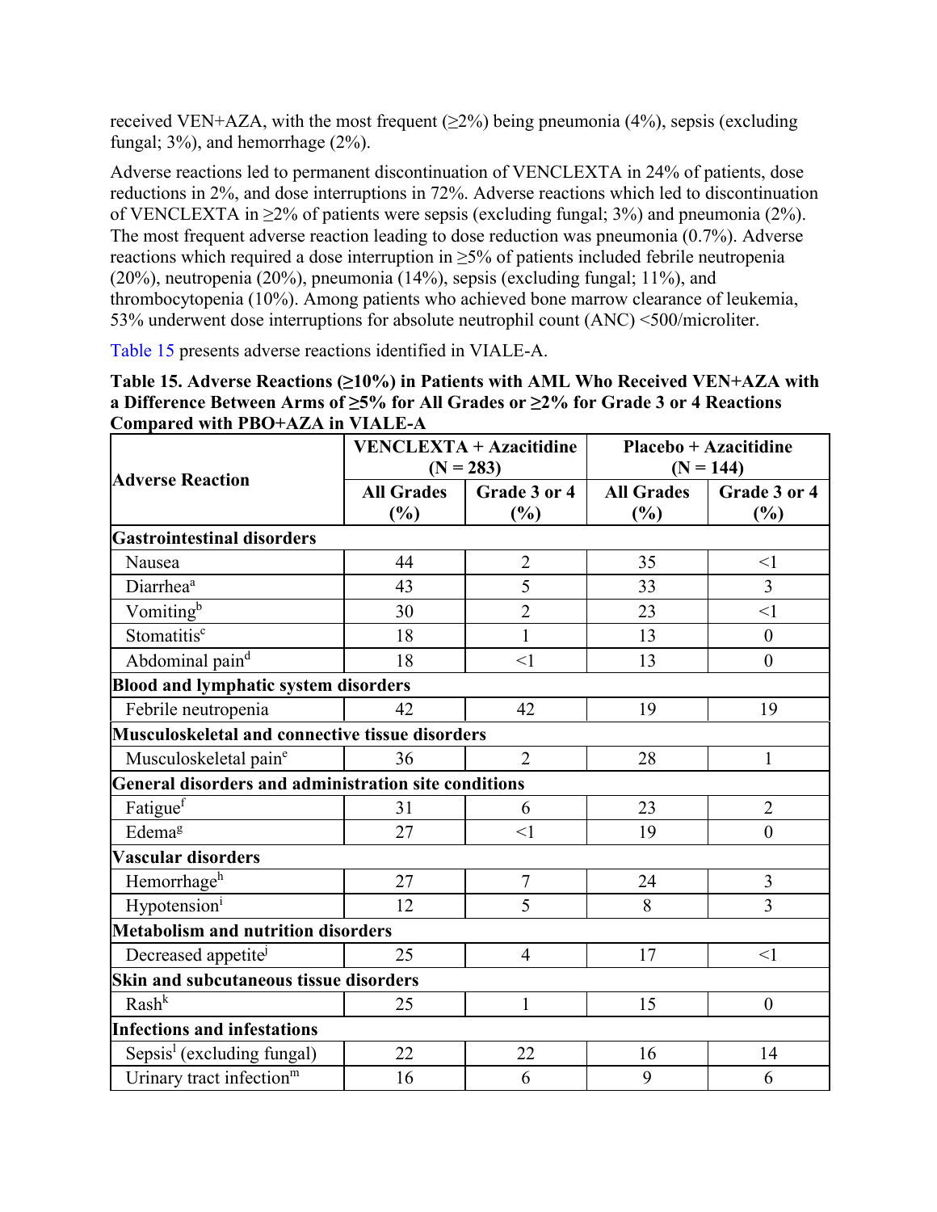received VEN+AZA, with the most frequent (≥2%) being pneumonia (4%), sepsis (excluding fungal; 3%), and hemorrhage (2%).

Adverse reactions led to permanent discontinuation of VENCLEXTA in 24% of patients, dose reductions in 2%, and dose interruptions in 72%. Adverse reactions which led to discontinuation of VENCLEXTA in ≥2% of patients were sepsis (excluding fungal; 3%) and pneumonia (2%). The most frequent adverse reaction leading to dose reduction was pneumonia (0.7%). Adverse reactions which required a dose interruption in ≥5% of patients included febrile neutropenia (20%), neutropenia (20%), pneumonia (14%), sepsis (excluding fungal; 11%), and thrombocytopenia (10%). Among patients who achieved bone marrow clearance of leukemia, 53% underwent dose interruptions for absolute neutrophil count (ANC) <500/microliter.

Table 15 presents adverse reactions identified in VIALE-A.

**Table 15. Adverse Reactions (≥10%) in Patients with AML Who Received VEN+AZA with a Difference Between Arms of ≥5% for All Grades or ≥2% for Grade 3 or 4 Reactions Compared with PBO+AZA in VIALE-A**

| Adverse Reaction | VENCLEXTA + Azacitidine (N = 283) | | Placebo + Azacitidine (N = 144) | |
|---|---|---|---|---|
| | All Grades (%) | Grade 3 or 4 (%) | All Grades (%) | Grade 3 or 4 (%) |
| **Gastrointestinal disorders** | | | | |
| Nausea | 44 | 2 | 35 | <1 |
| Diarrhea[a] | 43 | 5 | 33 | 3 |
| Vomiting[b] | 30 | 2 | 23 | <1 |
| Stomatitis[c] | 18 | 1 | 13 | 0 |
| Abdominal pain[d] | 18 | <1 | 13 | 0 |
| **Blood and lymphatic system disorders** | | | | |
| Febrile neutropenia | 42 | 42 | 19 | 19 |
| **Musculoskeletal and connective tissue disorders** | | | | |
| Musculoskeletal pain[e] | 36 | 2 | 28 | 1 |
| **General disorders and administration site conditions** | | | | |
| Fatigue[f] | 31 | 6 | 23 | 2 |
| Edema[g] | 27 | <1 | 19 | 0 |
| **Vascular disorders** | | | | |
| Hemorrhage[h] | 27 | 7 | 24 | 3 |
| Hypotension[i] | 12 | 5 | 8 | 3 |
| **Metabolism and nutrition disorders** | | | | |
| Decreased appetite[j] | 25 | 4 | 17 | <1 |
| **Skin and subcutaneous tissue disorders** | | | | |
| Rash[k] | 25 | 1 | 15 | 0 |
| **Infections and infestations** | | | | |
| Sepsis[l] (excluding fungal) | 22 | 22 | 16 | 14 |
| Urinary tract infection[m] | 16 | 6 | 9 | 6 |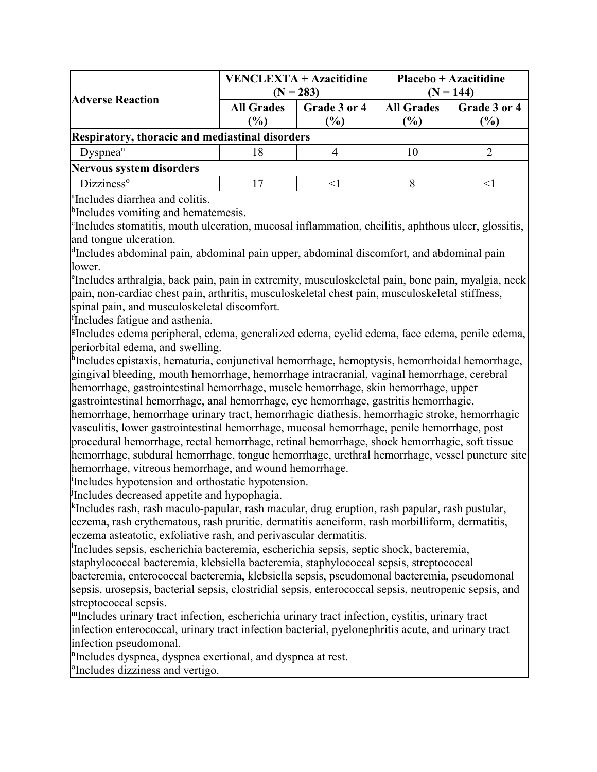| Adverse Reaction | VENCLEXTA + Azacitidine (N = 283) | | Placebo + Azacitidine (N = 144) | |
|---|---|---|---|---|
| | All Grades (%) | Grade 3 or 4 (%) | All Grades (%) | Grade 3 or 4 (%) |
| **Respiratory, thoracic and mediastinal disorders** | | | | |
| Dyspnea[n] | 18 | 4 | 10 | 2 |
| **Nervous system disorders** | | | | |
| Dizziness[o] | 17 | <1 | 8 | <1 |

[a]Includes diarrhea and colitis.
[b]Includes vomiting and hematemesis.
[c]Includes stomatitis, mouth ulceration, mucosal inflammation, cheilitis, aphthous ulcer, glossitis, and tongue ulceration.
[d]Includes abdominal pain, abdominal pain upper, abdominal discomfort, and abdominal pain lower.
[e]Includes arthralgia, back pain, pain in extremity, musculoskeletal pain, bone pain, myalgia, neck pain, non-cardiac chest pain, arthritis, musculoskeletal chest pain, musculoskeletal stiffness, spinal pain, and musculoskeletal discomfort.
[f]Includes fatigue and asthenia.
[g]Includes edema peripheral, edema, generalized edema, eyelid edema, face edema, penile edema, periorbital edema, and swelling.
[h]Includes epistaxis, hematuria, conjunctival hemorrhage, hemoptysis, hemorrhoidal hemorrhage, gingival bleeding, mouth hemorrhage, hemorrhage intracranial, vaginal hemorrhage, cerebral hemorrhage, gastrointestinal hemorrhage, muscle hemorrhage, skin hemorrhage, upper gastrointestinal hemorrhage, anal hemorrhage, eye hemorrhage, gastritis hemorrhagic, hemorrhage, hemorrhage urinary tract, hemorrhagic diathesis, hemorrhagic stroke, hemorrhagic vasculitis, lower gastrointestinal hemorrhage, mucosal hemorrhage, penile hemorrhage, post procedural hemorrhage, rectal hemorrhage, retinal hemorrhage, shock hemorrhagic, soft tissue hemorrhage, subdural hemorrhage, tongue hemorrhage, urethral hemorrhage, vessel puncture site hemorrhage, vitreous hemorrhage, and wound hemorrhage.
[i]Includes hypotension and orthostatic hypotension.
[j]Includes decreased appetite and hypophagia.
[k]Includes rash, rash maculo-papular, rash macular, drug eruption, rash papular, rash pustular, eczema, rash erythematous, rash pruritic, dermatitis acneiform, rash morbilliform, dermatitis, eczema asteatotic, exfoliative rash, and perivascular dermatitis.
[l]Includes sepsis, escherichia bacteremia, escherichia sepsis, septic shock, bacteremia, staphylococcal bacteremia, klebsiella bacteremia, staphylococcal sepsis, streptococcal bacteremia, enterococcal bacteremia, klebsiella sepsis, pseudomonal bacteremia, pseudomonal sepsis, urosepsis, bacterial sepsis, clostridial sepsis, enterococcal sepsis, neutropenic sepsis, and streptococcal sepsis.
[m]Includes urinary tract infection, escherichia urinary tract infection, cystitis, urinary tract infection enterococcal, urinary tract infection bacterial, pyelonephritis acute, and urinary tract infection pseudomonal.
[n]Includes dyspnea, dyspnea exertional, and dyspnea at rest.
[o]Includes dizziness and vertigo.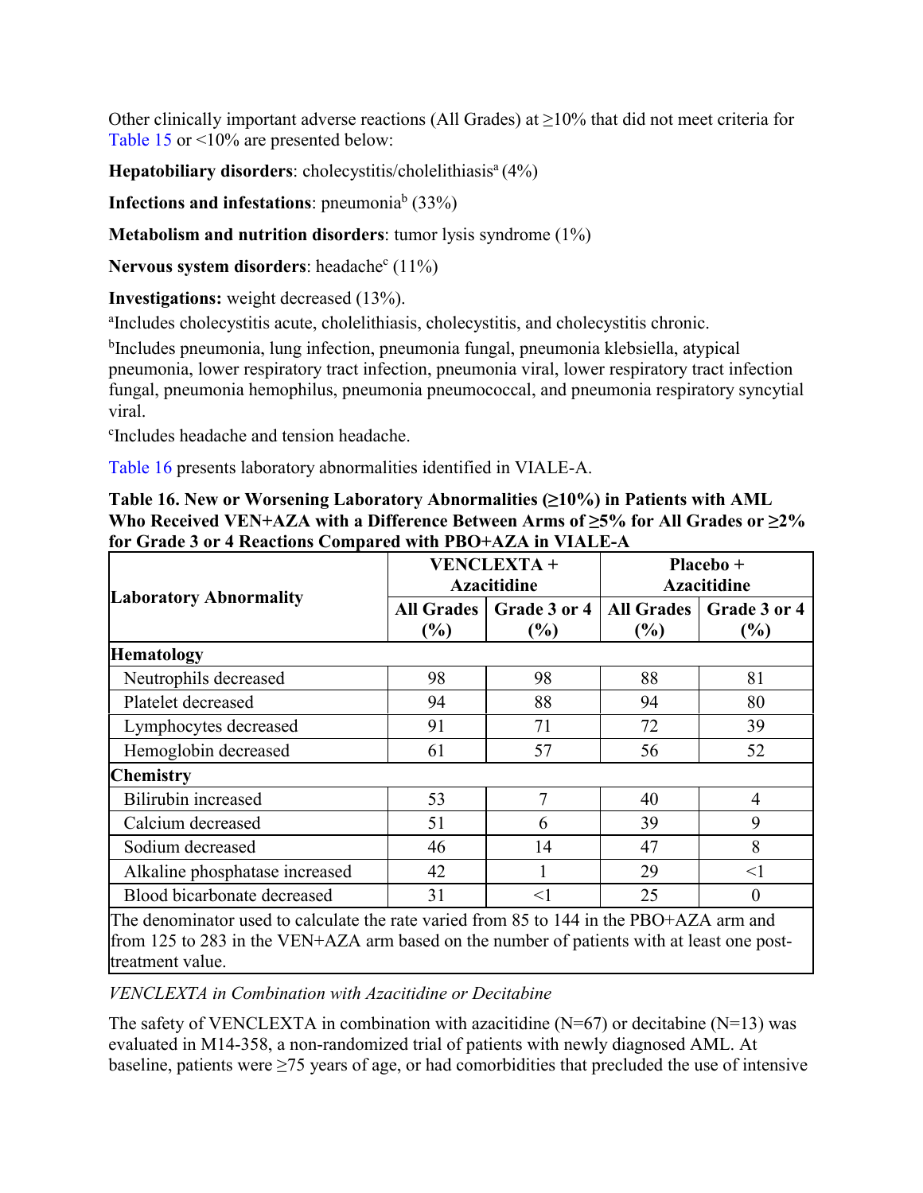Other clinically important adverse reactions (All Grades) at ≥10% that did not meet criteria for Table 15 or <10% are presented below:

**Hepatobiliary disorders**: cholecystitis/cholelithiasis[a] (4%)

**Infections and infestations**: pneumonia[b] (33%)

**Metabolism and nutrition disorders**: tumor lysis syndrome (1%)

**Nervous system disorders**: headache[c] (11%)

**Investigations:** weight decreased (13%).

[a]Includes cholecystitis acute, cholelithiasis, cholecystitis, and cholecystitis chronic.

[b]Includes pneumonia, lung infection, pneumonia fungal, pneumonia klebsiella, atypical pneumonia, lower respiratory tract infection, pneumonia viral, lower respiratory tract infection fungal, pneumonia hemophilus, pneumonia pneumococcal, and pneumonia respiratory syncytial viral.

[c]Includes headache and tension headache.

Table 16 presents laboratory abnormalities identified in VIALE-A.

**Table 16. New or Worsening Laboratory Abnormalities (≥10%) in Patients with AML Who Received VEN+AZA with a Difference Between Arms of ≥5% for All Grades or ≥2% for Grade 3 or 4 Reactions Compared with PBO+AZA in VIALE-A**

| Laboratory Abnormality | VENCLEXTA + Azacitidine | | Placebo + Azacitidine | |
|---|---|---|---|---|
| | All Grades (%) | Grade 3 or 4 (%) | All Grades (%) | Grade 3 or 4 (%) |
| **Hematology** | | | | |
| Neutrophils decreased | 98 | 98 | 88 | 81 |
| Platelet decreased | 94 | 88 | 94 | 80 |
| Lymphocytes decreased | 91 | 71 | 72 | 39 |
| Hemoglobin decreased | 61 | 57 | 56 | 52 |
| **Chemistry** | | | | |
| Bilirubin increased | 53 | 7 | 40 | 4 |
| Calcium decreased | 51 | 6 | 39 | 9 |
| Sodium decreased | 46 | 14 | 47 | 8 |
| Alkaline phosphatase increased | 42 | 1 | 29 | <1 |
| Blood bicarbonate decreased | 31 | <1 | 25 | 0 |

The denominator used to calculate the rate varied from 85 to 144 in the PBO+AZA arm and from 125 to 283 in the VEN+AZA arm based on the number of patients with at least one post-treatment value.

*VENCLEXTA in Combination with Azacitidine or Decitabine*

The safety of VENCLEXTA in combination with azacitidine (N=67) or decitabine (N=13) was evaluated in M14-358, a non-randomized trial of patients with newly diagnosed AML. At baseline, patients were ≥75 years of age, or had comorbidities that precluded the use of intensive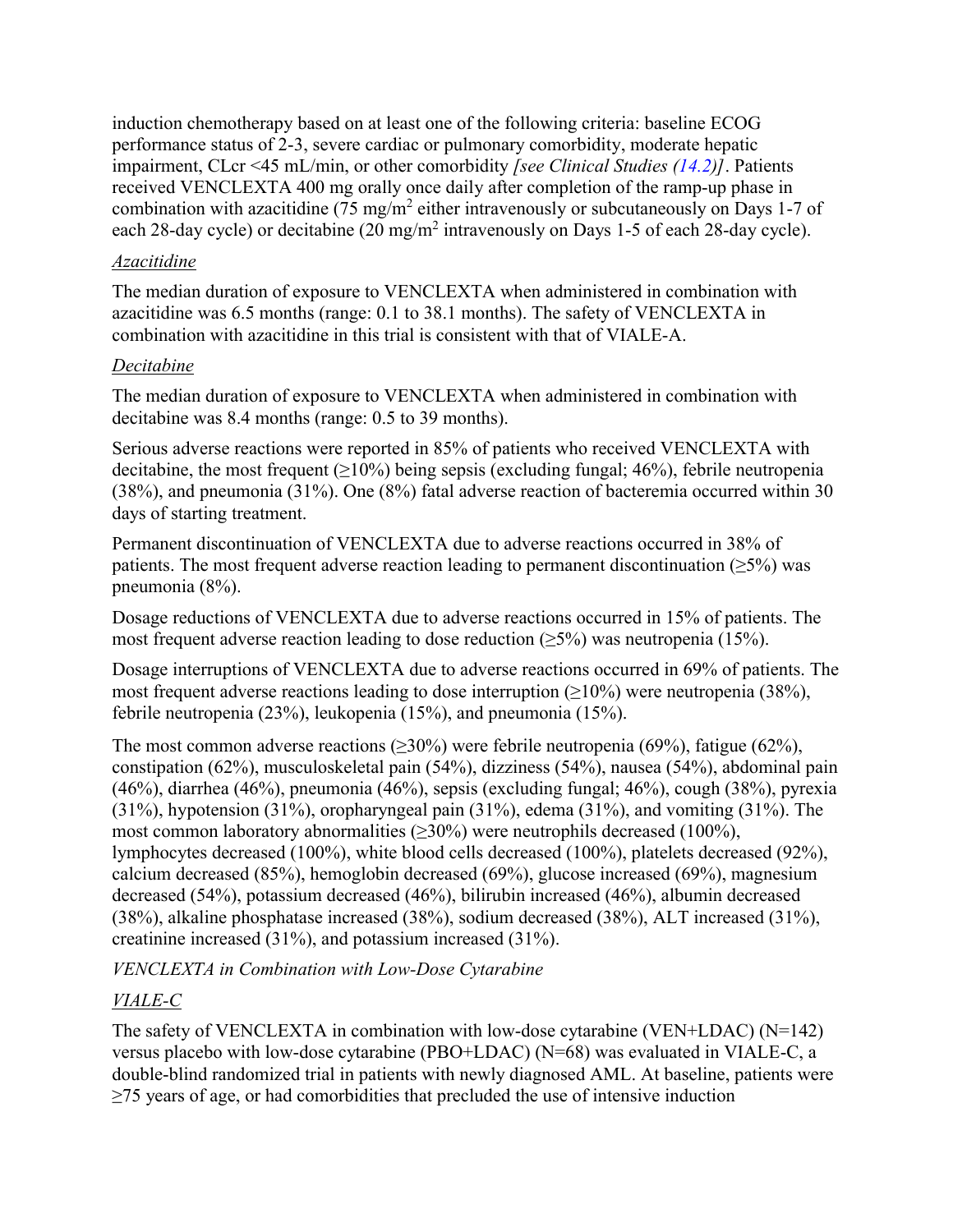induction chemotherapy based on at least one of the following criteria: baseline ECOG performance status of 2-3, severe cardiac or pulmonary comorbidity, moderate hepatic impairment, CLcr <45 mL/min, or other comorbidity *[see Clinical Studies (14.2)]*. Patients received VENCLEXTA 400 mg orally once daily after completion of the ramp-up phase in combination with azacitidine (75 mg/$m^2$ either intravenously or subcutaneously on Days 1-7 of each 28-day cycle) or decitabine (20 mg/$m^2$ intravenously on Days 1-5 of each 28-day cycle).

*Azacitidine*

The median duration of exposure to VENCLEXTA when administered in combination with azacitidine was 6.5 months (range: 0.1 to 38.1 months). The safety of VENCLEXTA in combination with azacitidine in this trial is consistent with that of VIALE-A.

*Decitabine*

The median duration of exposure to VENCLEXTA when administered in combination with decitabine was 8.4 months (range: 0.5 to 39 months).

Serious adverse reactions were reported in 85% of patients who received VENCLEXTA with decitabine, the most frequent (≥10%) being sepsis (excluding fungal; 46%), febrile neutropenia (38%), and pneumonia (31%). One (8%) fatal adverse reaction of bacteremia occurred within 30 days of starting treatment.

Permanent discontinuation of VENCLEXTA due to adverse reactions occurred in 38% of patients. The most frequent adverse reaction leading to permanent discontinuation (≥5%) was pneumonia (8%).

Dosage reductions of VENCLEXTA due to adverse reactions occurred in 15% of patients. The most frequent adverse reaction leading to dose reduction (≥5%) was neutropenia (15%).

Dosage interruptions of VENCLEXTA due to adverse reactions occurred in 69% of patients. The most frequent adverse reactions leading to dose interruption (≥10%) were neutropenia (38%), febrile neutropenia (23%), leukopenia (15%), and pneumonia (15%).

The most common adverse reactions (≥30%) were febrile neutropenia (69%), fatigue (62%), constipation (62%), musculoskeletal pain (54%), dizziness (54%), nausea (54%), abdominal pain (46%), diarrhea (46%), pneumonia (46%), sepsis (excluding fungal; 46%), cough (38%), pyrexia (31%), hypotension (31%), oropharyngeal pain (31%), edema (31%), and vomiting (31%). The most common laboratory abnormalities (≥30%) were neutrophils decreased (100%), lymphocytes decreased (100%), white blood cells decreased (100%), platelets decreased (92%), calcium decreased (85%), hemoglobin decreased (69%), glucose increased (69%), magnesium decreased (54%), potassium decreased (46%), bilirubin increased (46%), albumin decreased (38%), alkaline phosphatase increased (38%), sodium decreased (38%), ALT increased (31%), creatinine increased (31%), and potassium increased (31%).

*VENCLEXTA in Combination with Low-Dose Cytarabine*

*VIALE-C*

The safety of VENCLEXTA in combination with low-dose cytarabine (VEN+LDAC) (N=142) versus placebo with low-dose cytarabine (PBO+LDAC) (N=68) was evaluated in VIALE-C, a double-blind randomized trial in patients with newly diagnosed AML. At baseline, patients were ≥75 years of age, or had comorbidities that precluded the use of intensive induction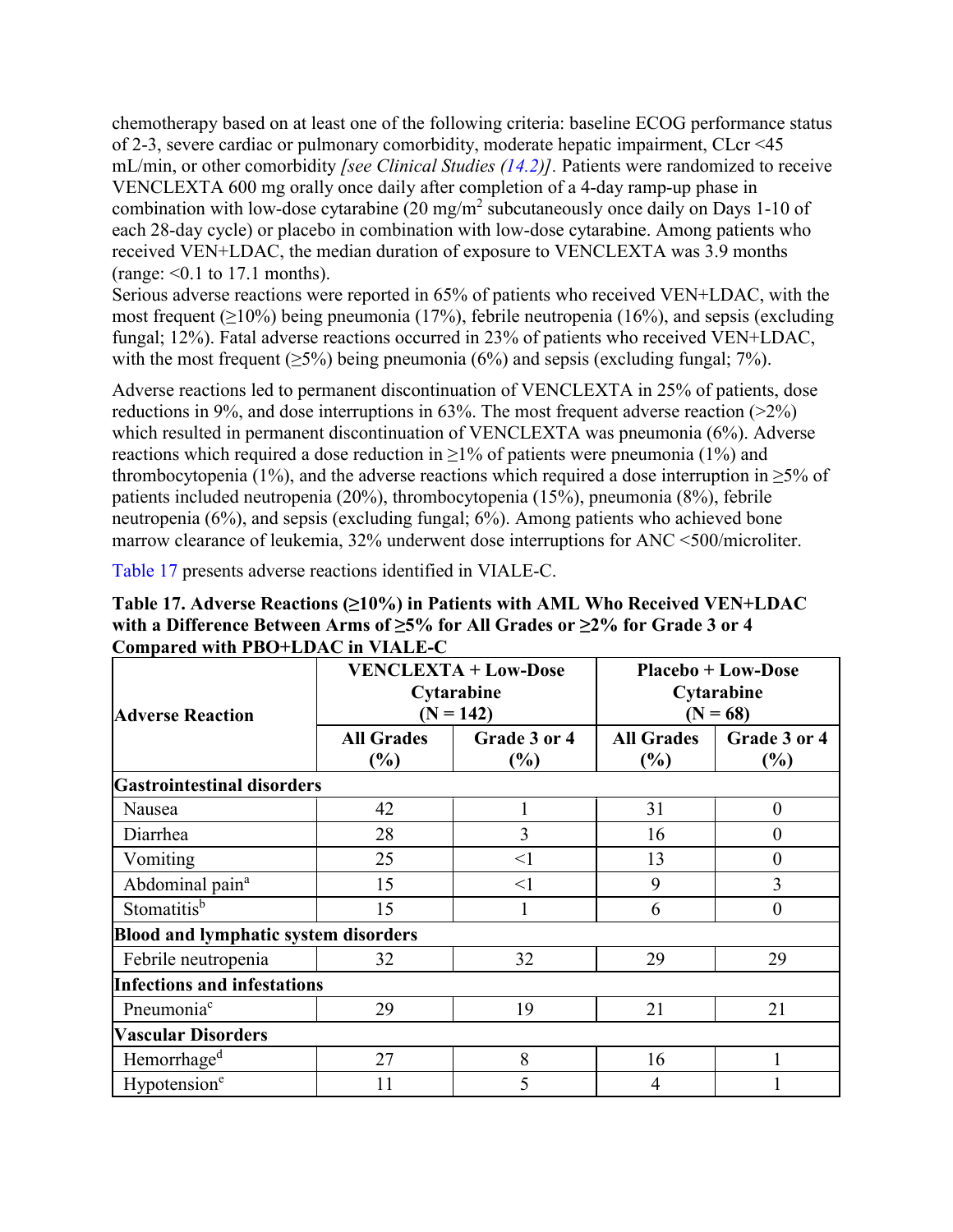chemotherapy based on at least one of the following criteria: baseline ECOG performance status of 2-3, severe cardiac or pulmonary comorbidity, moderate hepatic impairment, CLcr <45 mL/min, or other comorbidity *[see Clinical Studies (14.2)]*. Patients were randomized to receive VENCLEXTA 600 mg orally once daily after completion of a 4-day ramp-up phase in combination with low-dose cytarabine (20 mg/m$^2$ subcutaneously once daily on Days 1-10 of each 28-day cycle) or placebo in combination with low-dose cytarabine. Among patients who received VEN+LDAC, the median duration of exposure to VENCLEXTA was 3.9 months (range: <0.1 to 17.1 months).

Serious adverse reactions were reported in 65% of patients who received VEN+LDAC, with the most frequent (≥10%) being pneumonia (17%), febrile neutropenia (16%), and sepsis (excluding fungal; 12%). Fatal adverse reactions occurred in 23% of patients who received VEN+LDAC, with the most frequent (≥5%) being pneumonia (6%) and sepsis (excluding fungal; 7%).

Adverse reactions led to permanent discontinuation of VENCLEXTA in 25% of patients, dose reductions in 9%, and dose interruptions in 63%. The most frequent adverse reaction (>2%) which resulted in permanent discontinuation of VENCLEXTA was pneumonia (6%). Adverse reactions which required a dose reduction in ≥1% of patients were pneumonia (1%) and thrombocytopenia (1%), and the adverse reactions which required a dose interruption in ≥5% of patients included neutropenia (20%), thrombocytopenia (15%), pneumonia (8%), febrile neutropenia (6%), and sepsis (excluding fungal; 6%). Among patients who achieved bone marrow clearance of leukemia, 32% underwent dose interruptions for ANC <500/microliter.

Table 17 presents adverse reactions identified in VIALE-C.

**Table 17. Adverse Reactions (≥10%) in Patients with AML Who Received VEN+LDAC with a Difference Between Arms of ≥5% for All Grades or ≥2% for Grade 3 or 4 Compared with PBO+LDAC in VIALE-C**

| Adverse Reaction | VENCLEXTA + Low-Dose Cytarabine (N = 142) | | Placebo + Low-Dose Cytarabine (N = 68) | |
|---|---|---|---|---|
| | All Grades (%) | Grade 3 or 4 (%) | All Grades (%) | Grade 3 or 4 (%) |
| **Gastrointestinal disorders** | | | | |
| Nausea | 42 | 1 | 31 | 0 |
| Diarrhea | 28 | 3 | 16 | 0 |
| Vomiting | 25 | <1 | 13 | 0 |
| Abdominal pain[a] | 15 | <1 | 9 | 3 |
| Stomatitis[b] | 15 | 1 | 6 | 0 |
| **Blood and lymphatic system disorders** | | | | |
| Febrile neutropenia | 32 | 32 | 29 | 29 |
| **Infections and infestations** | | | | |
| Pneumonia[c] | 29 | 19 | 21 | 21 |
| **Vascular Disorders** | | | | |
| Hemorrhage[d] | 27 | 8 | 16 | 1 |
| Hypotension[e] | 11 | 5 | 4 | 1 |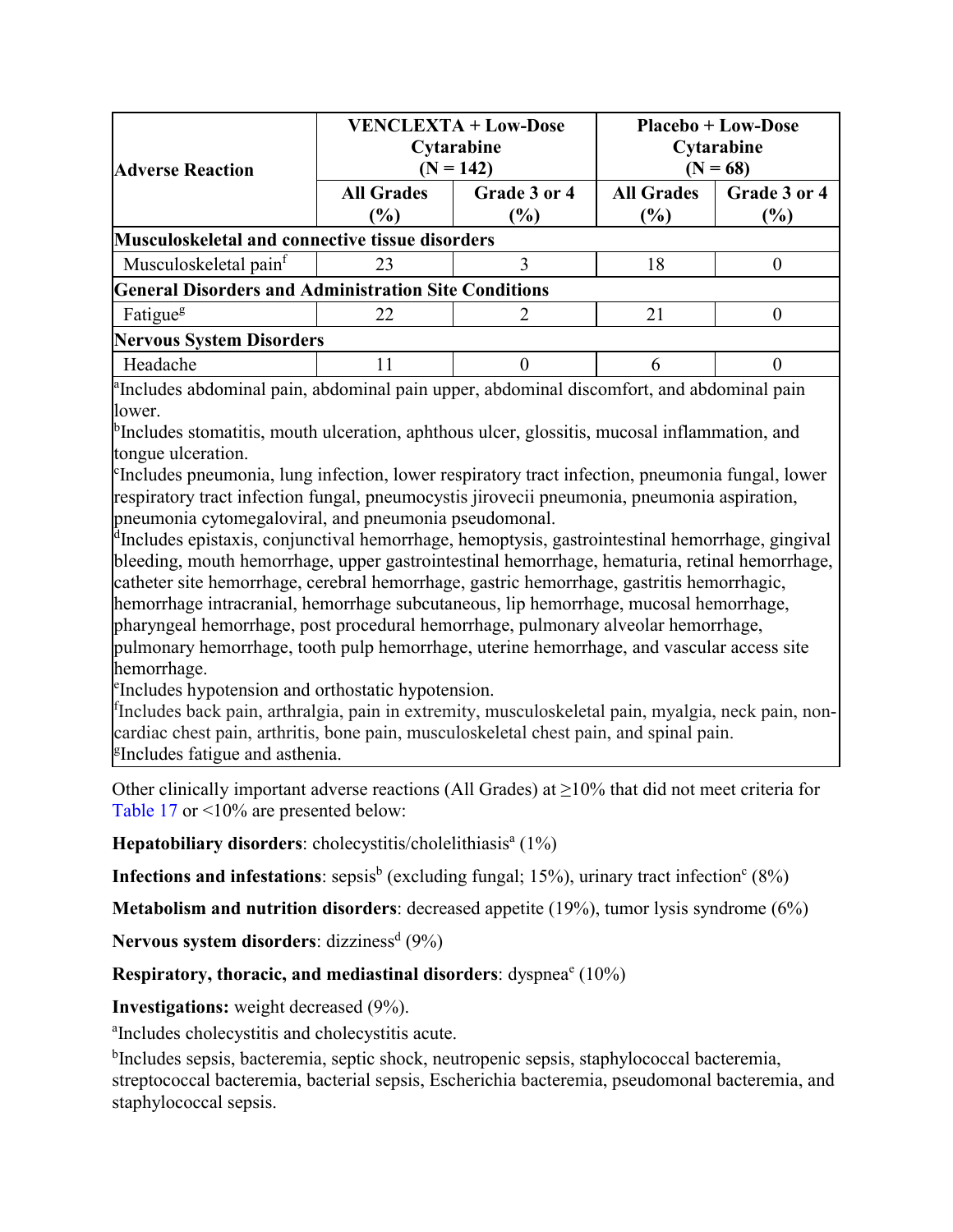| Adverse Reaction | VENCLEXTA + Low-Dose Cytarabine (N = 142) | | Placebo + Low-Dose Cytarabine (N = 68) | |
|---|---|---|---|---|
| | All Grades (%) | Grade 3 or 4 (%) | All Grades (%) | Grade 3 or 4 (%) |
| **Musculoskeletal and connective tissue disorders** | | | | |
| Musculoskeletal pain[f] | 23 | 3 | 18 | 0 |
| **General Disorders and Administration Site Conditions** | | | | |
| Fatigue[g] | 22 | 2 | 21 | 0 |
| **Nervous System Disorders** | | | | |
| Headache | 11 | 0 | 6 | 0 |

[a]Includes abdominal pain, abdominal pain upper, abdominal discomfort, and abdominal pain lower.
[b]Includes stomatitis, mouth ulceration, aphthous ulcer, glossitis, mucosal inflammation, and tongue ulceration.
[c]Includes pneumonia, lung infection, lower respiratory tract infection, pneumonia fungal, lower respiratory tract infection fungal, pneumocystis jirovecii pneumonia, pneumonia aspiration, pneumonia cytomegaloviral, and pneumonia pseudomonal.
[d]Includes epistaxis, conjunctival hemorrhage, hemoptysis, gastrointestinal hemorrhage, gingival bleeding, mouth hemorrhage, upper gastrointestinal hemorrhage, hematuria, retinal hemorrhage, catheter site hemorrhage, cerebral hemorrhage, gastric hemorrhage, gastritis hemorrhagic, hemorrhage intracranial, hemorrhage subcutaneous, lip hemorrhage, mucosal hemorrhage, pharyngeal hemorrhage, post procedural hemorrhage, pulmonary alveolar hemorrhage, pulmonary hemorrhage, tooth pulp hemorrhage, uterine hemorrhage, and vascular access site hemorrhage.
[e]Includes hypotension and orthostatic hypotension.
[f]Includes back pain, arthralgia, pain in extremity, musculoskeletal pain, myalgia, neck pain, non-cardiac chest pain, arthritis, bone pain, musculoskeletal chest pain, and spinal pain.
[g]Includes fatigue and asthenia.

Other clinically important adverse reactions (All Grades) at ≥10% that did not meet criteria for Table 17 or <10% are presented below:

**Hepatobiliary disorders**: cholecystitis/cholelithiasis[a] (1%)

**Infections and infestations**: sepsis[b] (excluding fungal; 15%), urinary tract infection[c] (8%)

**Metabolism and nutrition disorders**: decreased appetite (19%), tumor lysis syndrome (6%)

**Nervous system disorders**: dizziness[d] (9%)

**Respiratory, thoracic, and mediastinal disorders**: dyspnea[e] (10%)

**Investigations:** weight decreased (9%).

[a]Includes cholecystitis and cholecystitis acute.

[b]Includes sepsis, bacteremia, septic shock, neutropenic sepsis, staphylococcal bacteremia, streptococcal bacteremia, bacterial sepsis, Escherichia bacteremia, pseudomonal bacteremia, and staphylococcal sepsis.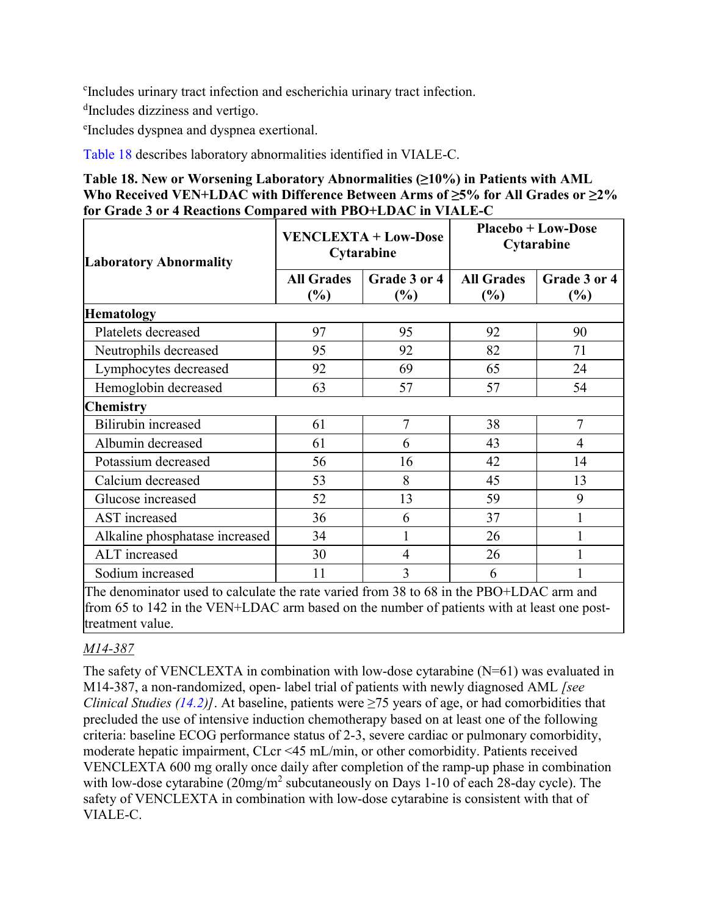[c]Includes urinary tract infection and escherichia urinary tract infection.

[d]Includes dizziness and vertigo.

[e]Includes dyspnea and dyspnea exertional.

Table 18 describes laboratory abnormalities identified in VIALE-C.

**Table 18. New or Worsening Laboratory Abnormalities (≥10%) in Patients with AML Who Received VEN+LDAC with Difference Between Arms of ≥5% for All Grades or ≥2% for Grade 3 or 4 Reactions Compared with PBO+LDAC in VIALE-C**

| Laboratory Abnormality | VENCLEXTA + Low-Dose Cytarabine | | Placebo + Low-Dose Cytarabine | |
|---|---|---|---|---|
| | All Grades (%) | Grade 3 or 4 (%) | All Grades (%) | Grade 3 or 4 (%) |
| **Hematology** | | | | |
| Platelets decreased | 97 | 95 | 92 | 90 |
| Neutrophils decreased | 95 | 92 | 82 | 71 |
| Lymphocytes decreased | 92 | 69 | 65 | 24 |
| Hemoglobin decreased | 63 | 57 | 57 | 54 |
| **Chemistry** | | | | |
| Bilirubin increased | 61 | 7 | 38 | 7 |
| Albumin decreased | 61 | 6 | 43 | 4 |
| Potassium decreased | 56 | 16 | 42 | 14 |
| Calcium decreased | 53 | 8 | 45 | 13 |
| Glucose increased | 52 | 13 | 59 | 9 |
| AST increased | 36 | 6 | 37 | 1 |
| Alkaline phosphatase increased | 34 | 1 | 26 | 1 |
| ALT increased | 30 | 4 | 26 | 1 |
| Sodium increased | 11 | 3 | 6 | 1 |

The denominator used to calculate the rate varied from 38 to 68 in the PBO+LDAC arm and from 65 to 142 in the VEN+LDAC arm based on the number of patients with at least one post-treatment value.

*M14-387*

The safety of VENCLEXTA in combination with low-dose cytarabine (N=61) was evaluated in M14-387, a non-randomized, open- label trial of patients with newly diagnosed AML *[see Clinical Studies (14.2)]*. At baseline, patients were ≥75 years of age, or had comorbidities that precluded the use of intensive induction chemotherapy based on at least one of the following criteria: baseline ECOG performance status of 2-3, severe cardiac or pulmonary comorbidity, moderate hepatic impairment, CLcr <45 mL/min, or other comorbidity. Patients received VENCLEXTA 600 mg orally once daily after completion of the ramp-up phase in combination with low-dose cytarabine (20mg/m$^2$ subcutaneously on Days 1-10 of each 28-day cycle). The safety of VENCLEXTA in combination with low-dose cytarabine is consistent with that of VIALE-C.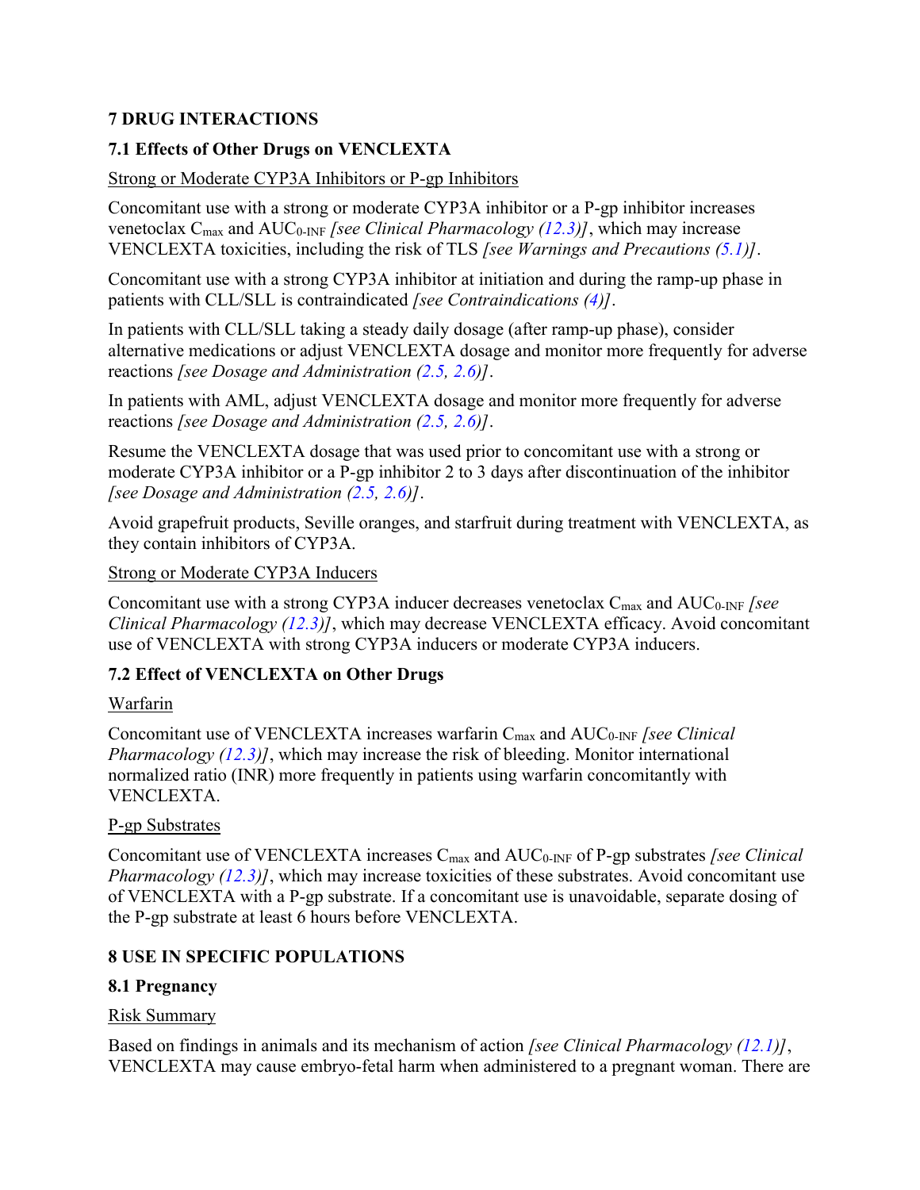## 7 DRUG INTERACTIONS

### 7.1 Effects of Other Drugs on VENCLEXTA

Strong or Moderate CYP3A Inhibitors or P-gp Inhibitors

Concomitant use with a strong or moderate CYP3A inhibitor or a P-gp inhibitor increases venetoclax $C_{max}$ and $AUC_{0\text{-}INF}$ *[see Clinical Pharmacology (12.3)]*, which may increase VENCLEXTA toxicities, including the risk of TLS *[see Warnings and Precautions (5.1)]*.

Concomitant use with a strong CYP3A inhibitor at initiation and during the ramp-up phase in patients with CLL/SLL is contraindicated *[see Contraindications (4)]*.

In patients with CLL/SLL taking a steady daily dosage (after ramp-up phase), consider alternative medications or adjust VENCLEXTA dosage and monitor more frequently for adverse reactions *[see Dosage and Administration (2.5, 2.6)]*.

In patients with AML, adjust VENCLEXTA dosage and monitor more frequently for adverse reactions *[see Dosage and Administration (2.5, 2.6)]*.

Resume the VENCLEXTA dosage that was used prior to concomitant use with a strong or moderate CYP3A inhibitor or a P-gp inhibitor 2 to 3 days after discontinuation of the inhibitor *[see Dosage and Administration (2.5, 2.6)]*.

Avoid grapefruit products, Seville oranges, and starfruit during treatment with VENCLEXTA, as they contain inhibitors of CYP3A.

Strong or Moderate CYP3A Inducers

Concomitant use with a strong CYP3A inducer decreases venetoclax $C_{max}$ and $AUC_{0\text{-}INF}$ *[see Clinical Pharmacology (12.3)]*, which may decrease VENCLEXTA efficacy. Avoid concomitant use of VENCLEXTA with strong CYP3A inducers or moderate CYP3A inducers.

### 7.2 Effect of VENCLEXTA on Other Drugs

Warfarin

Concomitant use of VENCLEXTA increases warfarin $C_{max}$ and $AUC_{0\text{-}INF}$ *[see Clinical Pharmacology (12.3)]*, which may increase the risk of bleeding. Monitor international normalized ratio (INR) more frequently in patients using warfarin concomitantly with VENCLEXTA.

P-gp Substrates

Concomitant use of VENCLEXTA increases $C_{max}$ and $AUC_{0\text{-}INF}$ of P-gp substrates *[see Clinical Pharmacology (12.3)]*, which may increase toxicities of these substrates. Avoid concomitant use of VENCLEXTA with a P-gp substrate. If a concomitant use is unavoidable, separate dosing of the P-gp substrate at least 6 hours before VENCLEXTA.

## 8 USE IN SPECIFIC POPULATIONS

### 8.1 Pregnancy

Risk Summary

Based on findings in animals and its mechanism of action *[see Clinical Pharmacology (12.1)]*, VENCLEXTA may cause embryo-fetal harm when administered to a pregnant woman. There are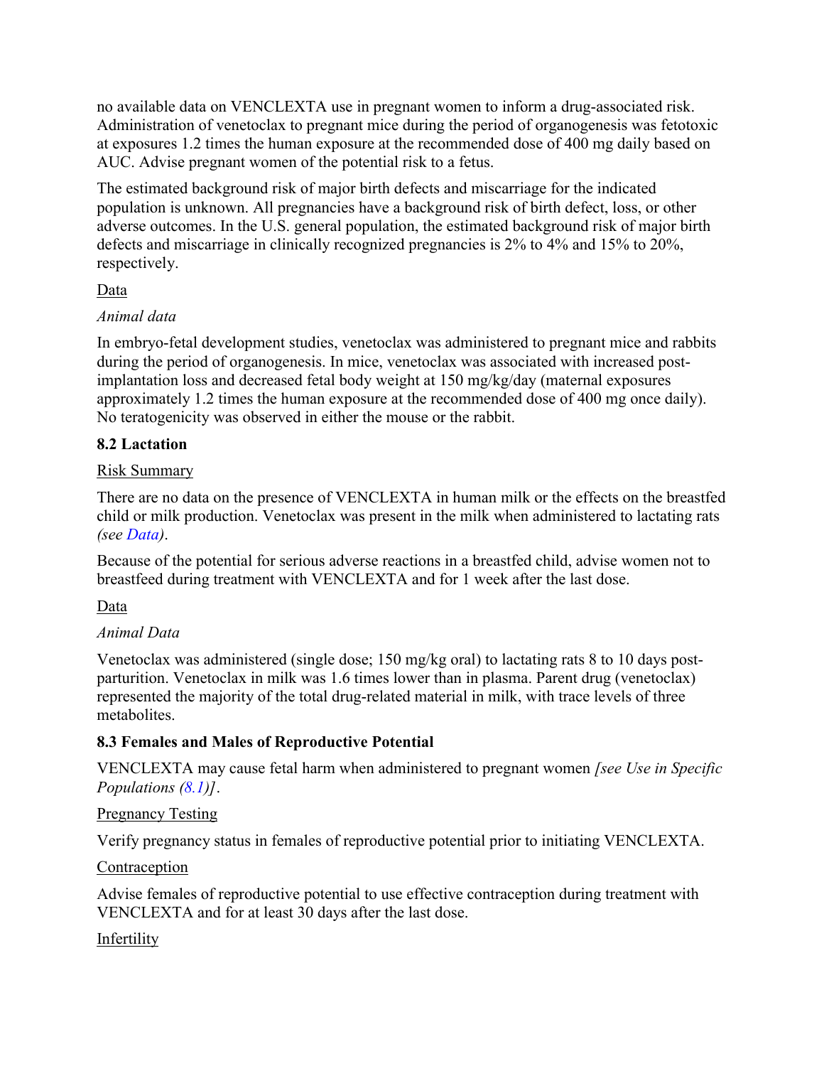no available data on VENCLEXTA use in pregnant women to inform a drug-associated risk. Administration of venetoclax to pregnant mice during the period of organogenesis was fetotoxic at exposures 1.2 times the human exposure at the recommended dose of 400 mg daily based on AUC. Advise pregnant women of the potential risk to a fetus.

The estimated background risk of major birth defects and miscarriage for the indicated population is unknown. All pregnancies have a background risk of birth defect, loss, or other adverse outcomes. In the U.S. general population, the estimated background risk of major birth defects and miscarriage in clinically recognized pregnancies is 2% to 4% and 15% to 20%, respectively.

Data

*Animal data*

In embryo-fetal development studies, venetoclax was administered to pregnant mice and rabbits during the period of organogenesis. In mice, venetoclax was associated with increased post-implantation loss and decreased fetal body weight at 150 mg/kg/day (maternal exposures approximately 1.2 times the human exposure at the recommended dose of 400 mg once daily). No teratogenicity was observed in either the mouse or the rabbit.

### 8.2 Lactation

Risk Summary

There are no data on the presence of VENCLEXTA in human milk or the effects on the breastfed child or milk production. Venetoclax was present in the milk when administered to lactating rats *(see Data)*.

Because of the potential for serious adverse reactions in a breastfed child, advise women not to breastfeed during treatment with VENCLEXTA and for 1 week after the last dose.

Data

*Animal Data*

Venetoclax was administered (single dose; 150 mg/kg oral) to lactating rats 8 to 10 days post-parturition. Venetoclax in milk was 1.6 times lower than in plasma. Parent drug (venetoclax) represented the majority of the total drug-related material in milk, with trace levels of three metabolites.

### 8.3 Females and Males of Reproductive Potential

VENCLEXTA may cause fetal harm when administered to pregnant women *[see Use in Specific Populations (8.1)]*.

Pregnancy Testing

Verify pregnancy status in females of reproductive potential prior to initiating VENCLEXTA.

Contraception

Advise females of reproductive potential to use effective contraception during treatment with VENCLEXTA and for at least 30 days after the last dose.

Infertility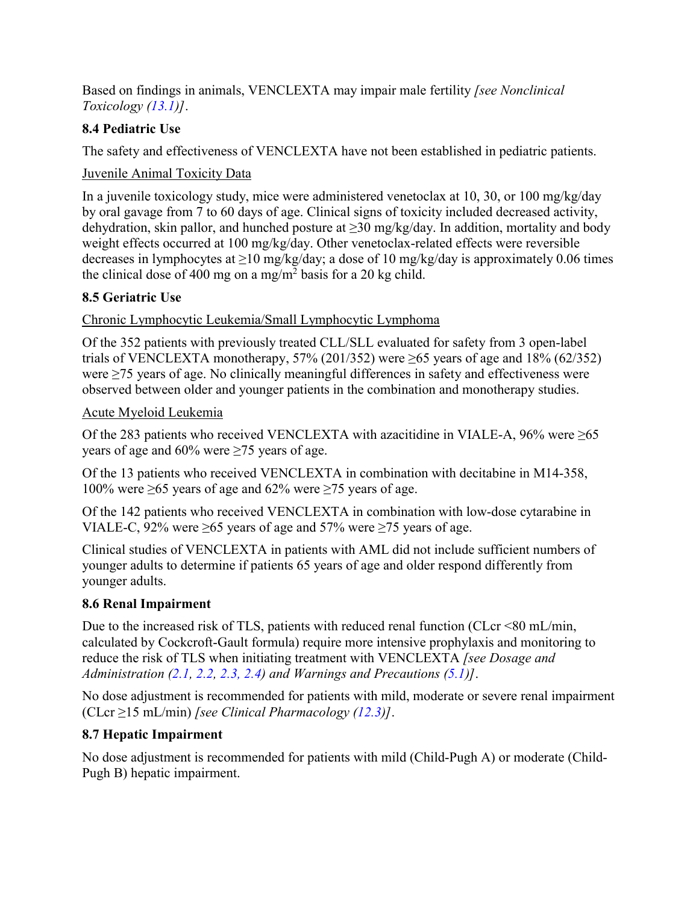Based on findings in animals, VENCLEXTA may impair male fertility *[see Nonclinical Toxicology (13.1)]*.

### 8.4 Pediatric Use

The safety and effectiveness of VENCLEXTA have not been established in pediatric patients.

Juvenile Animal Toxicity Data

In a juvenile toxicology study, mice were administered venetoclax at 10, 30, or 100 mg/kg/day by oral gavage from 7 to 60 days of age. Clinical signs of toxicity included decreased activity, dehydration, skin pallor, and hunched posture at ≥30 mg/kg/day. In addition, mortality and body weight effects occurred at 100 mg/kg/day. Other venetoclax-related effects were reversible decreases in lymphocytes at ≥10 mg/kg/day; a dose of 10 mg/kg/day is approximately 0.06 times the clinical dose of 400 mg on a $mg/m^2$ basis for a 20 kg child.

### 8.5 Geriatric Use

Chronic Lymphocytic Leukemia/Small Lymphocytic Lymphoma

Of the 352 patients with previously treated CLL/SLL evaluated for safety from 3 open-label trials of VENCLEXTA monotherapy, 57% (201/352) were ≥65 years of age and 18% (62/352) were ≥75 years of age. No clinically meaningful differences in safety and effectiveness were observed between older and younger patients in the combination and monotherapy studies.

Acute Myeloid Leukemia

Of the 283 patients who received VENCLEXTA with azacitidine in VIALE-A, 96% were ≥65 years of age and 60% were ≥75 years of age.

Of the 13 patients who received VENCLEXTA in combination with decitabine in M14-358, 100% were ≥65 years of age and 62% were ≥75 years of age.

Of the 142 patients who received VENCLEXTA in combination with low-dose cytarabine in VIALE-C, 92% were ≥65 years of age and 57% were ≥75 years of age.

Clinical studies of VENCLEXTA in patients with AML did not include sufficient numbers of younger adults to determine if patients 65 years of age and older respond differently from younger adults.

### 8.6 Renal Impairment

Due to the increased risk of TLS, patients with reduced renal function (CLcr <80 mL/min, calculated by Cockcroft-Gault formula) require more intensive prophylaxis and monitoring to reduce the risk of TLS when initiating treatment with VENCLEXTA *[see Dosage and Administration (2.1, 2.2, 2.3, 2.4) and Warnings and Precautions (5.1)]*.

No dose adjustment is recommended for patients with mild, moderate or severe renal impairment (CLcr ≥15 mL/min) *[see Clinical Pharmacology (12.3)]*.

### 8.7 Hepatic Impairment

No dose adjustment is recommended for patients with mild (Child-Pugh A) or moderate (Child-Pugh B) hepatic impairment.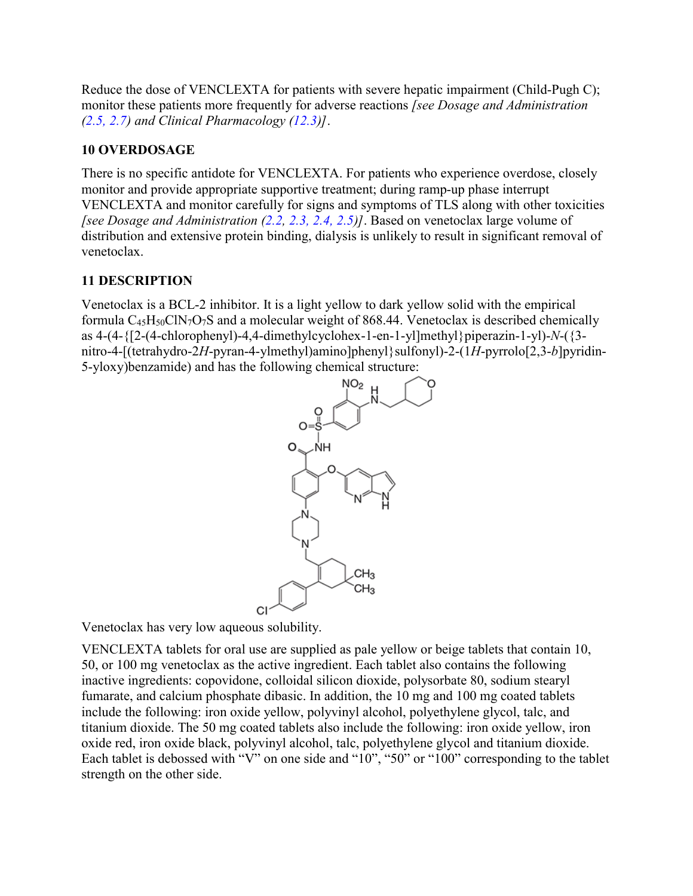Reduce the dose of VENCLEXTA for patients with severe hepatic impairment (Child-Pugh C); monitor these patients more frequently for adverse reactions *[see Dosage and Administration (2.5, 2.7) and Clinical Pharmacology (12.3)]*.

## 10 OVERDOSAGE

There is no specific antidote for VENCLEXTA. For patients who experience overdose, closely monitor and provide appropriate supportive treatment; during ramp-up phase interrupt VENCLEXTA and monitor carefully for signs and symptoms of TLS along with other toxicities *[see Dosage and Administration (2.2, 2.3, 2.4, 2.5)]*. Based on venetoclax large volume of distribution and extensive protein binding, dialysis is unlikely to result in significant removal of venetoclax.

## 11 DESCRIPTION

Venetoclax is a BCL-2 inhibitor. It is a light yellow to dark yellow solid with the empirical formula $C_{45}H_{50}ClN_7O_7S$ and a molecular weight of 868.44. Venetoclax is described chemically as 4-(4-{[2-(4-chlorophenyl)-4,4-dimethylcyclohex-1-en-1-yl]methyl}piperazin-1-yl)-*N*-({3-nitro-4-[(tetrahydro-2*H*-pyran-4-ylmethyl)amino]phenyl}sulfonyl)-2-(1*H*-pyrrolo[2,3-*b*]pyridin-5-yloxy)benzamide) and has the following chemical structure:

Venetoclax has very low aqueous solubility.

VENCLEXTA tablets for oral use are supplied as pale yellow or beige tablets that contain 10, 50, or 100 mg venetoclax as the active ingredient. Each tablet also contains the following inactive ingredients: copovidone, colloidal silicon dioxide, polysorbate 80, sodium stearyl fumarate, and calcium phosphate dibasic. In addition, the 10 mg and 100 mg coated tablets include the following: iron oxide yellow, polyvinyl alcohol, polyethylene glycol, talc, and titanium dioxide. The 50 mg coated tablets also include the following: iron oxide yellow, iron oxide red, iron oxide black, polyvinyl alcohol, talc, polyethylene glycol and titanium dioxide. Each tablet is debossed with "V" on one side and "10", "50" or "100" corresponding to the tablet strength on the other side.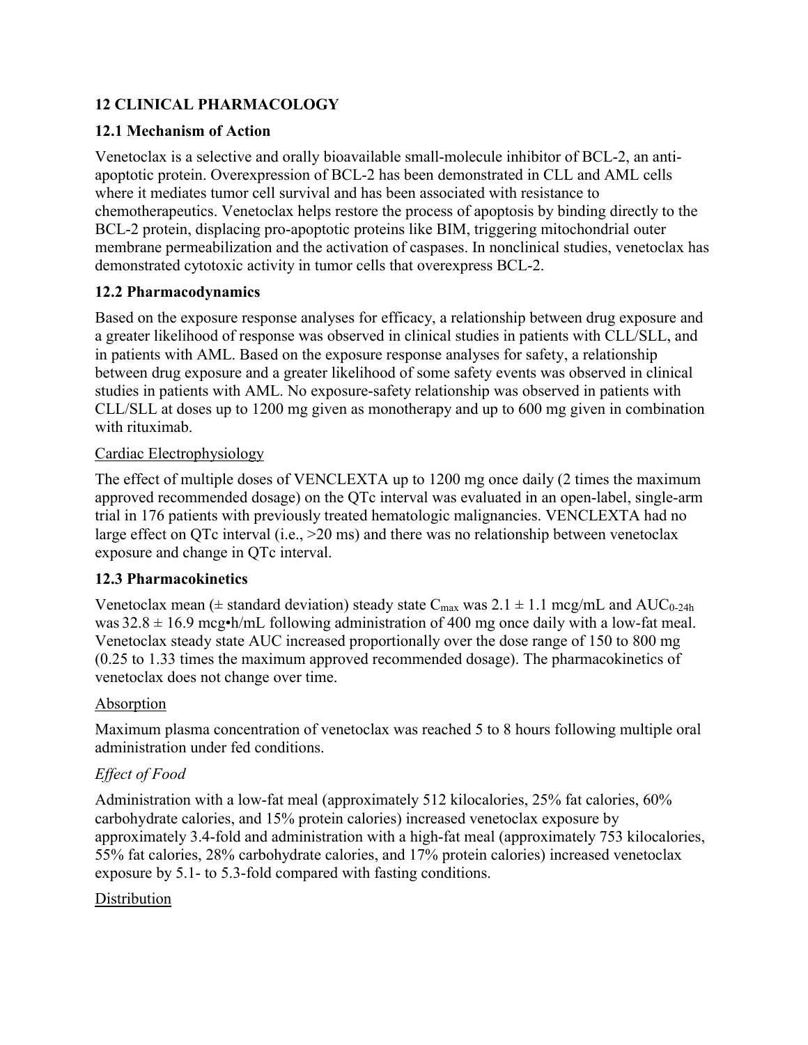## 12 CLINICAL PHARMACOLOGY

### 12.1 Mechanism of Action

Venetoclax is a selective and orally bioavailable small-molecule inhibitor of BCL-2, an anti-apoptotic protein. Overexpression of BCL-2 has been demonstrated in CLL and AML cells where it mediates tumor cell survival and has been associated with resistance to chemotherapeutics. Venetoclax helps restore the process of apoptosis by binding directly to the BCL-2 protein, displacing pro-apoptotic proteins like BIM, triggering mitochondrial outer membrane permeabilization and the activation of caspases. In nonclinical studies, venetoclax has demonstrated cytotoxic activity in tumor cells that overexpress BCL-2.

### 12.2 Pharmacodynamics

Based on the exposure response analyses for efficacy, a relationship between drug exposure and a greater likelihood of response was observed in clinical studies in patients with CLL/SLL, and in patients with AML. Based on the exposure response analyses for safety, a relationship between drug exposure and a greater likelihood of some safety events was observed in clinical studies in patients with AML. No exposure-safety relationship was observed in patients with CLL/SLL at doses up to 1200 mg given as monotherapy and up to 600 mg given in combination with rituximab.

Cardiac Electrophysiology

The effect of multiple doses of VENCLEXTA up to 1200 mg once daily (2 times the maximum approved recommended dosage) on the QTc interval was evaluated in an open-label, single-arm trial in 176 patients with previously treated hematologic malignancies. VENCLEXTA had no large effect on QTc interval (i.e., >20 ms) and there was no relationship between venetoclax exposure and change in QTc interval.

### 12.3 Pharmacokinetics

Venetoclax mean (± standard deviation) steady state $C_{max}$ was 2.1 ± 1.1 mcg/mL and $AUC_{0\text{-}24h}$ was 32.8 ± 16.9 mcg•h/mL following administration of 400 mg once daily with a low-fat meal. Venetoclax steady state AUC increased proportionally over the dose range of 150 to 800 mg (0.25 to 1.33 times the maximum approved recommended dosage). The pharmacokinetics of venetoclax does not change over time.

Absorption

Maximum plasma concentration of venetoclax was reached 5 to 8 hours following multiple oral administration under fed conditions.

*Effect of Food*

Administration with a low-fat meal (approximately 512 kilocalories, 25% fat calories, 60% carbohydrate calories, and 15% protein calories) increased venetoclax exposure by approximately 3.4-fold and administration with a high-fat meal (approximately 753 kilocalories, 55% fat calories, 28% carbohydrate calories, and 17% protein calories) increased venetoclax exposure by 5.1- to 5.3-fold compared with fasting conditions.

Distribution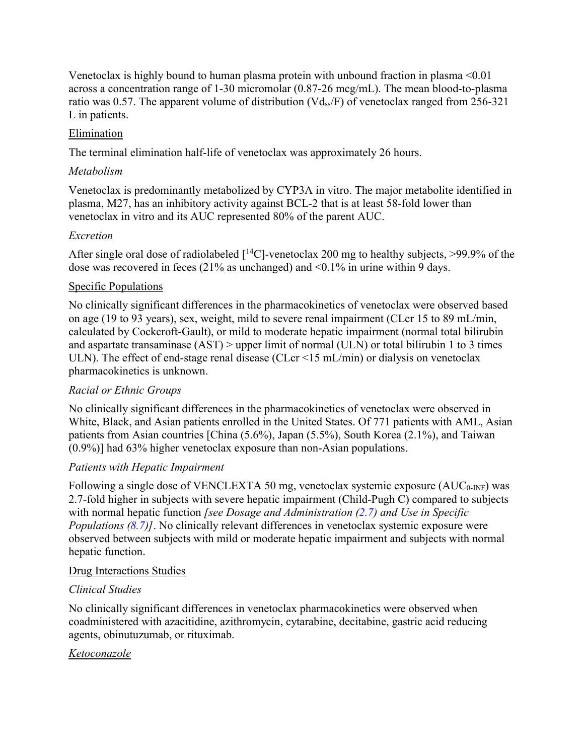Venetoclax is highly bound to human plasma protein with unbound fraction in plasma <0.01 across a concentration range of 1-30 micromolar (0.87-26 mcg/mL). The mean blood-to-plasma ratio was 0.57. The apparent volume of distribution ($Vd_{ss}/F$) of venetoclax ranged from 256-321 L in patients.

Elimination

The terminal elimination half-life of venetoclax was approximately 26 hours.

*Metabolism*

Venetoclax is predominantly metabolized by CYP3A in vitro. The major metabolite identified in plasma, M27, has an inhibitory activity against BCL-2 that is at least 58-fold lower than venetoclax in vitro and its AUC represented 80% of the parent AUC.

*Excretion*

After single oral dose of radiolabeled [$^{14}$C]-venetoclax 200 mg to healthy subjects, >99.9% of the dose was recovered in feces (21% as unchanged) and <0.1% in urine within 9 days.

Specific Populations

No clinically significant differences in the pharmacokinetics of venetoclax were observed based on age (19 to 93 years), sex, weight, mild to severe renal impairment (CLcr 15 to 89 mL/min, calculated by Cockcroft-Gault), or mild to moderate hepatic impairment (normal total bilirubin and aspartate transaminase (AST) > upper limit of normal (ULN) or total bilirubin 1 to 3 times ULN). The effect of end-stage renal disease (CLcr <15 mL/min) or dialysis on venetoclax pharmacokinetics is unknown.

*Racial or Ethnic Groups*

No clinically significant differences in the pharmacokinetics of venetoclax were observed in White, Black, and Asian patients enrolled in the United States. Of 771 patients with AML, Asian patients from Asian countries [China (5.6%), Japan (5.5%), South Korea (2.1%), and Taiwan (0.9%)] had 63% higher venetoclax exposure than non-Asian populations.

*Patients with Hepatic Impairment*

Following a single dose of VENCLEXTA 50 mg, venetoclax systemic exposure ($AUC_{0\text{-}INF}$) was 2.7-fold higher in subjects with severe hepatic impairment (Child-Pugh C) compared to subjects with normal hepatic function *[see Dosage and Administration (2.7) and Use in Specific Populations (8.7)]*. No clinically relevant differences in venetoclax systemic exposure were observed between subjects with mild or moderate hepatic impairment and subjects with normal hepatic function.

Drug Interactions Studies

*Clinical Studies*

No clinically significant differences in venetoclax pharmacokinetics were observed when coadministered with azacitidine, azithromycin, cytarabine, decitabine, gastric acid reducing agents, obinutuzumab, or rituximab.

*Ketoconazole*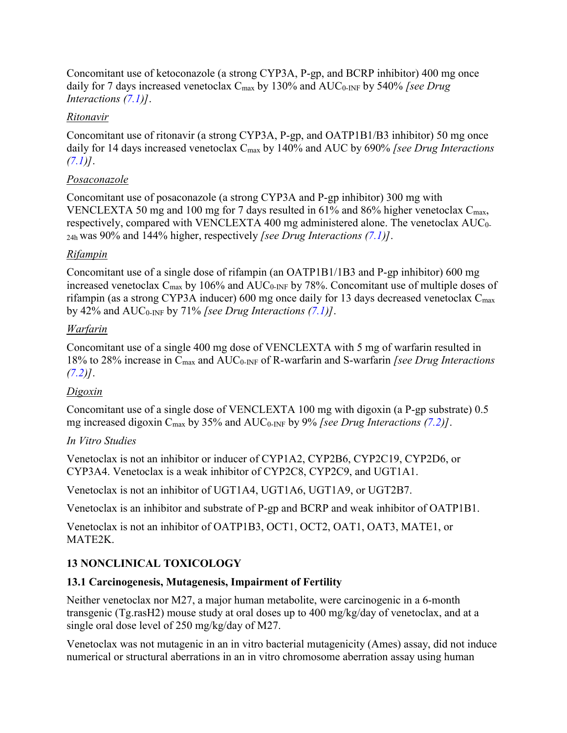Concomitant use of ketoconazole (a strong CYP3A, P-gp, and BCRP inhibitor) 400 mg once daily for 7 days increased venetoclax $C_{max}$ by 130% and $AUC_{0\text{-}INF}$ by 540% *[see Drug Interactions (7.1)]*.

*Ritonavir*

Concomitant use of ritonavir (a strong CYP3A, P-gp, and OATP1B1/B3 inhibitor) 50 mg once daily for 14 days increased venetoclax $C_{max}$ by 140% and AUC by 690% *[see Drug Interactions (7.1)]*.

*Posaconazole*

Concomitant use of posaconazole (a strong CYP3A and P-gp inhibitor) 300 mg with VENCLEXTA 50 mg and 100 mg for 7 days resulted in 61% and 86% higher venetoclax $C_{max}$, respectively, compared with VENCLEXTA 400 mg administered alone. The venetoclax $AUC_{0\text{-}24h}$ was 90% and 144% higher, respectively *[see Drug Interactions (7.1)]*.

*Rifampin*

Concomitant use of a single dose of rifampin (an OATP1B1/1B3 and P-gp inhibitor) 600 mg increased venetoclax $C_{max}$ by 106% and $AUC_{0\text{-}INF}$ by 78%. Concomitant use of multiple doses of rifampin (as a strong CYP3A inducer) 600 mg once daily for 13 days decreased venetoclax $C_{max}$ by 42% and $AUC_{0\text{-}INF}$ by 71% *[see Drug Interactions (7.1)]*.

*Warfarin*

Concomitant use of a single 400 mg dose of VENCLEXTA with 5 mg of warfarin resulted in 18% to 28% increase in $C_{max}$ and $AUC_{0\text{-}INF}$ of R-warfarin and S-warfarin *[see Drug Interactions (7.2)]*.

*Digoxin*

Concomitant use of a single dose of VENCLEXTA 100 mg with digoxin (a P-gp substrate) 0.5 mg increased digoxin $C_{max}$ by 35% and $AUC_{0\text{-}INF}$ by 9% *[see Drug Interactions (7.2)]*.

*In Vitro Studies*

Venetoclax is not an inhibitor or inducer of CYP1A2, CYP2B6, CYP2C19, CYP2D6, or CYP3A4. Venetoclax is a weak inhibitor of CYP2C8, CYP2C9, and UGT1A1.

Venetoclax is not an inhibitor of UGT1A4, UGT1A6, UGT1A9, or UGT2B7.

Venetoclax is an inhibitor and substrate of P-gp and BCRP and weak inhibitor of OATP1B1.

Venetoclax is not an inhibitor of OATP1B3, OCT1, OCT2, OAT1, OAT3, MATE1, or MATE2K.

## 13 NONCLINICAL TOXICOLOGY

### 13.1 Carcinogenesis, Mutagenesis, Impairment of Fertility

Neither venetoclax nor M27, a major human metabolite, were carcinogenic in a 6-month transgenic (Tg.rasH2) mouse study at oral doses up to 400 mg/kg/day of venetoclax, and at a single oral dose level of 250 mg/kg/day of M27.

Venetoclax was not mutagenic in an in vitro bacterial mutagenicity (Ames) assay, did not induce numerical or structural aberrations in an in vitro chromosome aberration assay using human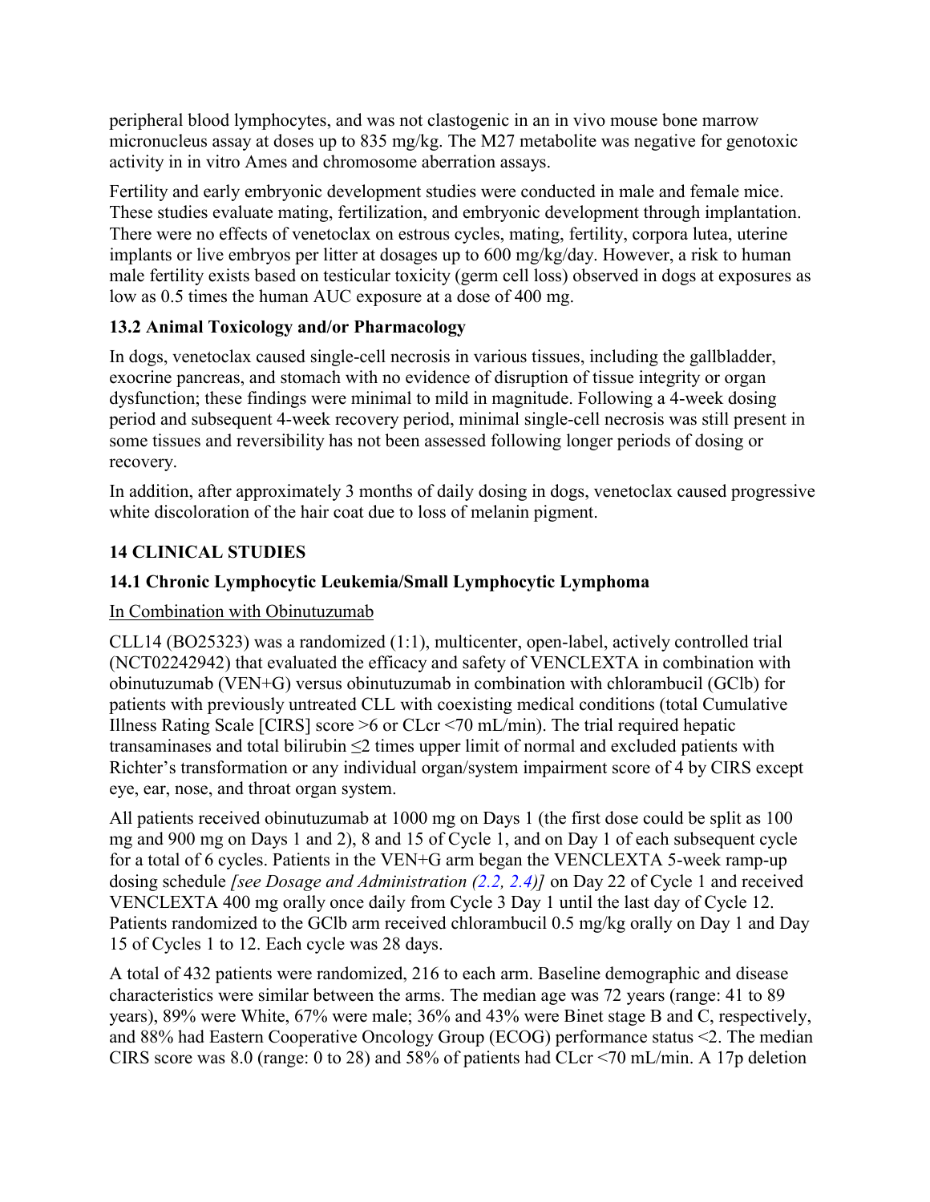peripheral blood lymphocytes, and was not clastogenic in an in vivo mouse bone marrow micronucleus assay at doses up to 835 mg/kg. The M27 metabolite was negative for genotoxic activity in in vitro Ames and chromosome aberration assays.

Fertility and early embryonic development studies were conducted in male and female mice. These studies evaluate mating, fertilization, and embryonic development through implantation. There were no effects of venetoclax on estrous cycles, mating, fertility, corpora lutea, uterine implants or live embryos per litter at dosages up to 600 mg/kg/day. However, a risk to human male fertility exists based on testicular toxicity (germ cell loss) observed in dogs at exposures as low as 0.5 times the human AUC exposure at a dose of 400 mg.

### 13.2 Animal Toxicology and/or Pharmacology

In dogs, venetoclax caused single-cell necrosis in various tissues, including the gallbladder, exocrine pancreas, and stomach with no evidence of disruption of tissue integrity or organ dysfunction; these findings were minimal to mild in magnitude. Following a 4-week dosing period and subsequent 4-week recovery period, minimal single-cell necrosis was still present in some tissues and reversibility has not been assessed following longer periods of dosing or recovery.

In addition, after approximately 3 months of daily dosing in dogs, venetoclax caused progressive white discoloration of the hair coat due to loss of melanin pigment.

## 14 CLINICAL STUDIES

### 14.1 Chronic Lymphocytic Leukemia/Small Lymphocytic Lymphoma

In Combination with Obinutuzumab

CLL14 (BO25323) was a randomized (1:1), multicenter, open-label, actively controlled trial (NCT02242942) that evaluated the efficacy and safety of VENCLEXTA in combination with obinutuzumab (VEN+G) versus obinutuzumab in combination with chlorambucil (GClb) for patients with previously untreated CLL with coexisting medical conditions (total Cumulative Illness Rating Scale [CIRS] score >6 or CLcr <70 mL/min). The trial required hepatic transaminases and total bilirubin ≤2 times upper limit of normal and excluded patients with Richter's transformation or any individual organ/system impairment score of 4 by CIRS except eye, ear, nose, and throat organ system.

All patients received obinutuzumab at 1000 mg on Days 1 (the first dose could be split as 100 mg and 900 mg on Days 1 and 2), 8 and 15 of Cycle 1, and on Day 1 of each subsequent cycle for a total of 6 cycles. Patients in the VEN+G arm began the VENCLEXTA 5-week ramp-up dosing schedule *[see Dosage and Administration (2.2, 2.4)]* on Day 22 of Cycle 1 and received VENCLEXTA 400 mg orally once daily from Cycle 3 Day 1 until the last day of Cycle 12. Patients randomized to the GClb arm received chlorambucil 0.5 mg/kg orally on Day 1 and Day 15 of Cycles 1 to 12. Each cycle was 28 days.

A total of 432 patients were randomized, 216 to each arm. Baseline demographic and disease characteristics were similar between the arms. The median age was 72 years (range: 41 to 89 years), 89% were White, 67% were male; 36% and 43% were Binet stage B and C, respectively, and 88% had Eastern Cooperative Oncology Group (ECOG) performance status <2. The median CIRS score was 8.0 (range: 0 to 28) and 58% of patients had CLcr <70 mL/min. A 17p deletion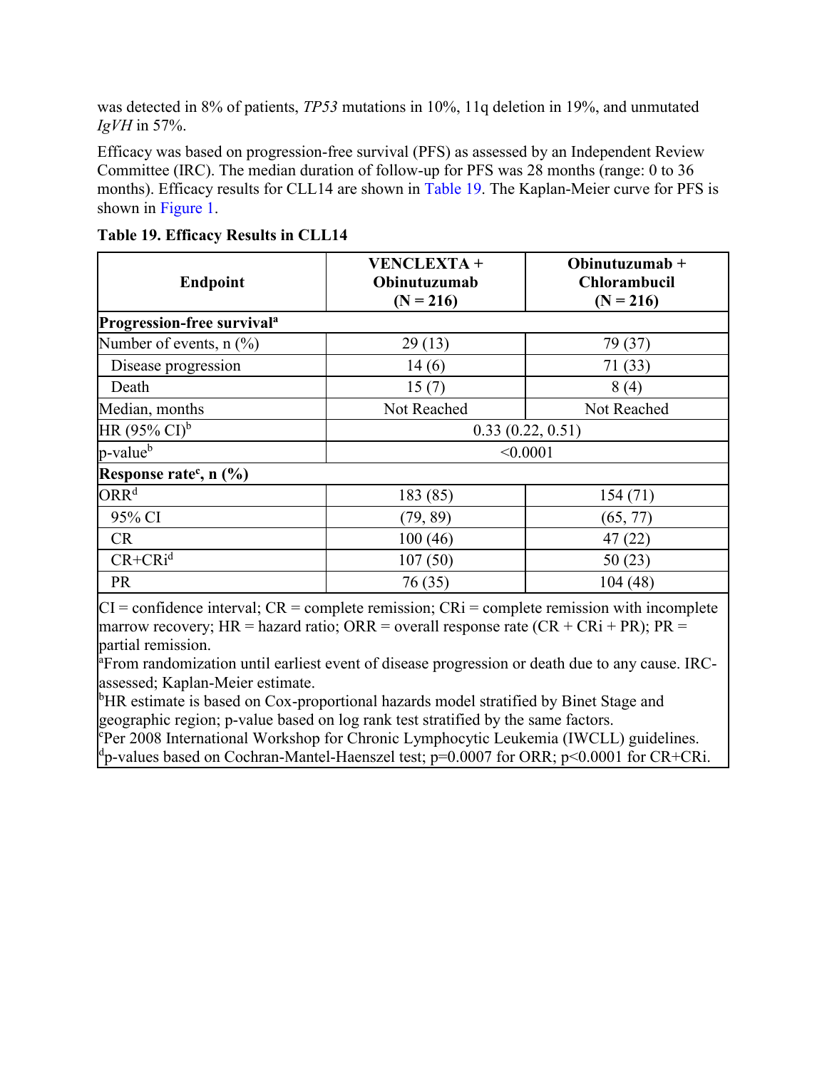was detected in 8% of patients, *TP53* mutations in 10%, 11q deletion in 19%, and unmutated *IgVH* in 57%.

Efficacy was based on progression-free survival (PFS) as assessed by an Independent Review Committee (IRC). The median duration of follow-up for PFS was 28 months (range: 0 to 36 months). Efficacy results for CLL14 are shown in Table 19. The Kaplan-Meier curve for PFS is shown in Figure 1.

**Table 19. Efficacy Results in CLL14**

| Endpoint | VENCLEXTA + Obinutuzumab (N = 216) | Obinutuzumab + Chlorambucil (N = 216) |
|---|---|---|
| **Progression-free survival[a]** | | |
| Number of events, n (%) | 29 (13) | 79 (37) |
| Disease progression | 14 (6) | 71 (33) |
| Death | 15 (7) | 8 (4) |
| Median, months | Not Reached | Not Reached |
| HR (95% CI)[b] | 0.33 (0.22, 0.51) | |
| p-value[b] | <0.0001 | |
| **Response rate[c], n (%)** | | |
| ORR[d] | 183 (85) | 154 (71) |
| 95% CI | (79, 89) | (65, 77) |
| CR | 100 (46) | 47 (22) |
| CR+CRi[d] | 107 (50) | 50 (23) |
| PR | 76 (35) | 104 (48) |

CI = confidence interval; CR = complete remission; CRi = complete remission with incomplete marrow recovery; HR = hazard ratio; ORR = overall response rate (CR + CRi + PR); PR = partial remission.

[a]From randomization until earliest event of disease progression or death due to any cause. IRC-assessed; Kaplan-Meier estimate.

[b]HR estimate is based on Cox-proportional hazards model stratified by Binet Stage and geographic region; p-value based on log rank test stratified by the same factors.

[c]Per 2008 International Workshop for Chronic Lymphocytic Leukemia (IWCLL) guidelines.

[d]p-values based on Cochran-Mantel-Haenszel test; p=0.0007 for ORR; p<0.0001 for CR+CRi.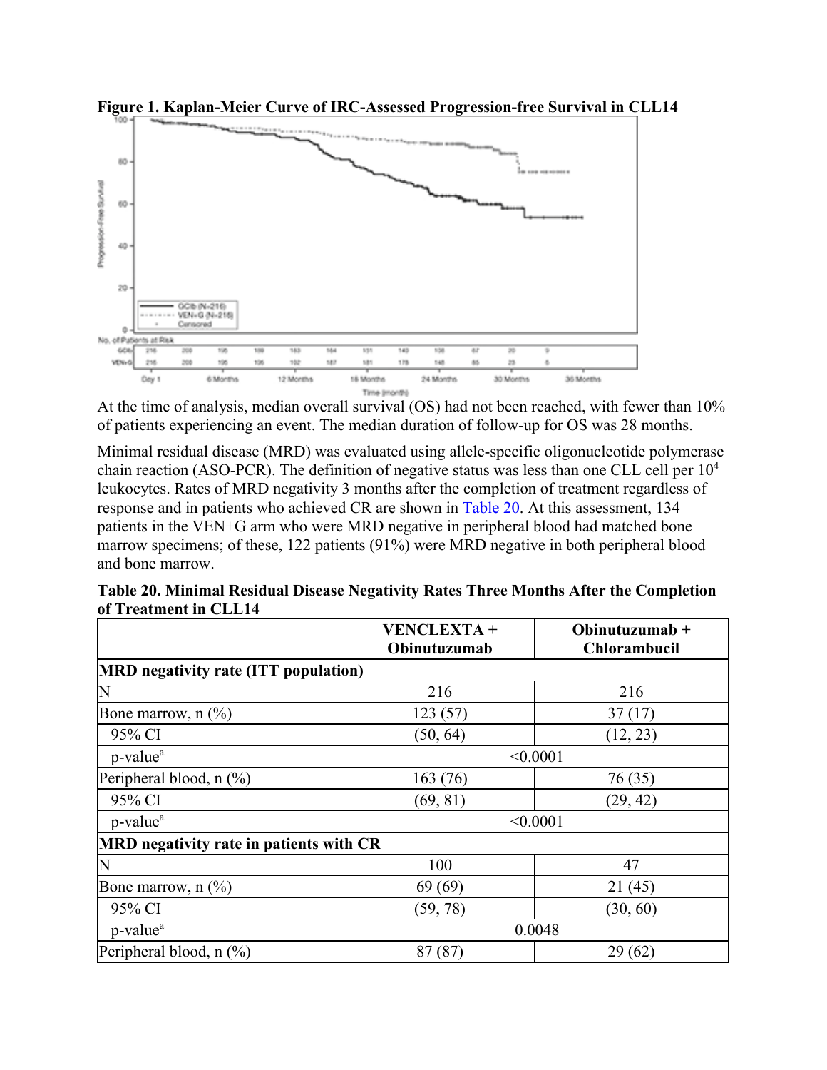**Figure 1. Kaplan-Meier Curve of IRC-Assessed Progression-free Survival in CLL14**

At the time of analysis, median overall survival (OS) had not been reached, with fewer than 10% of patients experiencing an event. The median duration of follow-up for OS was 28 months.

Minimal residual disease (MRD) was evaluated using allele-specific oligonucleotide polymerase chain reaction (ASO-PCR). The definition of negative status was less than one CLL cell per $10^4$ leukocytes. Rates of MRD negativity 3 months after the completion of treatment regardless of response and in patients who achieved CR are shown in Table 20. At this assessment, 134 patients in the VEN+G arm who were MRD negative in peripheral blood had matched bone marrow specimens; of these, 122 patients (91%) were MRD negative in both peripheral blood and bone marrow.

**Table 20. Minimal Residual Disease Negativity Rates Three Months After the Completion of Treatment in CLL14**

| | VENCLEXTA + Obinutuzumab | Obinutuzumab + Chlorambucil |
|---|---|---|
| **MRD negativity rate (ITT population)** | | |
| N | 216 | 216 |
| Bone marrow, n (%) | 123 (57) | 37 (17) |
| 95% CI | (50, 64) | (12, 23) |
| p-value[a] | <0.0001 | |
| Peripheral blood, n (%) | 163 (76) | 76 (35) |
| 95% CI | (69, 81) | (29, 42) |
| p-value[a] | <0.0001 | |
| **MRD negativity rate in patients with CR** | | |
| N | 100 | 47 |
| Bone marrow, n (%) | 69 (69) | 21 (45) |
| 95% CI | (59, 78) | (30, 60) |
| p-value[a] | 0.0048 | |
| Peripheral blood, n (%) | 87 (87) | 29 (62) |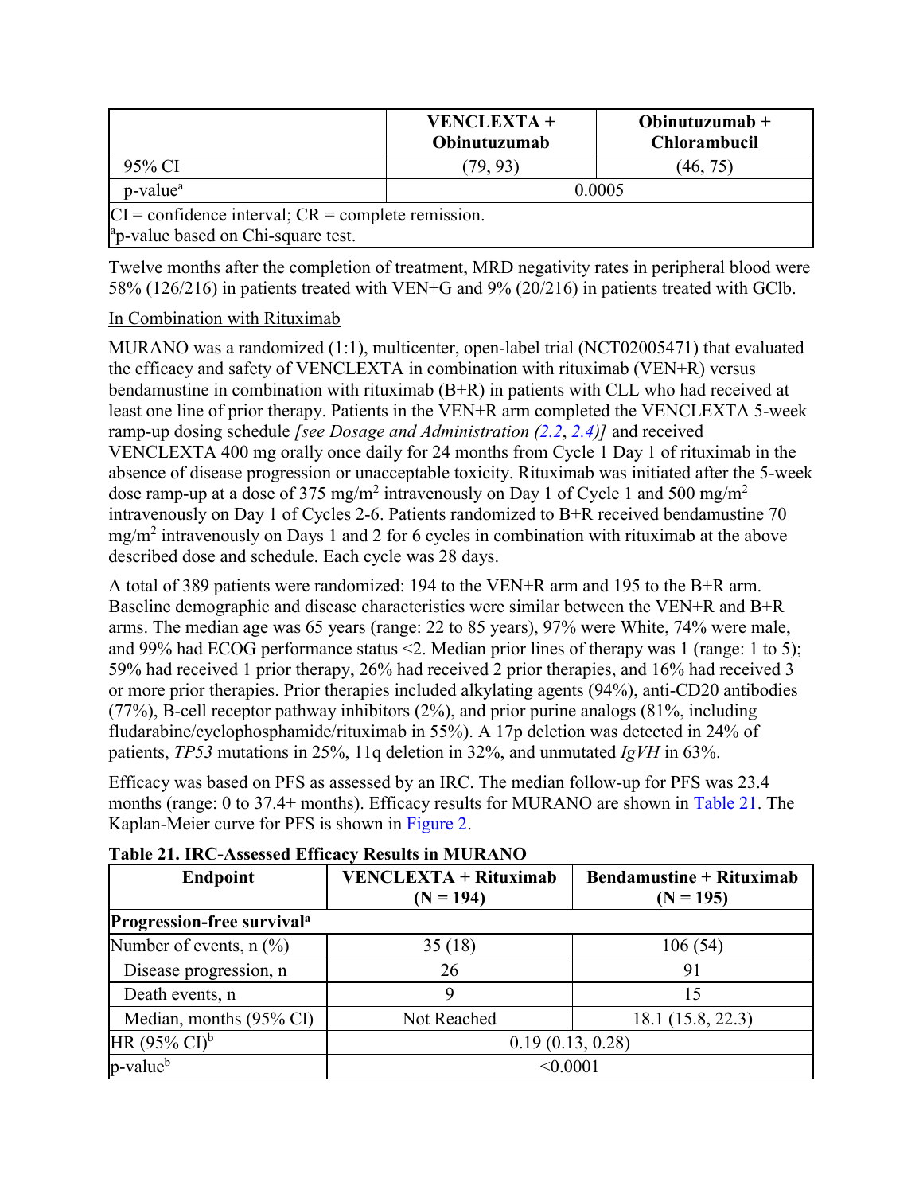| | VENCLEXTA + Obinutuzumab | Obinutuzumab + Chlorambucil |
|---|---|---|
| 95% CI | (79, 93) | (46, 75) |
| p-value[a] | 0.0005 | |

CI = confidence interval; CR = complete remission.
[a]p-value based on Chi-square test.

Twelve months after the completion of treatment, MRD negativity rates in peripheral blood were 58% (126/216) in patients treated with VEN+G and 9% (20/216) in patients treated with GClb.

In Combination with Rituximab

MURANO was a randomized (1:1), multicenter, open-label trial (NCT02005471) that evaluated the efficacy and safety of VENCLEXTA in combination with rituximab (VEN+R) versus bendamustine in combination with rituximab (B+R) in patients with CLL who had received at least one line of prior therapy. Patients in the VEN+R arm completed the VENCLEXTA 5-week ramp-up dosing schedule *[see Dosage and Administration (2.2, 2.4)]* and received VENCLEXTA 400 mg orally once daily for 24 months from Cycle 1 Day 1 of rituximab in the absence of disease progression or unacceptable toxicity. Rituximab was initiated after the 5-week dose ramp-up at a dose of 375 mg/m$^2$ intravenously on Day 1 of Cycle 1 and 500 mg/m$^2$ intravenously on Day 1 of Cycles 2-6. Patients randomized to B+R received bendamustine 70 mg/m$^2$ intravenously on Days 1 and 2 for 6 cycles in combination with rituximab at the above described dose and schedule. Each cycle was 28 days.

A total of 389 patients were randomized: 194 to the VEN+R arm and 195 to the B+R arm. Baseline demographic and disease characteristics were similar between the VEN+R and B+R arms. The median age was 65 years (range: 22 to 85 years), 97% were White, 74% were male, and 99% had ECOG performance status <2. Median prior lines of therapy was 1 (range: 1 to 5); 59% had received 1 prior therapy, 26% had received 2 prior therapies, and 16% had received 3 or more prior therapies. Prior therapies included alkylating agents (94%), anti-CD20 antibodies (77%), B-cell receptor pathway inhibitors (2%), and prior purine analogs (81%, including fludarabine/cyclophosphamide/rituximab in 55%). A 17p deletion was detected in 24% of patients, *TP53* mutations in 25%, 11q deletion in 32%, and unmutated *IgVH* in 63%.

Efficacy was based on PFS as assessed by an IRC. The median follow-up for PFS was 23.4 months (range: 0 to 37.4+ months). Efficacy results for MURANO are shown in Table 21. The Kaplan-Meier curve for PFS is shown in Figure 2.

**Table 21. IRC-Assessed Efficacy Results in MURANO**

| Endpoint | VENCLEXTA + Rituximab (N = 194) | Bendamustine + Rituximab (N = 195) |
|---|---|---|
| **Progression-free survival[a]** | | |
| Number of events, n (%) | 35 (18) | 106 (54) |
| Disease progression, n | 26 | 91 |
| Death events, n | 9 | 15 |
| Median, months (95% CI) | Not Reached | 18.1 (15.8, 22.3) |
| HR (95% CI)[b] | 0.19 (0.13, 0.28) | |
| p-value[b] | <0.0001 | |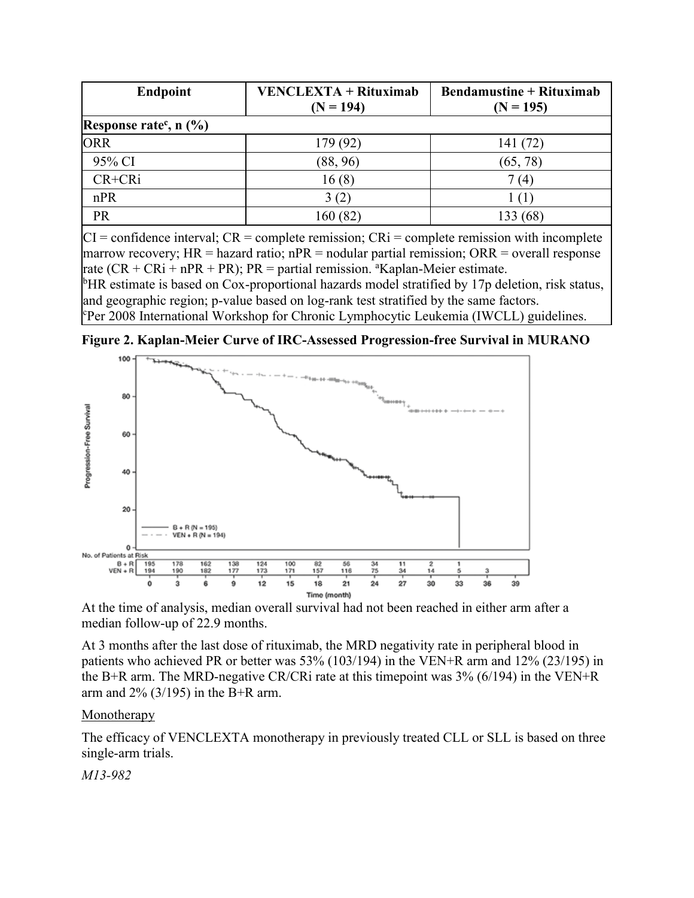| Endpoint | VENCLEXTA + Rituximab (N = 194) | Bendamustine + Rituximab (N = 195) |
|---|---|---|
| **Response rate[c], n (%)** | | |
| ORR | 179 (92) | 141 (72) |
| 95% CI | (88, 96) | (65, 78) |
| CR+CRi | 16 (8) | 7 (4) |
| nPR | 3 (2) | 1 (1) |
| PR | 160 (82) | 133 (68) |

CI = confidence interval; CR = complete remission; CRi = complete remission with incomplete marrow recovery; HR = hazard ratio; nPR = nodular partial remission; ORR = overall response rate (CR + CRi + nPR + PR); PR = partial remission. [a]Kaplan-Meier estimate.
[b]HR estimate is based on Cox-proportional hazards model stratified by 17p deletion, risk status, and geographic region; p-value based on log-rank test stratified by the same factors.
[c]Per 2008 International Workshop for Chronic Lymphocytic Leukemia (IWCLL) guidelines.

**Figure 2. Kaplan-Meier Curve of IRC-Assessed Progression-free Survival in MURANO**

No. of Patients at Risk

| Time (month) | 0 | 3 | 6 | 9 | 12 | 15 | 18 | 21 | 24 | 27 | 30 | 33 | 36 | 39 |
|---|---|---|---|---|---|---|---|---|---|---|---|---|---|---|
| B + R | 195 | 178 | 162 | 138 | 124 | 100 | 82 | 56 | 34 | 11 | 2 | 1 | | |
| VEN + R | 194 | 190 | 182 | 177 | 173 | 171 | 157 | 116 | 75 | 34 | 14 | 5 | 3 | |

At the time of analysis, median overall survival had not been reached in either arm after a median follow-up of 22.9 months.

At 3 months after the last dose of rituximab, the MRD negativity rate in peripheral blood in patients who achieved PR or better was 53% (103/194) in the VEN+R arm and 12% (23/195) in the B+R arm. The MRD-negative CR/CRi rate at this timepoint was 3% (6/194) in the VEN+R arm and 2% (3/195) in the B+R arm.

Monotherapy

The efficacy of VENCLEXTA monotherapy in previously treated CLL or SLL is based on three single-arm trials.

*M13-982*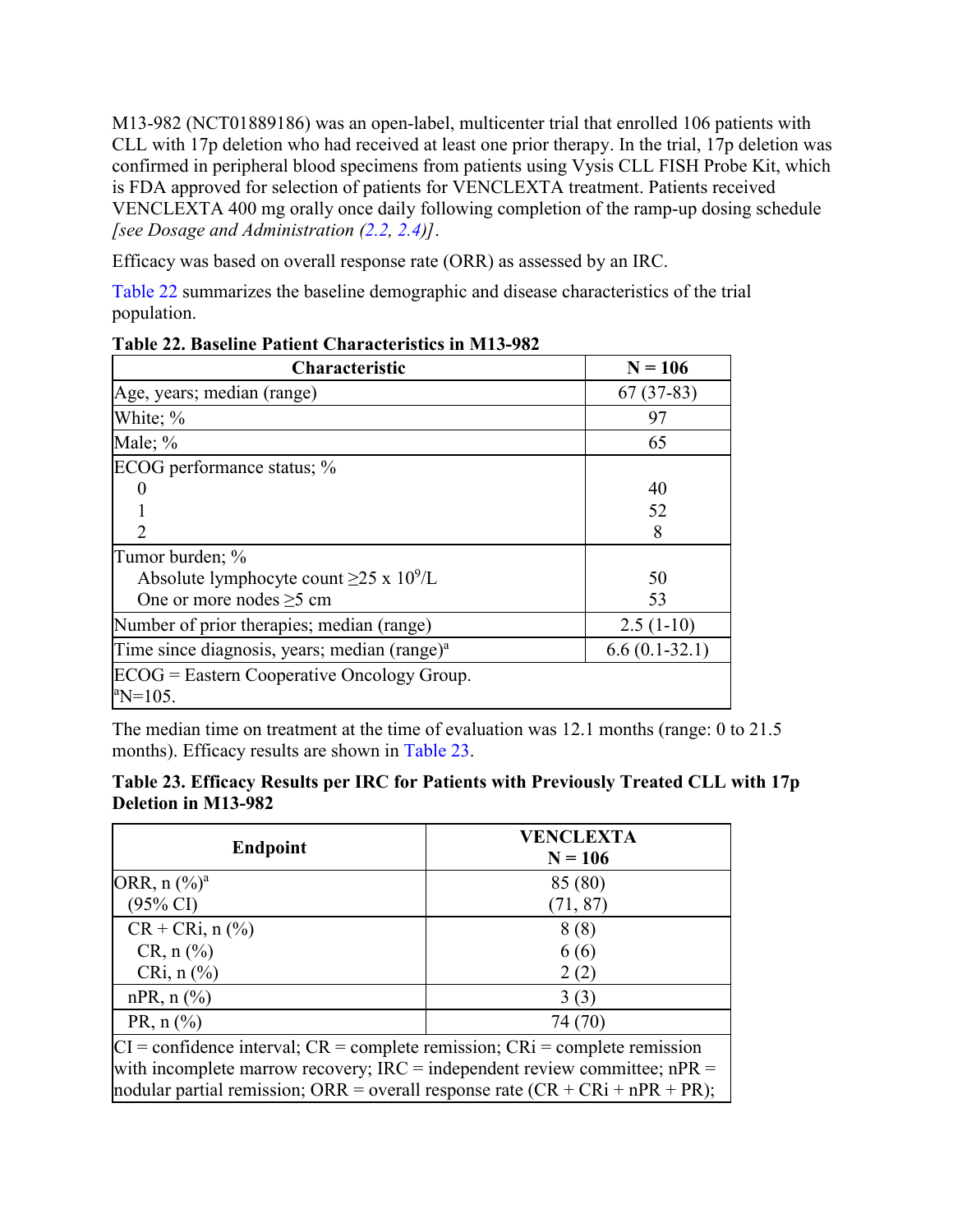M13-982 (NCT01889186) was an open-label, multicenter trial that enrolled 106 patients with CLL with 17p deletion who had received at least one prior therapy. In the trial, 17p deletion was confirmed in peripheral blood specimens from patients using Vysis CLL FISH Probe Kit, which is FDA approved for selection of patients for VENCLEXTA treatment. Patients received VENCLEXTA 400 mg orally once daily following completion of the ramp-up dosing schedule *[see Dosage and Administration (2.2, 2.4)]*.

Efficacy was based on overall response rate (ORR) as assessed by an IRC.

Table 22 summarizes the baseline demographic and disease characteristics of the trial population.

**Table 22. Baseline Patient Characteristics in M13-982**

| Characteristic | N = 106 |
|---|---|
| Age, years; median (range) | 67 (37-83) |
| White; % | 97 |
| Male; % | 65 |
| ECOG performance status; % | |
| 0 | 40 |
| 1 | 52 |
| 2 | 8 |
| Tumor burden; % | |
| Absolute lymphocyte count ≥25 x $10^9$/L | 50 |
| One or more nodes ≥5 cm | 53 |
| Number of prior therapies; median (range) | 2.5 (1-10) |
| Time since diagnosis, years; median (range)[a] | 6.6 (0.1-32.1) |
| ECOG = Eastern Cooperative Oncology Group.<br>[a]N=105. | |

The median time on treatment at the time of evaluation was 12.1 months (range: 0 to 21.5 months). Efficacy results are shown in Table 23.

**Table 23. Efficacy Results per IRC for Patients with Previously Treated CLL with 17p Deletion in M13-982**

| Endpoint | VENCLEXTA<br>N = 106 |
|---|---|
| ORR, n (%)[a] | 85 (80) |
| (95% CI) | (71, 87) |
| CR + CRi, n (%) | 8 (8) |
| CR, n (%) | 6 (6) |
| CRi, n (%) | 2 (2) |
| nPR, n (%) | 3 (3) |
| PR, n (%) | 74 (70) |
| CI = confidence interval; CR = complete remission; CRi = complete remission with incomplete marrow recovery; IRC = independent review committee; nPR = nodular partial remission; ORR = overall response rate (CR + CRi + nPR + PR); | |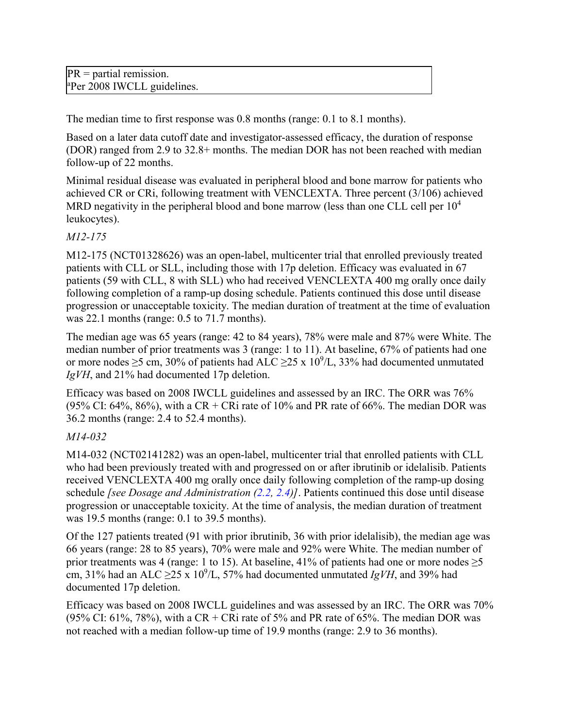| PR = partial remission. |
| --- |
| [a]Per 2008 IWCLL guidelines. |

The median time to first response was 0.8 months (range: 0.1 to 8.1 months).

Based on a later data cutoff date and investigator-assessed efficacy, the duration of response (DOR) ranged from 2.9 to 32.8+ months. The median DOR has not been reached with median follow-up of 22 months.

Minimal residual disease was evaluated in peripheral blood and bone marrow for patients who achieved CR or CRi, following treatment with VENCLEXTA. Three percent (3/106) achieved MRD negativity in the peripheral blood and bone marrow (less than one CLL cell per $10^4$ leukocytes).

*M12-175*

M12-175 (NCT01328626) was an open-label, multicenter trial that enrolled previously treated patients with CLL or SLL, including those with 17p deletion. Efficacy was evaluated in 67 patients (59 with CLL, 8 with SLL) who had received VENCLEXTA 400 mg orally once daily following completion of a ramp-up dosing schedule. Patients continued this dose until disease progression or unacceptable toxicity. The median duration of treatment at the time of evaluation was 22.1 months (range: 0.5 to 71.7 months).

The median age was 65 years (range: 42 to 84 years), 78% were male and 87% were White. The median number of prior treatments was 3 (range: 1 to 11). At baseline, 67% of patients had one or more nodes ≥5 cm, 30% of patients had ALC ≥25 x $10^9$/L, 33% had documented unmutated *IgVH*, and 21% had documented 17p deletion.

Efficacy was based on 2008 IWCLL guidelines and assessed by an IRC. The ORR was 76% (95% CI: 64%, 86%), with a CR + CRi rate of 10% and PR rate of 66%. The median DOR was 36.2 months (range: 2.4 to 52.4 months).

*M14-032*

M14-032 (NCT02141282) was an open-label, multicenter trial that enrolled patients with CLL who had been previously treated with and progressed on or after ibrutinib or idelalisib. Patients received VENCLEXTA 400 mg orally once daily following completion of the ramp-up dosing schedule *[see Dosage and Administration (2.2, 2.4)]*. Patients continued this dose until disease progression or unacceptable toxicity. At the time of analysis, the median duration of treatment was 19.5 months (range: 0.1 to 39.5 months).

Of the 127 patients treated (91 with prior ibrutinib, 36 with prior idelalisib), the median age was 66 years (range: 28 to 85 years), 70% were male and 92% were White. The median number of prior treatments was 4 (range: 1 to 15). At baseline, 41% of patients had one or more nodes ≥5 cm, 31% had an ALC ≥25 x $10^9$/L, 57% had documented unmutated *IgVH*, and 39% had documented 17p deletion.

Efficacy was based on 2008 IWCLL guidelines and was assessed by an IRC. The ORR was 70% (95% CI: 61%, 78%), with a CR + CRi rate of 5% and PR rate of 65%. The median DOR was not reached with a median follow-up time of 19.9 months (range: 2.9 to 36 months).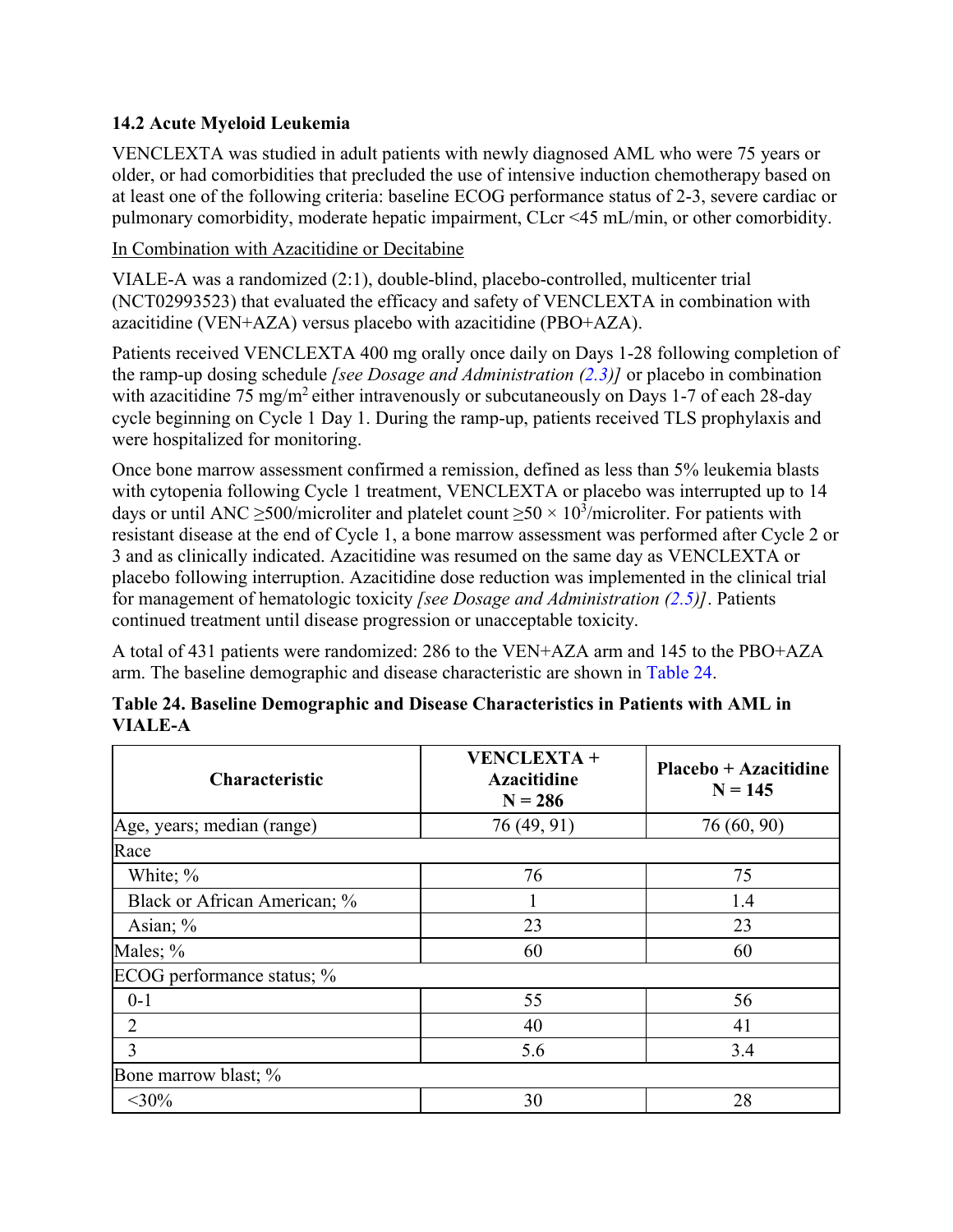### 14.2 Acute Myeloid Leukemia

VENCLEXTA was studied in adult patients with newly diagnosed AML who were 75 years or older, or had comorbidities that precluded the use of intensive induction chemotherapy based on at least one of the following criteria: baseline ECOG performance status of 2-3, severe cardiac or pulmonary comorbidity, moderate hepatic impairment, CLcr <45 mL/min, or other comorbidity.

In Combination with Azacitidine or Decitabine

VIALE-A was a randomized (2:1), double-blind, placebo-controlled, multicenter trial (NCT02993523) that evaluated the efficacy and safety of VENCLEXTA in combination with azacitidine (VEN+AZA) versus placebo with azacitidine (PBO+AZA).

Patients received VENCLEXTA 400 mg orally once daily on Days 1-28 following completion of the ramp-up dosing schedule *[see Dosage and Administration (2.3)]* or placebo in combination with azacitidine 75 mg/m$^2$ either intravenously or subcutaneously on Days 1-7 of each 28-day cycle beginning on Cycle 1 Day 1. During the ramp-up, patients received TLS prophylaxis and were hospitalized for monitoring.

Once bone marrow assessment confirmed a remission, defined as less than 5% leukemia blasts with cytopenia following Cycle 1 treatment, VENCLEXTA or placebo was interrupted up to 14 days or until ANC ≥500/microliter and platelet count ≥50 × 10$^3$/microliter. For patients with resistant disease at the end of Cycle 1, a bone marrow assessment was performed after Cycle 2 or 3 and as clinically indicated. Azacitidine was resumed on the same day as VENCLEXTA or placebo following interruption. Azacitidine dose reduction was implemented in the clinical trial for management of hematologic toxicity *[see Dosage and Administration (2.5)]*. Patients continued treatment until disease progression or unacceptable toxicity.

A total of 431 patients were randomized: 286 to the VEN+AZA arm and 145 to the PBO+AZA arm. The baseline demographic and disease characteristic are shown in Table 24.

**Table 24. Baseline Demographic and Disease Characteristics in Patients with AML in VIALE-A**

| Characteristic | VENCLEXTA + Azacitidine N = 286 | Placebo + Azacitidine N = 145 |
|---|---|---|
| Age, years; median (range) | 76 (49, 91) | 76 (60, 90) |
| Race | | |
| White; % | 76 | 75 |
| Black or African American; % | 1 | 1.4 |
| Asian; % | 23 | 23 |
| Males; % | 60 | 60 |
| ECOG performance status; % | | |
| 0-1 | 55 | 56 |
| 2 | 40 | 41 |
| 3 | 5.6 | 3.4 |
| Bone marrow blast; % | | |
| <30% | 30 | 28 |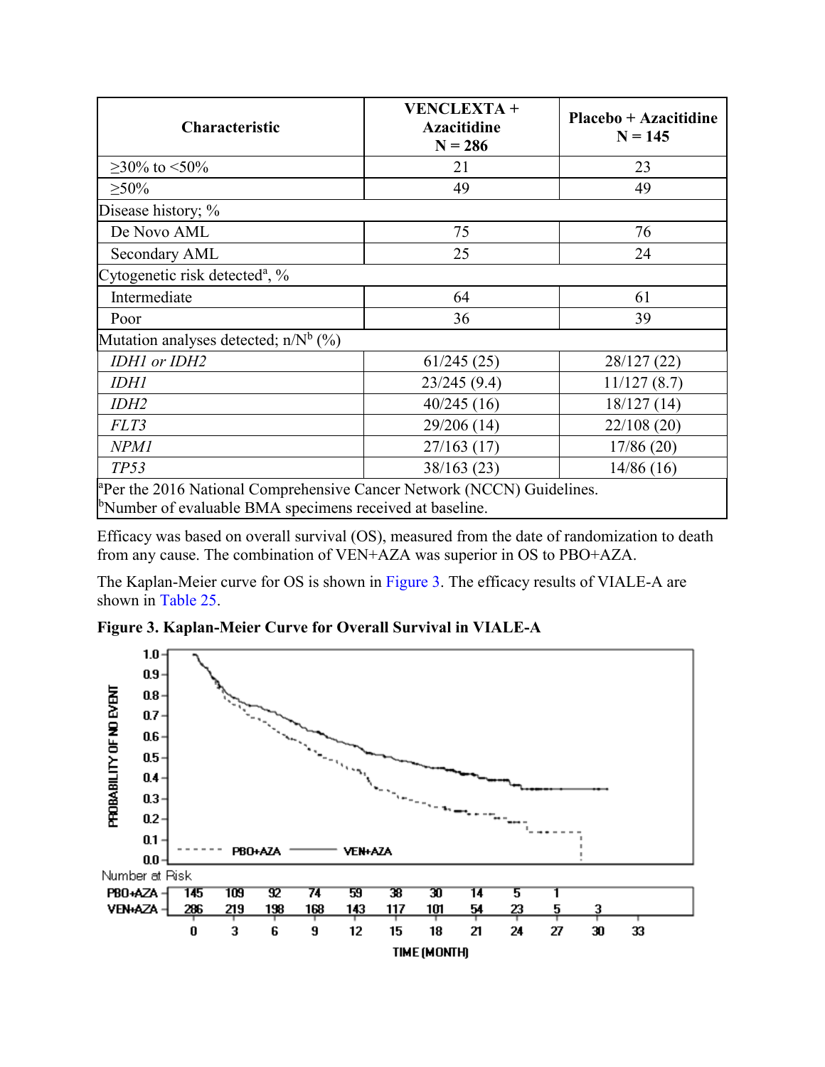| Characteristic | VENCLEXTA + Azacitidine N = 286 | Placebo + Azacitidine N = 145 |
|---|---|---|
| ≥30% to <50% | 21 | 23 |
| ≥50% | 49 | 49 |
| Disease history; % | | |
| De Novo AML | 75 | 76 |
| Secondary AML | 25 | 24 |
| Cytogenetic risk detected[a], % | | |
| Intermediate | 64 | 61 |
| Poor | 36 | 39 |
| Mutation analyses detected; n/N[b] (%) | | |
| *IDH1 or IDH2* | 61/245 (25) | 28/127 (22) |
| *IDH1* | 23/245 (9.4) | 11/127 (8.7) |
| *IDH2* | 40/245 (16) | 18/127 (14) |
| *FLT3* | 29/206 (14) | 22/108 (20) |
| *NPM1* | 27/163 (17) | 17/86 (20) |
| *TP53* | 38/163 (23) | 14/86 (16) |

[a]Per the 2016 National Comprehensive Cancer Network (NCCN) Guidelines.
[b]Number of evaluable BMA specimens received at baseline.

Efficacy was based on overall survival (OS), measured from the date of randomization to death from any cause. The combination of VEN+AZA was superior in OS to PBO+AZA.

The Kaplan-Meier curve for OS is shown in Figure 3. The efficacy results of VIALE-A are shown in Table 25.

**Figure 3. Kaplan-Meier Curve for Overall Survival in VIALE-A**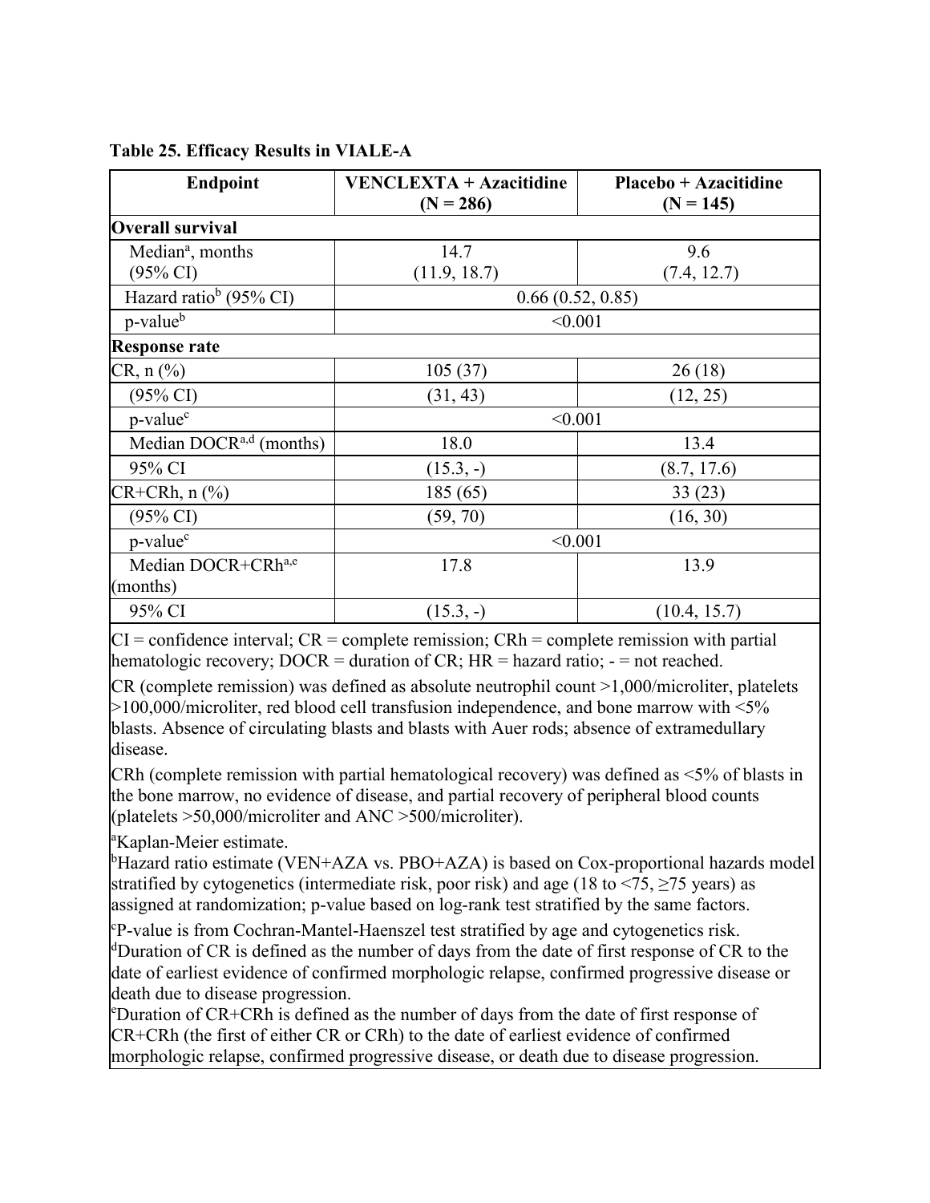**Table 25. Efficacy Results in VIALE-A**

| Endpoint | VENCLEXTA + Azacitidine (N = 286) | Placebo + Azacitidine (N = 145) |
|---|---|---|
| **Overall survival** | | |
| Median[a], months (95% CI) | 14.7 (11.9, 18.7) | 9.6 (7.4, 12.7) |
| Hazard ratio[b] (95% CI) | 0.66 (0.52, 0.85) | |
| p-value[b] | <0.001 | |
| **Response rate** | | |
| CR, n (%) | 105 (37) | 26 (18) |
| (95% CI) | (31, 43) | (12, 25) |
| p-value[c] | <0.001 | |
| Median DOCR[a,d] (months) | 18.0 | 13.4 |
| 95% CI | (15.3, -) | (8.7, 17.6) |
| CR+CRh, n (%) | 185 (65) | 33 (23) |
| (95% CI) | (59, 70) | (16, 30) |
| p-value[c] | <0.001 | |
| Median DOCR+CRh[a,e] (months) | 17.8 | 13.9 |
| 95% CI | (15.3, -) | (10.4, 15.7) |

CI = confidence interval; CR = complete remission; CRh = complete remission with partial hematologic recovery; DOCR = duration of CR; HR = hazard ratio; - = not reached.

CR (complete remission) was defined as absolute neutrophil count >1,000/microliter, platelets >100,000/microliter, red blood cell transfusion independence, and bone marrow with <5% blasts. Absence of circulating blasts and blasts with Auer rods; absence of extramedullary disease.

CRh (complete remission with partial hematological recovery) was defined as <5% of blasts in the bone marrow, no evidence of disease, and partial recovery of peripheral blood counts (platelets >50,000/microliter and ANC >500/microliter).

[a]Kaplan-Meier estimate.

[b]Hazard ratio estimate (VEN+AZA vs. PBO+AZA) is based on Cox-proportional hazards model stratified by cytogenetics (intermediate risk, poor risk) and age (18 to <75, ≥75 years) as assigned at randomization; p-value based on log-rank test stratified by the same factors.

[c]P-value is from Cochran-Mantel-Haenszel test stratified by age and cytogenetics risk.

[d]Duration of CR is defined as the number of days from the date of first response of CR to the date of earliest evidence of confirmed morphologic relapse, confirmed progressive disease or death due to disease progression.

[e]Duration of CR+CRh is defined as the number of days from the date of first response of CR+CRh (the first of either CR or CRh) to the date of earliest evidence of confirmed morphologic relapse, confirmed progressive disease, or death due to disease progression.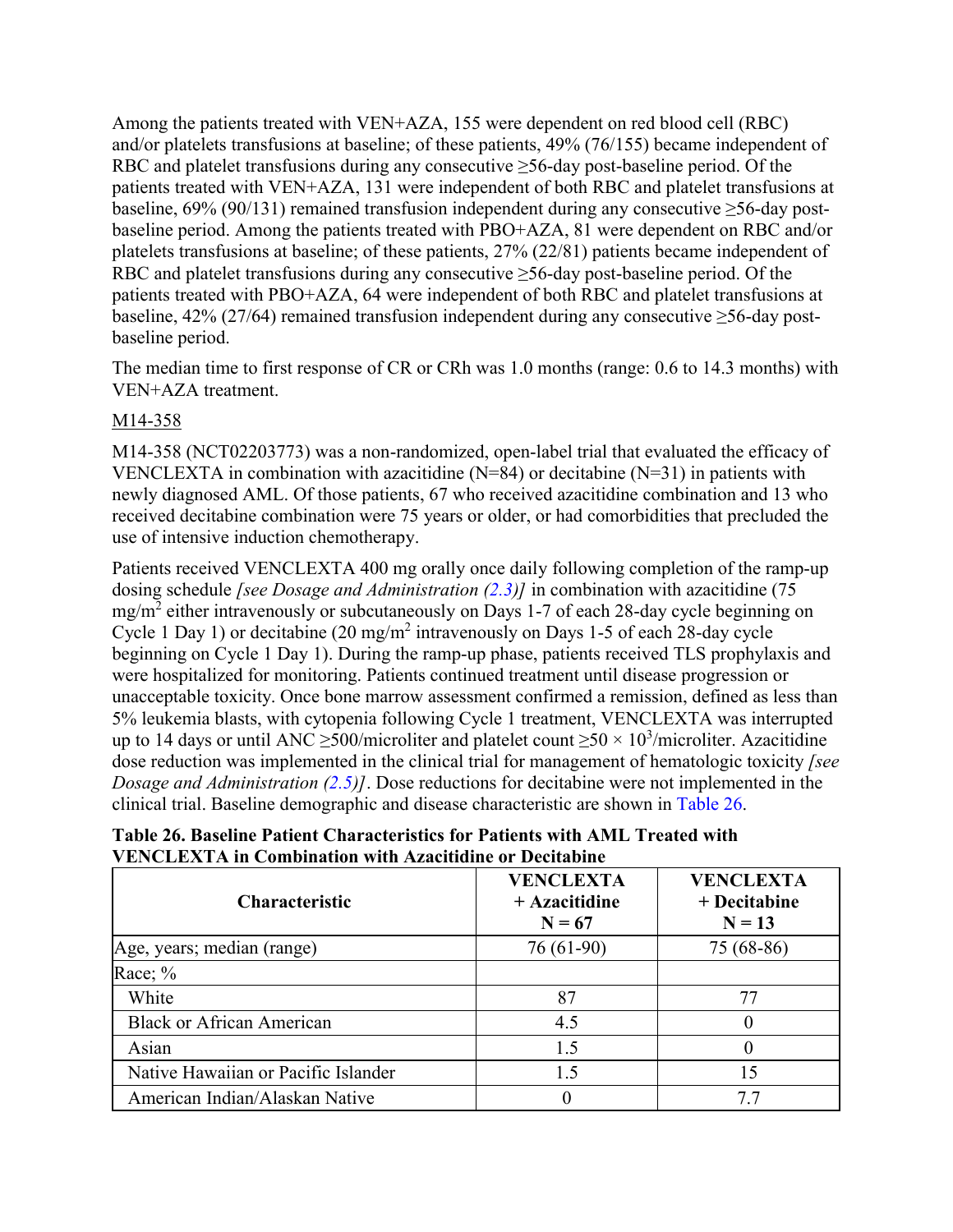Among the patients treated with VEN+AZA, 155 were dependent on red blood cell (RBC) and/or platelets transfusions at baseline; of these patients, 49% (76/155) became independent of RBC and platelet transfusions during any consecutive ≥56-day post-baseline period. Of the patients treated with VEN+AZA, 131 were independent of both RBC and platelet transfusions at baseline, 69% (90/131) remained transfusion independent during any consecutive ≥56-day post-baseline period. Among the patients treated with PBO+AZA, 81 were dependent on RBC and/or platelets transfusions at baseline; of these patients, 27% (22/81) patients became independent of RBC and platelet transfusions during any consecutive ≥56-day post-baseline period. Of the patients treated with PBO+AZA, 64 were independent of both RBC and platelet transfusions at baseline, 42% (27/64) remained transfusion independent during any consecutive ≥56-day post-baseline period.

The median time to first response of CR or CRh was 1.0 months (range: 0.6 to 14.3 months) with VEN+AZA treatment.

M14-358

M14-358 (NCT02203773) was a non-randomized, open-label trial that evaluated the efficacy of VENCLEXTA in combination with azacitidine (N=84) or decitabine (N=31) in patients with newly diagnosed AML. Of those patients, 67 who received azacitidine combination and 13 who received decitabine combination were 75 years or older, or had comorbidities that precluded the use of intensive induction chemotherapy.

Patients received VENCLEXTA 400 mg orally once daily following completion of the ramp-up dosing schedule *[see Dosage and Administration (2.3)]* in combination with azacitidine (75 $mg/m^2$ either intravenously or subcutaneously on Days 1-7 of each 28-day cycle beginning on Cycle 1 Day 1) or decitabine (20 $mg/m^2$ intravenously on Days 1-5 of each 28-day cycle beginning on Cycle 1 Day 1). During the ramp-up phase, patients received TLS prophylaxis and were hospitalized for monitoring. Patients continued treatment until disease progression or unacceptable toxicity. Once bone marrow assessment confirmed a remission, defined as less than 5% leukemia blasts, with cytopenia following Cycle 1 treatment, VENCLEXTA was interrupted up to 14 days or until ANC ≥500/microliter and platelet count $\geq 50 \times 10^3$/microliter. Azacitidine dose reduction was implemented in the clinical trial for management of hematologic toxicity *[see Dosage and Administration (2.5)]*. Dose reductions for decitabine were not implemented in the clinical trial. Baseline demographic and disease characteristic are shown in Table 26.

**Table 26. Baseline Patient Characteristics for Patients with AML Treated with VENCLEXTA in Combination with Azacitidine or Decitabine**

| Characteristic | VENCLEXTA + Azacitidine N = 67 | VENCLEXTA + Decitabine N = 13 |
|---|---|---|
| Age, years; median (range) | 76 (61-90) | 75 (68-86) |
| Race; % | | |
| White | 87 | 77 |
| Black or African American | 4.5 | 0 |
| Asian | 1.5 | 0 |
| Native Hawaiian or Pacific Islander | 1.5 | 15 |
| American Indian/Alaskan Native | 0 | 7.7 |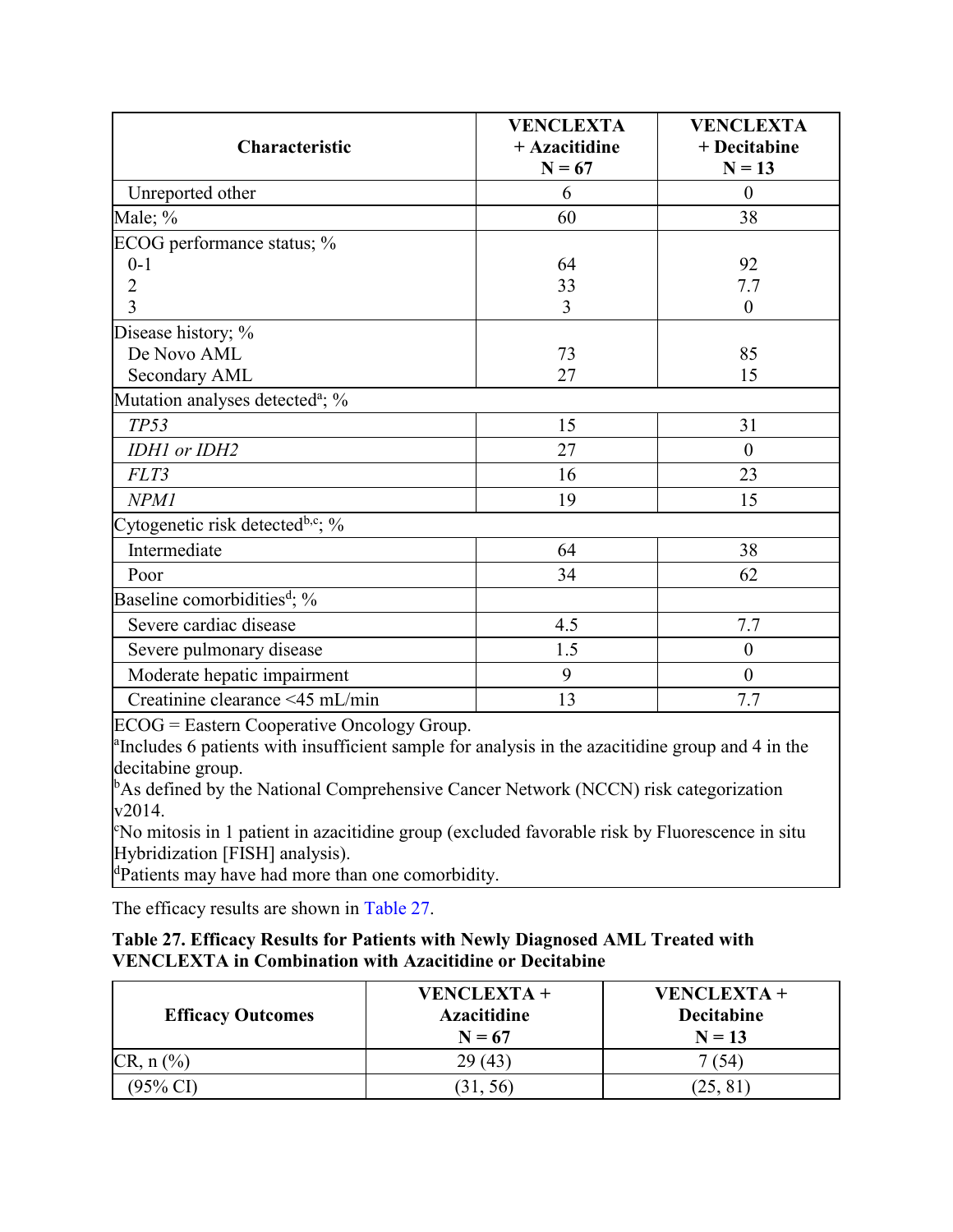| Characteristic | VENCLEXTA + Azacitidine N = 67 | VENCLEXTA + Decitabine N = 13 |
|---|---|---|
| Unreported other | 6 | 0 |
| Male; % | 60 | 38 |
| ECOG performance status; % | | |
| 0-1 | 64 | 92 |
| 2 | 33 | 7.7 |
| 3 | 3 | 0 |
| Disease history; % | | |
| De Novo AML | 73 | 85 |
| Secondary AML | 27 | 15 |
| Mutation analyses detected[a]; % | | |
| *TP53* | 15 | 31 |
| *IDH1 or IDH2* | 27 | 0 |
| *FLT3* | 16 | 23 |
| *NPM1* | 19 | 15 |
| Cytogenetic risk detected[b,c]; % | | |
| Intermediate | 64 | 38 |
| Poor | 34 | 62 |
| Baseline comorbidities[d]; % | | |
| Severe cardiac disease | 4.5 | 7.7 |
| Severe pulmonary disease | 1.5 | 0 |
| Moderate hepatic impairment | 9 | 0 |
| Creatinine clearance <45 mL/min | 13 | 7.7 |

ECOG = Eastern Cooperative Oncology Group.
[a]Includes 6 patients with insufficient sample for analysis in the azacitidine group and 4 in the decitabine group.
[b]As defined by the National Comprehensive Cancer Network (NCCN) risk categorization v2014.
[c]No mitosis in 1 patient in azacitidine group (excluded favorable risk by Fluorescence in situ Hybridization [FISH] analysis).
[d]Patients may have had more than one comorbidity.

The efficacy results are shown in Table 27.

**Table 27. Efficacy Results for Patients with Newly Diagnosed AML Treated with VENCLEXTA in Combination with Azacitidine or Decitabine**

| Efficacy Outcomes | VENCLEXTA + Azacitidine N = 67 | VENCLEXTA + Decitabine N = 13 |
|---|---|---|
| CR, n (%) | 29 (43) | 7 (54) |
| (95% CI) | (31, 56) | (25, 81) |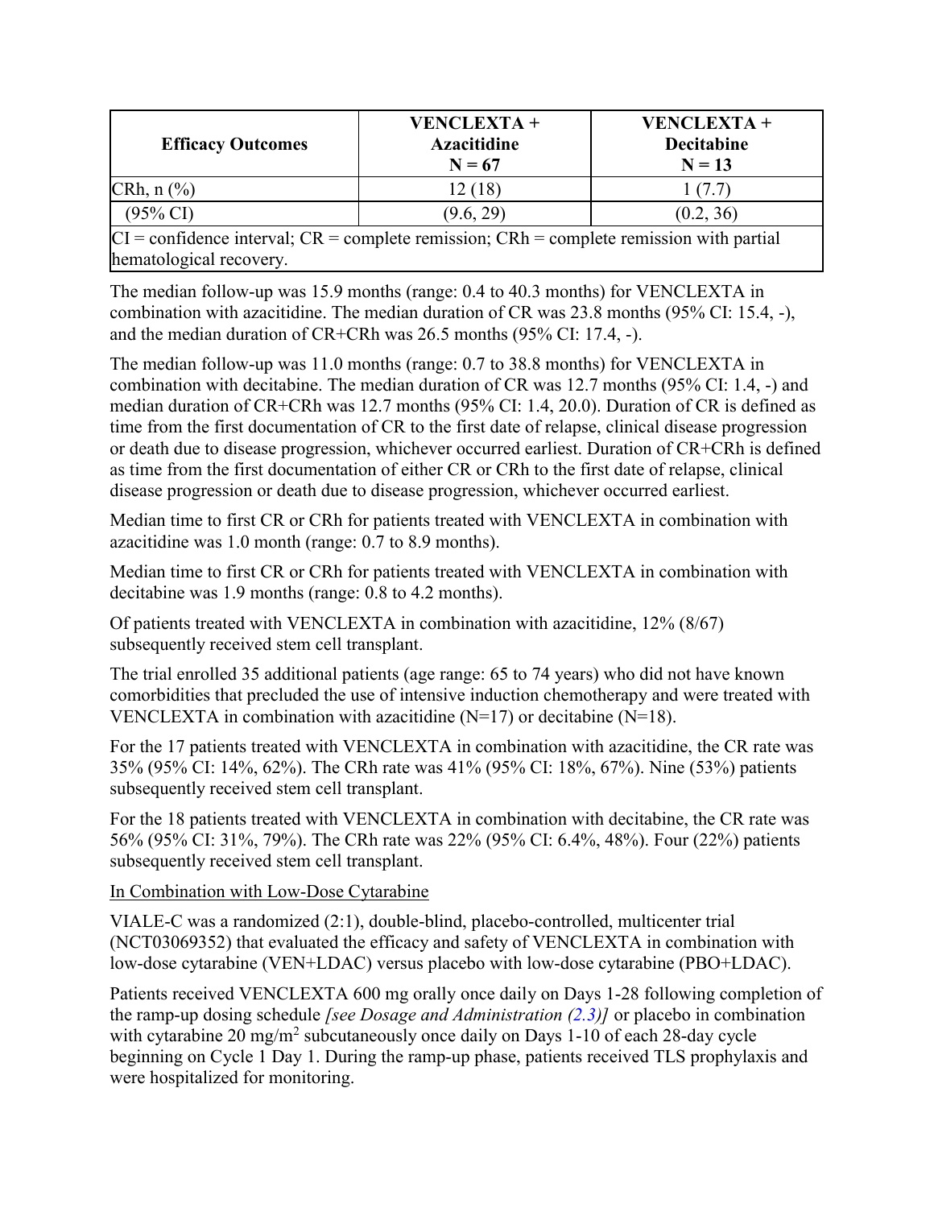| Efficacy Outcomes | VENCLEXTA + Azacitidine N = 67 | VENCLEXTA + Decitabine N = 13 |
|---|---|---|
| CRh, n (%) | 12 (18) | 1 (7.7) |
| (95% CI) | (9.6, 29) | (0.2, 36) |
| CI = confidence interval; CR = complete remission; CRh = complete remission with partial hematological recovery. | | |

The median follow-up was 15.9 months (range: 0.4 to 40.3 months) for VENCLEXTA in combination with azacitidine. The median duration of CR was 23.8 months (95% CI: 15.4, -), and the median duration of CR+CRh was 26.5 months (95% CI: 17.4, -).

The median follow-up was 11.0 months (range: 0.7 to 38.8 months) for VENCLEXTA in combination with decitabine. The median duration of CR was 12.7 months (95% CI: 1.4, -) and median duration of CR+CRh was 12.7 months (95% CI: 1.4, 20.0). Duration of CR is defined as time from the first documentation of CR to the first date of relapse, clinical disease progression or death due to disease progression, whichever occurred earliest. Duration of CR+CRh is defined as time from the first documentation of either CR or CRh to the first date of relapse, clinical disease progression or death due to disease progression, whichever occurred earliest.

Median time to first CR or CRh for patients treated with VENCLEXTA in combination with azacitidine was 1.0 month (range: 0.7 to 8.9 months).

Median time to first CR or CRh for patients treated with VENCLEXTA in combination with decitabine was 1.9 months (range: 0.8 to 4.2 months).

Of patients treated with VENCLEXTA in combination with azacitidine, 12% (8/67) subsequently received stem cell transplant.

The trial enrolled 35 additional patients (age range: 65 to 74 years) who did not have known comorbidities that precluded the use of intensive induction chemotherapy and were treated with VENCLEXTA in combination with azacitidine (N=17) or decitabine (N=18).

For the 17 patients treated with VENCLEXTA in combination with azacitidine, the CR rate was 35% (95% CI: 14%, 62%). The CRh rate was 41% (95% CI: 18%, 67%). Nine (53%) patients subsequently received stem cell transplant.

For the 18 patients treated with VENCLEXTA in combination with decitabine, the CR rate was 56% (95% CI: 31%, 79%). The CRh rate was 22% (95% CI: 6.4%, 48%). Four (22%) patients subsequently received stem cell transplant.

In Combination with Low-Dose Cytarabine

VIALE-C was a randomized (2:1), double-blind, placebo-controlled, multicenter trial (NCT03069352) that evaluated the efficacy and safety of VENCLEXTA in combination with low-dose cytarabine (VEN+LDAC) versus placebo with low-dose cytarabine (PBO+LDAC).

Patients received VENCLEXTA 600 mg orally once daily on Days 1-28 following completion of the ramp-up dosing schedule *[see Dosage and Administration (2.3)]* or placebo in combination with cytarabine 20 $mg/m^2$ subcutaneously once daily on Days 1-10 of each 28-day cycle beginning on Cycle 1 Day 1. During the ramp-up phase, patients received TLS prophylaxis and were hospitalized for monitoring.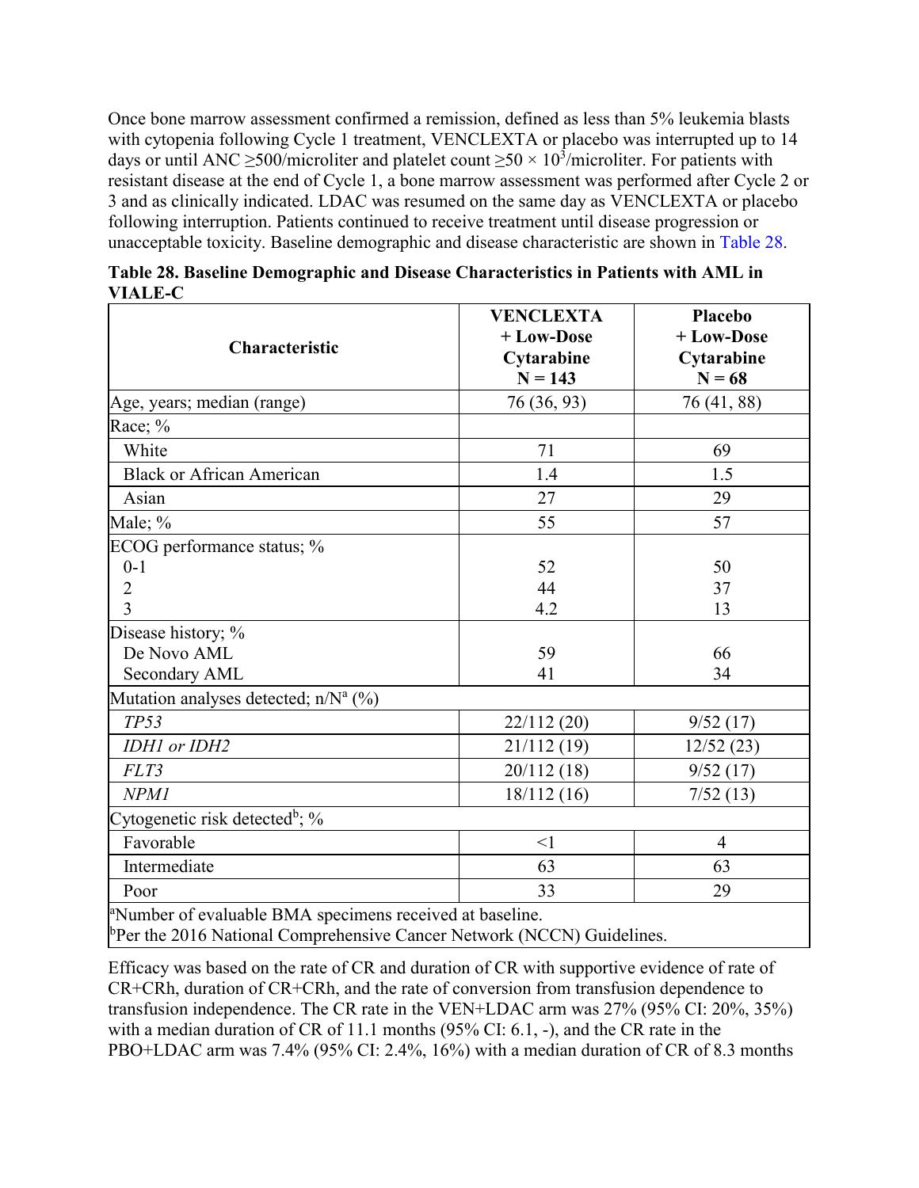Once bone marrow assessment confirmed a remission, defined as less than 5% leukemia blasts with cytopenia following Cycle 1 treatment, VENCLEXTA or placebo was interrupted up to 14 days or until ANC ≥500/microliter and platelet count ≥50 × $10^3$/microliter. For patients with resistant disease at the end of Cycle 1, a bone marrow assessment was performed after Cycle 2 or 3 and as clinically indicated. LDAC was resumed on the same day as VENCLEXTA or placebo following interruption. Patients continued to receive treatment until disease progression or unacceptable toxicity. Baseline demographic and disease characteristic are shown in Table 28.

**Table 28. Baseline Demographic and Disease Characteristics in Patients with AML in VIALE-C**

| Characteristic | VENCLEXTA + Low-Dose Cytarabine N = 143 | Placebo + Low-Dose Cytarabine N = 68 |
|---|---|---|
| Age, years; median (range) | 76 (36, 93) | 76 (41, 88) |
| Race; % | | |
| White | 71 | 69 |
| Black or African American | 1.4 | 1.5 |
| Asian | 27 | 29 |
| Male; % | 55 | 57 |
| ECOG performance status; % | | |
| 0-1 | 52 | 50 |
| 2 | 44 | 37 |
| 3 | 4.2 | 13 |
| Disease history; % | | |
| De Novo AML | 59 | 66 |
| Secondary AML | 41 | 34 |
| Mutation analyses detected; n/N[a] (%) | | |
| *TP53* | 22/112 (20) | 9/52 (17) |
| *IDH1 or IDH2* | 21/112 (19) | 12/52 (23) |
| *FLT3* | 20/112 (18) | 9/52 (17) |
| *NPM1* | 18/112 (16) | 7/52 (13) |
| Cytogenetic risk detected[b]; % | | |
| Favorable | <1 | 4 |
| Intermediate | 63 | 63 |
| Poor | 33 | 29 |

[a]Number of evaluable BMA specimens received at baseline.
[b]Per the 2016 National Comprehensive Cancer Network (NCCN) Guidelines.

Efficacy was based on the rate of CR and duration of CR with supportive evidence of rate of CR+CRh, duration of CR+CRh, and the rate of conversion from transfusion dependence to transfusion independence. The CR rate in the VEN+LDAC arm was 27% (95% CI: 20%, 35%) with a median duration of CR of 11.1 months (95% CI: 6.1, -), and the CR rate in the PBO+LDAC arm was 7.4% (95% CI: 2.4%, 16%) with a median duration of CR of 8.3 months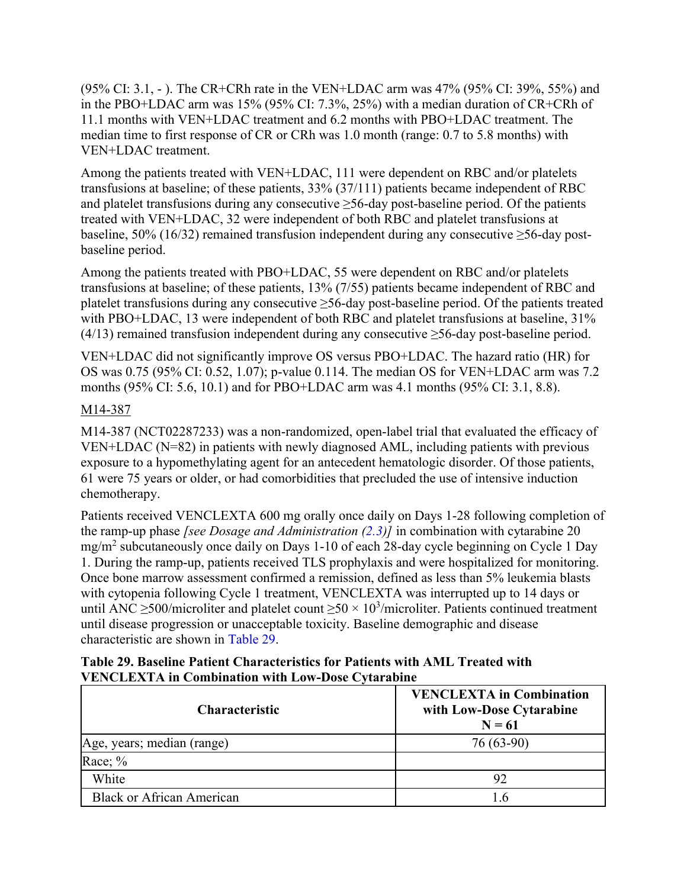(95% CI: 3.1, - ). The CR+CRh rate in the VEN+LDAC arm was 47% (95% CI: 39%, 55%) and in the PBO+LDAC arm was 15% (95% CI: 7.3%, 25%) with a median duration of CR+CRh of 11.1 months with VEN+LDAC treatment and 6.2 months with PBO+LDAC treatment. The median time to first response of CR or CRh was 1.0 month (range: 0.7 to 5.8 months) with VEN+LDAC treatment.

Among the patients treated with VEN+LDAC, 111 were dependent on RBC and/or platelets transfusions at baseline; of these patients, 33% (37/111) patients became independent of RBC and platelet transfusions during any consecutive ≥56-day post-baseline period. Of the patients treated with VEN+LDAC, 32 were independent of both RBC and platelet transfusions at baseline, 50% (16/32) remained transfusion independent during any consecutive ≥56-day post-baseline period.

Among the patients treated with PBO+LDAC, 55 were dependent on RBC and/or platelets transfusions at baseline; of these patients, 13% (7/55) patients became independent of RBC and platelet transfusions during any consecutive ≥56-day post-baseline period. Of the patients treated with PBO+LDAC, 13 were independent of both RBC and platelet transfusions at baseline, 31% (4/13) remained transfusion independent during any consecutive ≥56-day post-baseline period.

VEN+LDAC did not significantly improve OS versus PBO+LDAC. The hazard ratio (HR) for OS was 0.75 (95% CI: 0.52, 1.07); p-value 0.114. The median OS for VEN+LDAC arm was 7.2 months (95% CI: 5.6, 10.1) and for PBO+LDAC arm was 4.1 months (95% CI: 3.1, 8.8).

M14-387

M14-387 (NCT02287233) was a non-randomized, open-label trial that evaluated the efficacy of VEN+LDAC (N=82) in patients with newly diagnosed AML, including patients with previous exposure to a hypomethylating agent for an antecedent hematologic disorder. Of those patients, 61 were 75 years or older, or had comorbidities that precluded the use of intensive induction chemotherapy.

Patients received VENCLEXTA 600 mg orally once daily on Days 1-28 following completion of the ramp-up phase *[see Dosage and Administration (2.3)]* in combination with cytarabine 20 $mg/m^2$ subcutaneously once daily on Days 1-10 of each 28-day cycle beginning on Cycle 1 Day 1. During the ramp-up, patients received TLS prophylaxis and were hospitalized for monitoring. Once bone marrow assessment confirmed a remission, defined as less than 5% leukemia blasts with cytopenia following Cycle 1 treatment, VENCLEXTA was interrupted up to 14 days or until ANC ≥500/microliter and platelet count ≥50 × $10^3$/microliter. Patients continued treatment until disease progression or unacceptable toxicity. Baseline demographic and disease characteristic are shown in Table 29.

**Table 29. Baseline Patient Characteristics for Patients with AML Treated with VENCLEXTA in Combination with Low-Dose Cytarabine**

| Characteristic | VENCLEXTA in Combination with Low-Dose Cytarabine N = 61 |
|---|---|
| Age, years; median (range) | 76 (63-90) |
| Race; % | |
| White | 92 |
| Black or African American | 1.6 |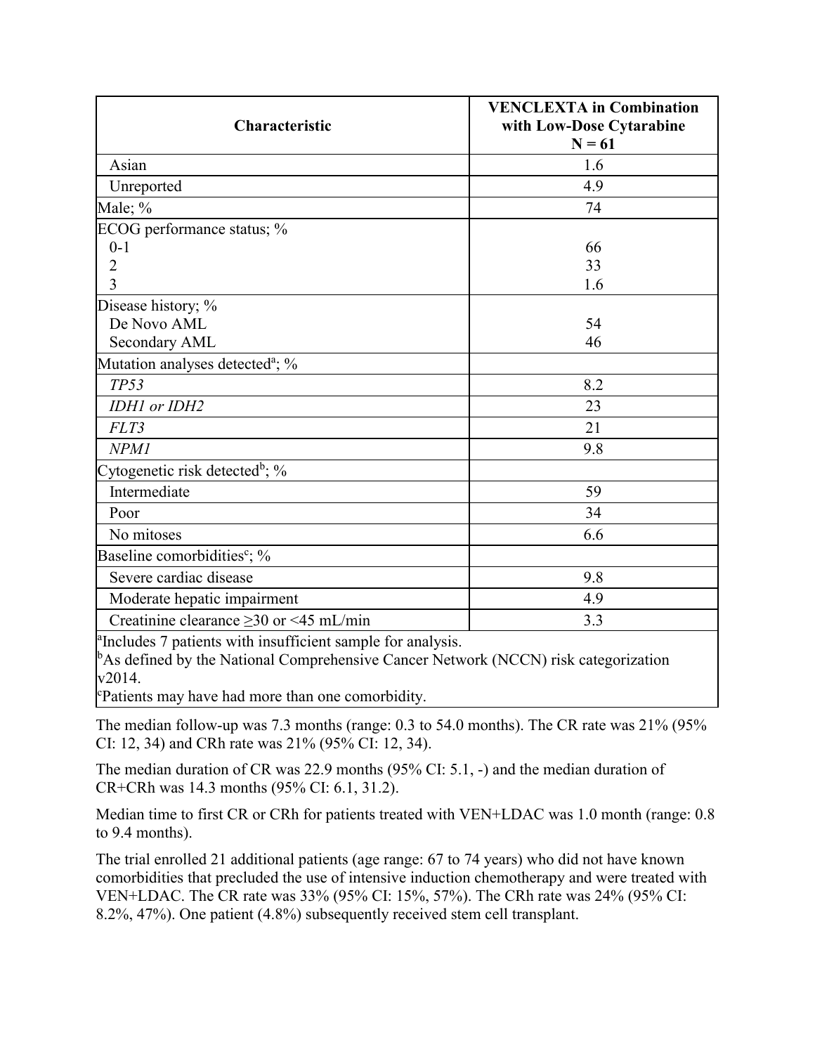| Characteristic | VENCLEXTA in Combination with Low-Dose Cytarabine N = 61 |
|---|---|
| Asian | 1.6 |
| Unreported | 4.9 |
| Male; % | 74 |
| ECOG performance status; % | |
| 0-1 | 66 |
| 2 | 33 |
| 3 | 1.6 |
| Disease history; % | |
| De Novo AML | 54 |
| Secondary AML | 46 |
| Mutation analyses detected[a]; % | |
| *TP53* | 8.2 |
| *IDH1 or IDH2* | 23 |
| *FLT3* | 21 |
| *NPM1* | 9.8 |
| Cytogenetic risk detected[b]; % | |
| Intermediate | 59 |
| Poor | 34 |
| No mitoses | 6.6 |
| Baseline comorbidities[c]; % | |
| Severe cardiac disease | 9.8 |
| Moderate hepatic impairment | 4.9 |
| Creatinine clearance ≥30 or <45 mL/min | 3.3 |

[a]Includes 7 patients with insufficient sample for analysis.
[b]As defined by the National Comprehensive Cancer Network (NCCN) risk categorization v2014.
[c]Patients may have had more than one comorbidity.

The median follow-up was 7.3 months (range: 0.3 to 54.0 months). The CR rate was 21% (95% CI: 12, 34) and CRh rate was 21% (95% CI: 12, 34).

The median duration of CR was 22.9 months (95% CI: 5.1, -) and the median duration of CR+CRh was 14.3 months (95% CI: 6.1, 31.2).

Median time to first CR or CRh for patients treated with VEN+LDAC was 1.0 month (range: 0.8 to 9.4 months).

The trial enrolled 21 additional patients (age range: 67 to 74 years) who did not have known comorbidities that precluded the use of intensive induction chemotherapy and were treated with VEN+LDAC. The CR rate was 33% (95% CI: 15%, 57%). The CRh rate was 24% (95% CI: 8.2%, 47%). One patient (4.8%) subsequently received stem cell transplant.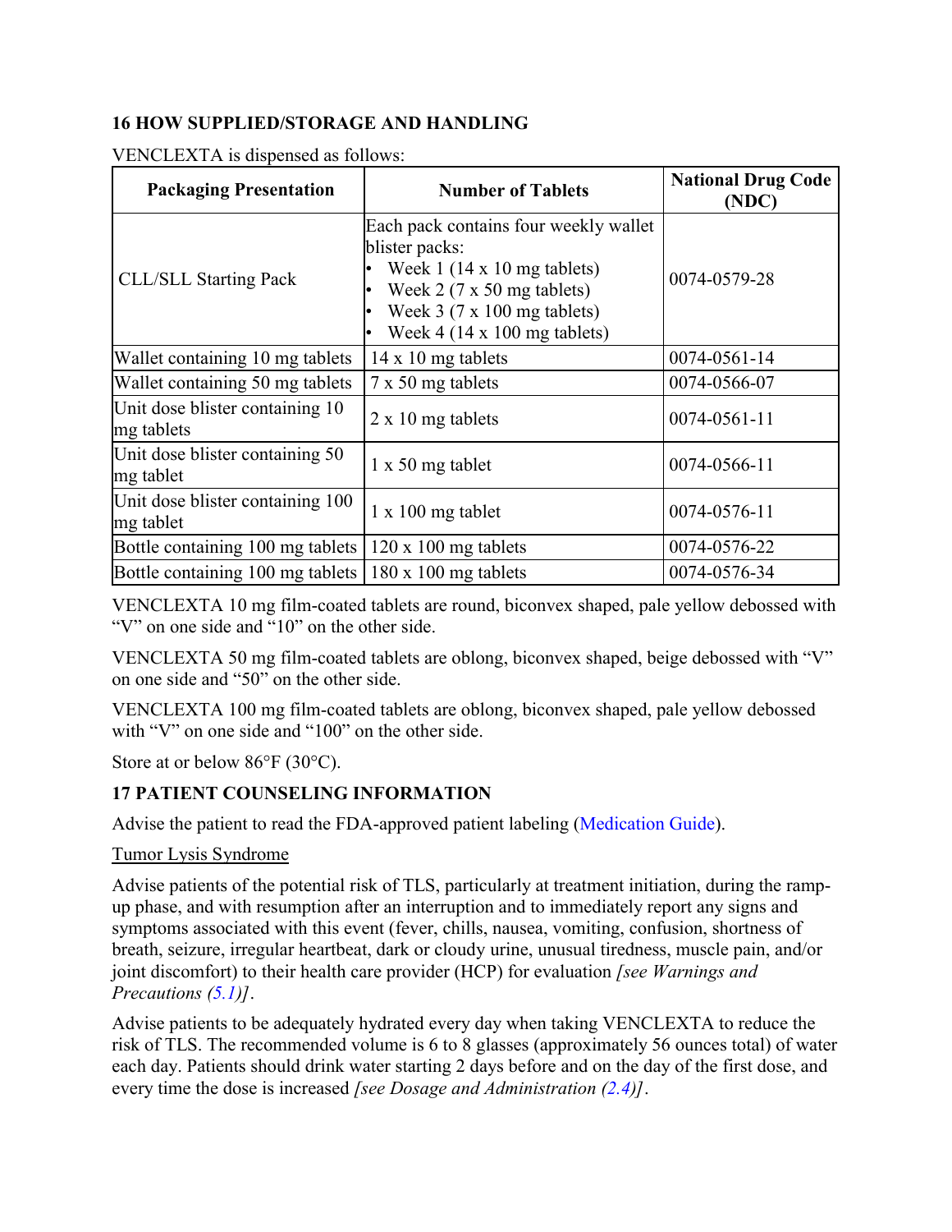## 16 HOW SUPPLIED/STORAGE AND HANDLING

VENCLEXTA is dispensed as follows:

| Packaging Presentation | Number of Tablets | National Drug Code (NDC) |
|---|---|---|
| CLL/SLL Starting Pack | Each pack contains four weekly wallet blister packs:<br>• Week 1 (14 x 10 mg tablets)<br>• Week 2 (7 x 50 mg tablets)<br>• Week 3 (7 x 100 mg tablets)<br>• Week 4 (14 x 100 mg tablets) | 0074-0579-28 |
| Wallet containing 10 mg tablets | 14 x 10 mg tablets | 0074-0561-14 |
| Wallet containing 50 mg tablets | 7 x 50 mg tablets | 0074-0566-07 |
| Unit dose blister containing 10 mg tablets | 2 x 10 mg tablets | 0074-0561-11 |
| Unit dose blister containing 50 mg tablet | 1 x 50 mg tablet | 0074-0566-11 |
| Unit dose blister containing 100 mg tablet | 1 x 100 mg tablet | 0074-0576-11 |
| Bottle containing 100 mg tablets | 120 x 100 mg tablets | 0074-0576-22 |
| Bottle containing 100 mg tablets | 180 x 100 mg tablets | 0074-0576-34 |

VENCLEXTA 10 mg film-coated tablets are round, biconvex shaped, pale yellow debossed with "V" on one side and "10" on the other side.

VENCLEXTA 50 mg film-coated tablets are oblong, biconvex shaped, beige debossed with "V" on one side and "50" on the other side.

VENCLEXTA 100 mg film-coated tablets are oblong, biconvex shaped, pale yellow debossed with "V" on one side and "100" on the other side.

Store at or below 86°F (30°C).

## 17 PATIENT COUNSELING INFORMATION

Advise the patient to read the FDA-approved patient labeling (Medication Guide).

Tumor Lysis Syndrome

Advise patients of the potential risk of TLS, particularly at treatment initiation, during the ramp-up phase, and with resumption after an interruption and to immediately report any signs and symptoms associated with this event (fever, chills, nausea, vomiting, confusion, shortness of breath, seizure, irregular heartbeat, dark or cloudy urine, unusual tiredness, muscle pain, and/or joint discomfort) to their health care provider (HCP) for evaluation *[see Warnings and Precautions (5.1)]*.

Advise patients to be adequately hydrated every day when taking VENCLEXTA to reduce the risk of TLS. The recommended volume is 6 to 8 glasses (approximately 56 ounces total) of water each day. Patients should drink water starting 2 days before and on the day of the first dose, and every time the dose is increased *[see Dosage and Administration (2.4)]*.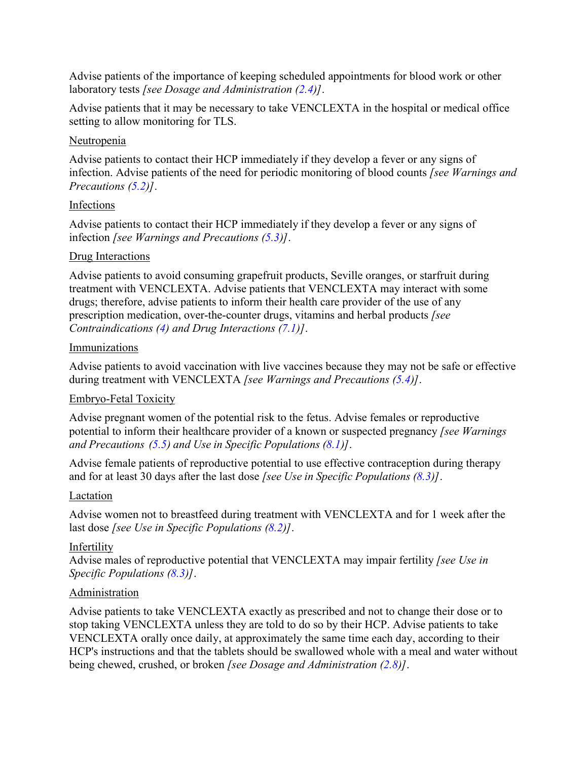Advise patients of the importance of keeping scheduled appointments for blood work or other laboratory tests *[see Dosage and Administration (2.4)]*.

Advise patients that it may be necessary to take VENCLEXTA in the hospital or medical office setting to allow monitoring for TLS.

<u>Neutropenia</u>

Advise patients to contact their HCP immediately if they develop a fever or any signs of infection. Advise patients of the need for periodic monitoring of blood counts *[see Warnings and Precautions (5.2)]*.

<u>Infections</u>

Advise patients to contact their HCP immediately if they develop a fever or any signs of infection *[see Warnings and Precautions (5.3)]*.

<u>Drug Interactions</u>

Advise patients to avoid consuming grapefruit products, Seville oranges, or starfruit during treatment with VENCLEXTA. Advise patients that VENCLEXTA may interact with some drugs; therefore, advise patients to inform their health care provider of the use of any prescription medication, over-the-counter drugs, vitamins and herbal products *[see Contraindications (4) and Drug Interactions (7.1)]*.

<u>Immunizations</u>

Advise patients to avoid vaccination with live vaccines because they may not be safe or effective during treatment with VENCLEXTA *[see Warnings and Precautions (5.4)]*.

<u>Embryo-Fetal Toxicity</u>

Advise pregnant women of the potential risk to the fetus. Advise females or reproductive potential to inform their healthcare provider of a known or suspected pregnancy *[see Warnings and Precautions (5.5) and Use in Specific Populations (8.1)]*.

Advise female patients of reproductive potential to use effective contraception during therapy and for at least 30 days after the last dose *[see Use in Specific Populations (8.3)]*.

<u>Lactation</u>

Advise women not to breastfeed during treatment with VENCLEXTA and for 1 week after the last dose *[see Use in Specific Populations (8.2)]*.

<u>Infertility</u>

Advise males of reproductive potential that VENCLEXTA may impair fertility *[see Use in Specific Populations (8.3)]*.

<u>Administration</u>

Advise patients to take VENCLEXTA exactly as prescribed and not to change their dose or to stop taking VENCLEXTA unless they are told to do so by their HCP. Advise patients to take VENCLEXTA orally once daily, at approximately the same time each day, according to their HCP's instructions and that the tablets should be swallowed whole with a meal and water without being chewed, crushed, or broken *[see Dosage and Administration (2.8)]*.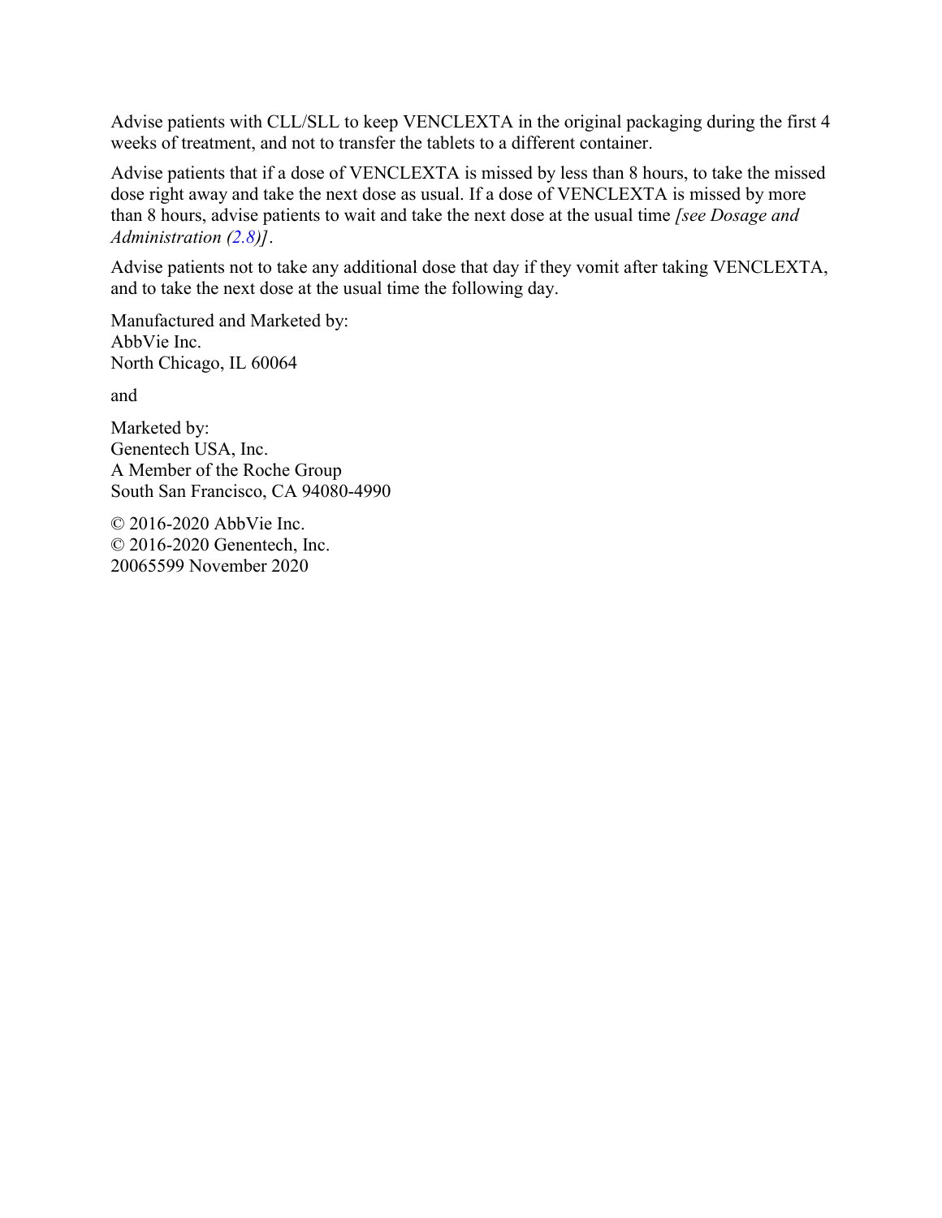Advise patients with CLL/SLL to keep VENCLEXTA in the original packaging during the first 4 weeks of treatment, and not to transfer the tablets to a different container.

Advise patients that if a dose of VENCLEXTA is missed by less than 8 hours, to take the missed dose right away and take the next dose as usual. If a dose of VENCLEXTA is missed by more than 8 hours, advise patients to wait and take the next dose at the usual time *[see Dosage and Administration (2.8)]*.

Advise patients not to take any additional dose that day if they vomit after taking VENCLEXTA, and to take the next dose at the usual time the following day.

Manufactured and Marketed by:
AbbVie Inc.
North Chicago, IL 60064

and

Marketed by:
Genentech USA, Inc.
A Member of the Roche Group
South San Francisco, CA 94080-4990

© 2016-2020 AbbVie Inc.
© 2016-2020 Genentech, Inc.
20065599 November 2020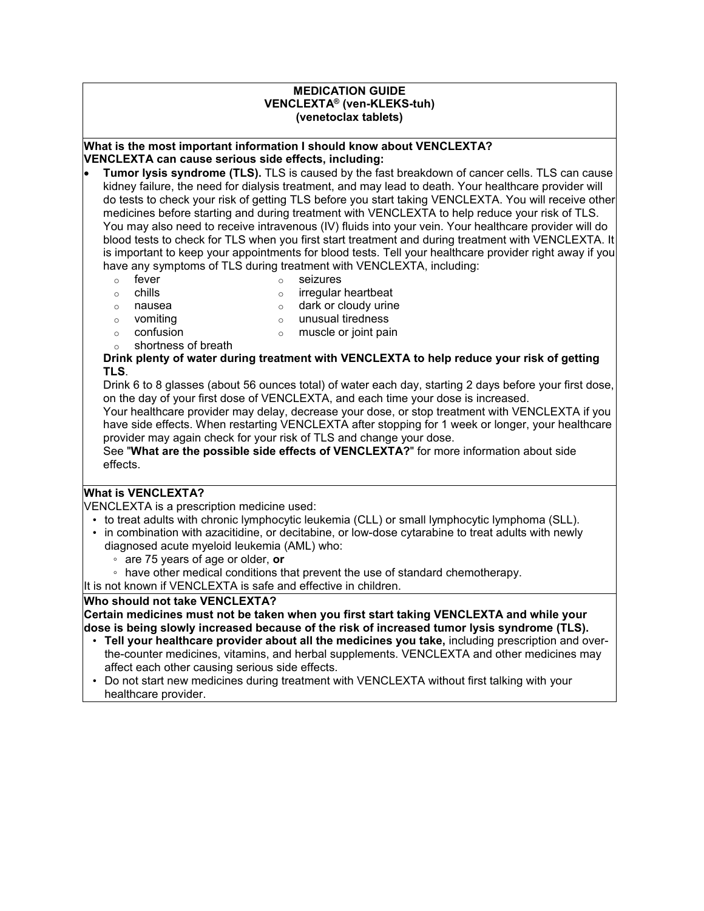# MEDICATION GUIDE
## VENCLEXTA® (ven-KLEKS-tuh)
## (venetoclax tablets)

**What is the most important information I should know about VENCLEXTA?**
**VENCLEXTA can cause serious side effects, including:**

- **Tumor lysis syndrome (TLS).** TLS is caused by the fast breakdown of cancer cells. TLS can cause kidney failure, the need for dialysis treatment, and may lead to death. Your healthcare provider will do tests to check your risk of getting TLS before you start taking VENCLEXTA. You will receive other medicines before starting and during treatment with VENCLEXTA to help reduce your risk of TLS. You may also need to receive intravenous (IV) fluids into your vein. Your healthcare provider will do blood tests to check for TLS when you first start treatment and during treatment with VENCLEXTA. It is important to keep your appointments for blood tests. Tell your healthcare provider right away if you have any symptoms of TLS during treatment with VENCLEXTA, including:
  - fever
  - chills
  - nausea
  - vomiting
  - confusion
  - shortness of breath
  - seizures
  - irregular heartbeat
  - dark or cloudy urine
  - unusual tiredness
  - muscle or joint pain

  **Drink plenty of water during treatment with VENCLEXTA to help reduce your risk of getting TLS**.

  Drink 6 to 8 glasses (about 56 ounces total) of water each day, starting 2 days before your first dose, on the day of your first dose of VENCLEXTA, and each time your dose is increased.

  Your healthcare provider may delay, decrease your dose, or stop treatment with VENCLEXTA if you have side effects. When restarting VENCLEXTA after stopping for 1 week or longer, your healthcare provider may again check for your risk of TLS and change your dose.

  See "**What are the possible side effects of VENCLEXTA?**" for more information about side effects.

**What is VENCLEXTA?**

VENCLEXTA is a prescription medicine used:

- to treat adults with chronic lymphocytic leukemia (CLL) or small lymphocytic lymphoma (SLL).
- in combination with azacitidine, or decitabine, or low-dose cytarabine to treat adults with newly diagnosed acute myeloid leukemia (AML) who:
  - are 75 years of age or older, **or**
  - have other medical conditions that prevent the use of standard chemotherapy.

It is not known if VENCLEXTA is safe and effective in children.

**Who should not take VENCLEXTA?**

**Certain medicines must not be taken when you first start taking VENCLEXTA and while your dose is being slowly increased because of the risk of increased tumor lysis syndrome (TLS).**

- **Tell your healthcare provider about all the medicines you take,** including prescription and over-the-counter medicines, vitamins, and herbal supplements. VENCLEXTA and other medicines may affect each other causing serious side effects.
- Do not start new medicines during treatment with VENCLEXTA without first talking with your healthcare provider.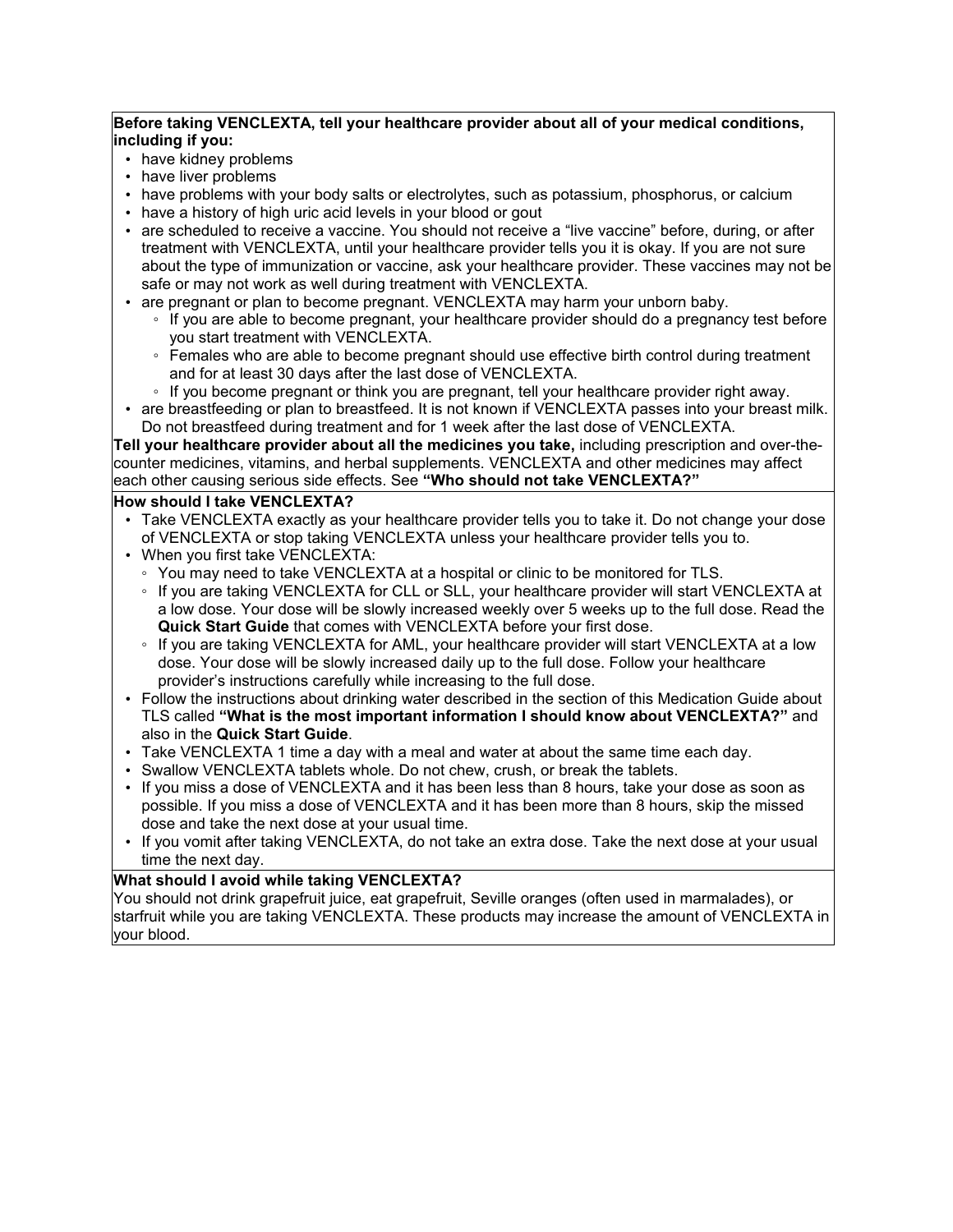**Before taking VENCLEXTA, tell your healthcare provider about all of your medical conditions, including if you:**

- have kidney problems
- have liver problems
- have problems with your body salts or electrolytes, such as potassium, phosphorus, or calcium
- have a history of high uric acid levels in your blood or gout
- are scheduled to receive a vaccine. You should not receive a "live vaccine" before, during, or after treatment with VENCLEXTA, until your healthcare provider tells you it is okay. If you are not sure about the type of immunization or vaccine, ask your healthcare provider. These vaccines may not be safe or may not work as well during treatment with VENCLEXTA.
- are pregnant or plan to become pregnant. VENCLEXTA may harm your unborn baby.
  - If you are able to become pregnant, your healthcare provider should do a pregnancy test before you start treatment with VENCLEXTA.
  - Females who are able to become pregnant should use effective birth control during treatment and for at least 30 days after the last dose of VENCLEXTA.
  - If you become pregnant or think you are pregnant, tell your healthcare provider right away.
- are breastfeeding or plan to breastfeed. It is not known if VENCLEXTA passes into your breast milk. Do not breastfeed during treatment and for 1 week after the last dose of VENCLEXTA.

**Tell your healthcare provider about all the medicines you take,** including prescription and over-the-counter medicines, vitamins, and herbal supplements. VENCLEXTA and other medicines may affect each other causing serious side effects. See **"Who should not take VENCLEXTA?"**

**How should I take VENCLEXTA?**

- Take VENCLEXTA exactly as your healthcare provider tells you to take it. Do not change your dose of VENCLEXTA or stop taking VENCLEXTA unless your healthcare provider tells you to.
- When you first take VENCLEXTA:
  - You may need to take VENCLEXTA at a hospital or clinic to be monitored for TLS.
  - If you are taking VENCLEXTA for CLL or SLL, your healthcare provider will start VENCLEXTA at a low dose. Your dose will be slowly increased weekly over 5 weeks up to the full dose. Read the **Quick Start Guide** that comes with VENCLEXTA before your first dose.
  - If you are taking VENCLEXTA for AML, your healthcare provider will start VENCLEXTA at a low dose. Your dose will be slowly increased daily up to the full dose. Follow your healthcare provider's instructions carefully while increasing to the full dose.
- Follow the instructions about drinking water described in the section of this Medication Guide about TLS called **"What is the most important information I should know about VENCLEXTA?"** and also in the **Quick Start Guide**.
- Take VENCLEXTA 1 time a day with a meal and water at about the same time each day.
- Swallow VENCLEXTA tablets whole. Do not chew, crush, or break the tablets.
- If you miss a dose of VENCLEXTA and it has been less than 8 hours, take your dose as soon as possible. If you miss a dose of VENCLEXTA and it has been more than 8 hours, skip the missed dose and take the next dose at your usual time.
- If you vomit after taking VENCLEXTA, do not take an extra dose. Take the next dose at your usual time the next day.

**What should I avoid while taking VENCLEXTA?**

You should not drink grapefruit juice, eat grapefruit, Seville oranges (often used in marmalades), or starfruit while you are taking VENCLEXTA. These products may increase the amount of VENCLEXTA in your blood.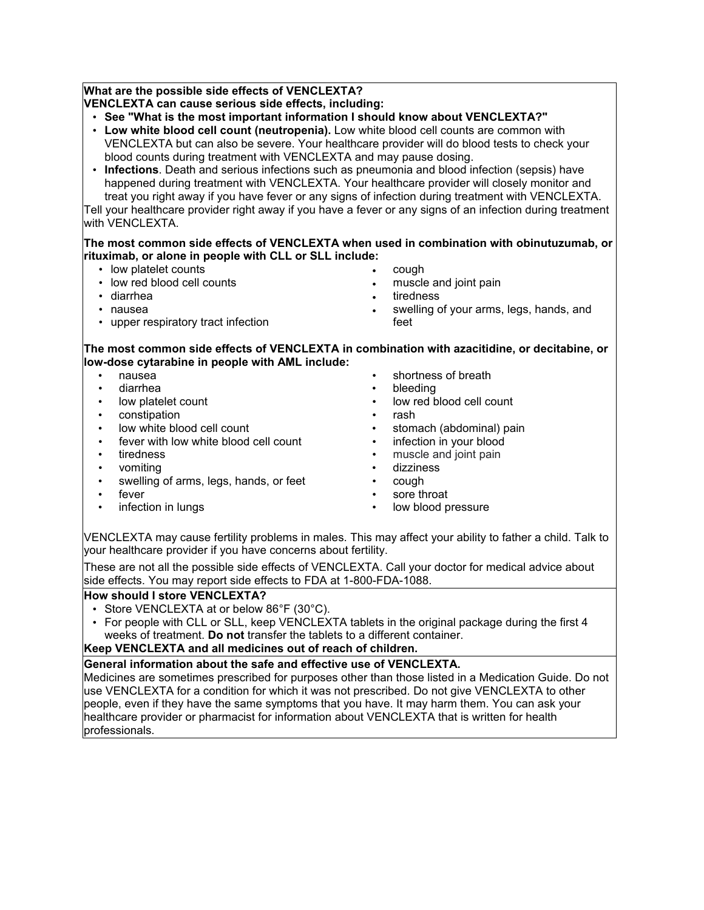**What are the possible side effects of VENCLEXTA?**

**VENCLEXTA can cause serious side effects, including:**

- **See "What is the most important information I should know about VENCLEXTA?"**
- **Low white blood cell count (neutropenia).** Low white blood cell counts are common with VENCLEXTA but can also be severe. Your healthcare provider will do blood tests to check your blood counts during treatment with VENCLEXTA and may pause dosing.
- **Infections**. Death and serious infections such as pneumonia and blood infection (sepsis) have happened during treatment with VENCLEXTA. Your healthcare provider will closely monitor and treat you right away if you have fever or any signs of infection during treatment with VENCLEXTA.

Tell your healthcare provider right away if you have a fever or any signs of an infection during treatment with VENCLEXTA.

**The most common side effects of VENCLEXTA when used in combination with obinutuzumab, or rituximab, or alone in people with CLL or SLL include:**

- low platelet counts
- low red blood cell counts
- diarrhea
- nausea
- upper respiratory tract infection
- cough
- muscle and joint pain
- tiredness
- swelling of your arms, legs, hands, and feet

**The most common side effects of VENCLEXTA in combination with azacitidine, or decitabine, or low-dose cytarabine in people with AML include:**

- nausea
- diarrhea
- low platelet count
- constipation
- low white blood cell count
- fever with low white blood cell count
- tiredness
- vomiting
- swelling of arms, legs, hands, or feet
- fever
- infection in lungs
- shortness of breath
- bleeding
- low red blood cell count
- rash
- stomach (abdominal) pain
- infection in your blood
- muscle and joint pain
- dizziness
- cough
- sore throat
- low blood pressure

VENCLEXTA may cause fertility problems in males. This may affect your ability to father a child. Talk to your healthcare provider if you have concerns about fertility.

These are not all the possible side effects of VENCLEXTA. Call your doctor for medical advice about side effects. You may report side effects to FDA at 1-800-FDA-1088.

**How should I store VENCLEXTA?**

- Store VENCLEXTA at or below 86°F (30°C).
- For people with CLL or SLL, keep VENCLEXTA tablets in the original package during the first 4 weeks of treatment. **Do not** transfer the tablets to a different container.

**Keep VENCLEXTA and all medicines out of reach of children.**

**General information about the safe and effective use of VENCLEXTA.**

Medicines are sometimes prescribed for purposes other than those listed in a Medication Guide. Do not use VENCLEXTA for a condition for which it was not prescribed. Do not give VENCLEXTA to other people, even if they have the same symptoms that you have. It may harm them. You can ask your healthcare provider or pharmacist for information about VENCLEXTA that is written for health professionals.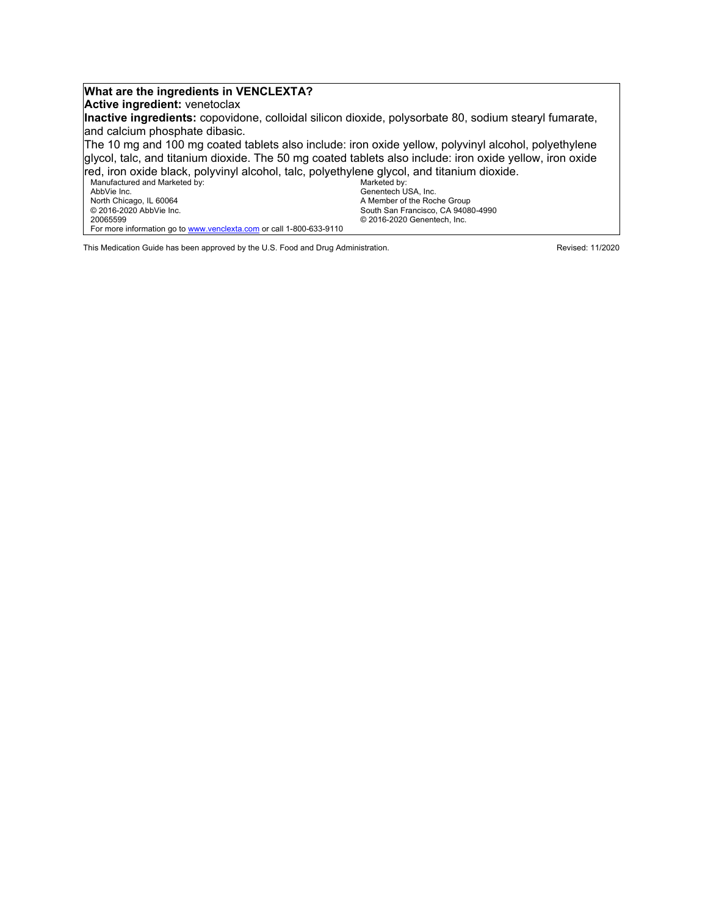**What are the ingredients in VENCLEXTA?**

**Active ingredient:** venetoclax

**Inactive ingredients:** copovidone, colloidal silicon dioxide, polysorbate 80, sodium stearyl fumarate, and calcium phosphate dibasic.

The 10 mg and 100 mg coated tablets also include: iron oxide yellow, polyvinyl alcohol, polyethylene glycol, talc, and titanium dioxide. The 50 mg coated tablets also include: iron oxide yellow, iron oxide red, iron oxide black, polyvinyl alcohol, talc, polyethylene glycol, and titanium dioxide.

Manufactured and Marketed by:
AbbVie Inc.
North Chicago, IL 60064
© 2016-2020 AbbVie Inc.
20065599

Marketed by:
Genentech USA, Inc.
A Member of the Roche Group
South San Francisco, CA 94080-4990
© 2016-2020 Genentech, Inc.

For more information go to www.venclexta.com or call 1-800-633-9110

This Medication Guide has been approved by the U.S. Food and Drug Administration.

Revised: 11/2020